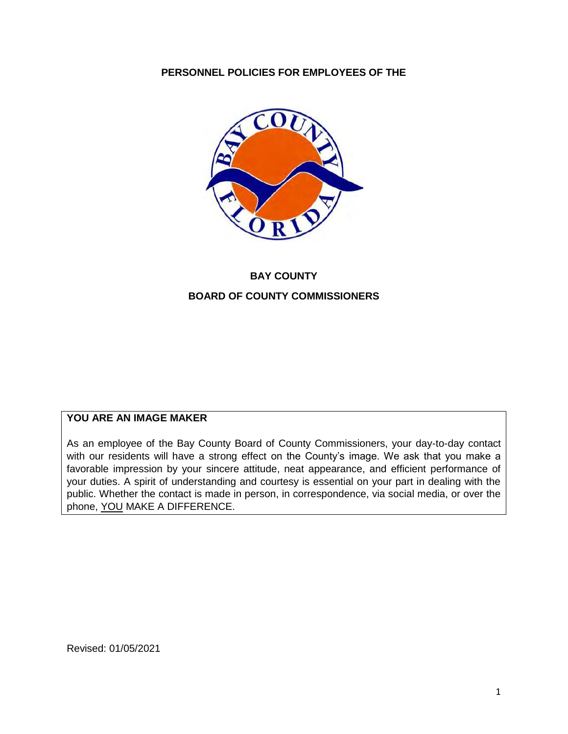# PERSONNEL POLICIES FOR EMPLOYEES OF THE

## BAY COUNTY

## BOARD OF COUNTY COMMISSIONERS

**YOU ARE AN IMAGE MAKER**

As an employee of the Bay County Board of County Commissioners, your day-to-day contact with our residents will have a strong effect on the County's image. We ask that you make a favorable impression by your sincere attitude, neat appearance, and efficient performance of your duties. A spirit of understanding and courtesy is essential on your part in dealing with the public. Whether the contact is made in person, in correspondence, via social media, or over the phone, YOU MAKE A DIFFERENCE.

Revised: 01/05/2021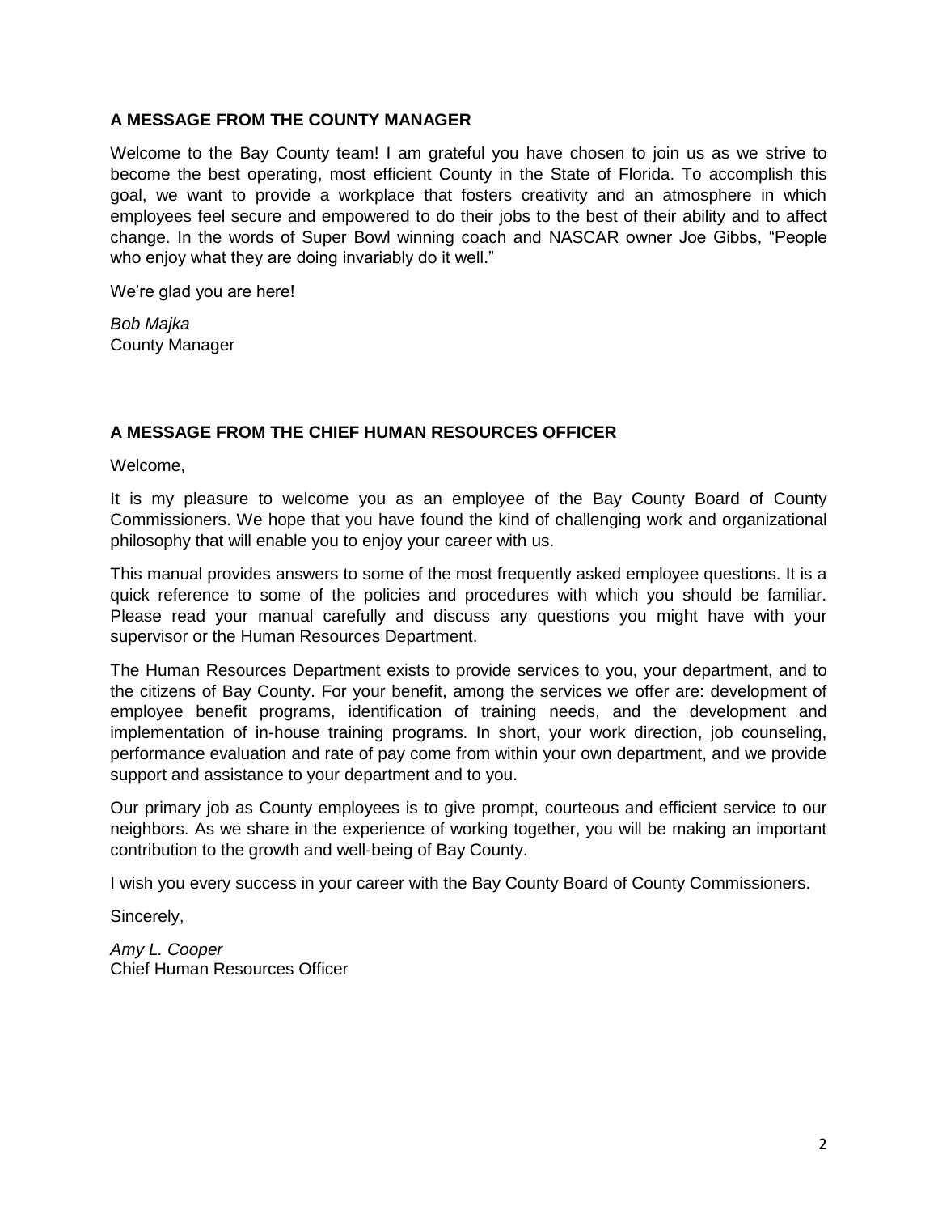## A MESSAGE FROM THE COUNTY MANAGER

Welcome to the Bay County team! I am grateful you have chosen to join us as we strive to become the best operating, most efficient County in the State of Florida. To accomplish this goal, we want to provide a workplace that fosters creativity and an atmosphere in which employees feel secure and empowered to do their jobs to the best of their ability and to affect change. In the words of Super Bowl winning coach and NASCAR owner Joe Gibbs, "People who enjoy what they are doing invariably do it well."

We're glad you are here!

*Bob Majka*
County Manager

## A MESSAGE FROM THE CHIEF HUMAN RESOURCES OFFICER

Welcome,

It is my pleasure to welcome you as an employee of the Bay County Board of County Commissioners. We hope that you have found the kind of challenging work and organizational philosophy that will enable you to enjoy your career with us.

This manual provides answers to some of the most frequently asked employee questions. It is a quick reference to some of the policies and procedures with which you should be familiar. Please read your manual carefully and discuss any questions you might have with your supervisor or the Human Resources Department.

The Human Resources Department exists to provide services to you, your department, and to the citizens of Bay County. For your benefit, among the services we offer are: development of employee benefit programs, identification of training needs, and the development and implementation of in-house training programs. In short, your work direction, job counseling, performance evaluation and rate of pay come from within your own department, and we provide support and assistance to your department and to you.

Our primary job as County employees is to give prompt, courteous and efficient service to our neighbors. As we share in the experience of working together, you will be making an important contribution to the growth and well-being of Bay County.

I wish you every success in your career with the Bay County Board of County Commissioners.

Sincerely,

*Amy L. Cooper*
Chief Human Resources Officer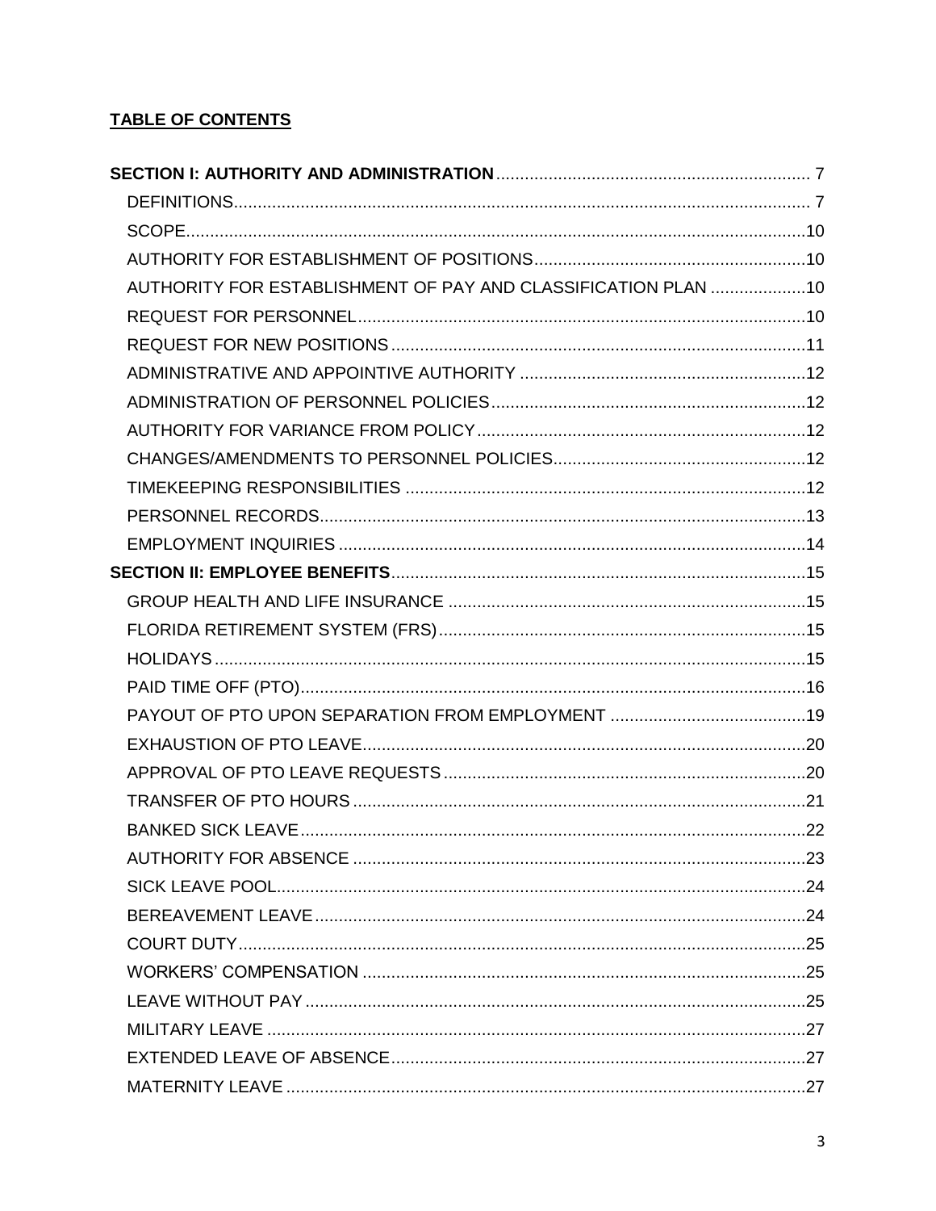## TABLE OF CONTENTS

**SECTION I: AUTHORITY AND ADMINISTRATION** .......... 7

- DEFINITIONS .......... 7
- SCOPE .......... 10
- AUTHORITY FOR ESTABLISHMENT OF POSITIONS .......... 10
- AUTHORITY FOR ESTABLISHMENT OF PAY AND CLASSIFICATION PLAN .......... 10
- REQUEST FOR PERSONNEL .......... 10
- REQUEST FOR NEW POSITIONS .......... 11
- ADMINISTRATIVE AND APPOINTIVE AUTHORITY .......... 12
- ADMINISTRATION OF PERSONNEL POLICIES .......... 12
- AUTHORITY FOR VARIANCE FROM POLICY .......... 12
- CHANGES/AMENDMENTS TO PERSONNEL POLICIES .......... 12
- TIMEKEEPING RESPONSIBILITIES .......... 12
- PERSONNEL RECORDS .......... 13
- EMPLOYMENT INQUIRIES .......... 14

**SECTION II: EMPLOYEE BENEFITS** .......... 15

- GROUP HEALTH AND LIFE INSURANCE .......... 15
- FLORIDA RETIREMENT SYSTEM (FRS) .......... 15
- HOLIDAYS .......... 15
- PAID TIME OFF (PTO) .......... 16
- PAYOUT OF PTO UPON SEPARATION FROM EMPLOYMENT .......... 19
- EXHAUSTION OF PTO LEAVE .......... 20
- APPROVAL OF PTO LEAVE REQUESTS .......... 20
- TRANSFER OF PTO HOURS .......... 21
- BANKED SICK LEAVE .......... 22
- AUTHORITY FOR ABSENCE .......... 23
- SICK LEAVE POOL .......... 24
- BEREAVEMENT LEAVE .......... 24
- COURT DUTY .......... 25
- WORKERS' COMPENSATION .......... 25
- LEAVE WITHOUT PAY .......... 25
- MILITARY LEAVE .......... 27
- EXTENDED LEAVE OF ABSENCE .......... 27
- MATERNITY LEAVE .......... 27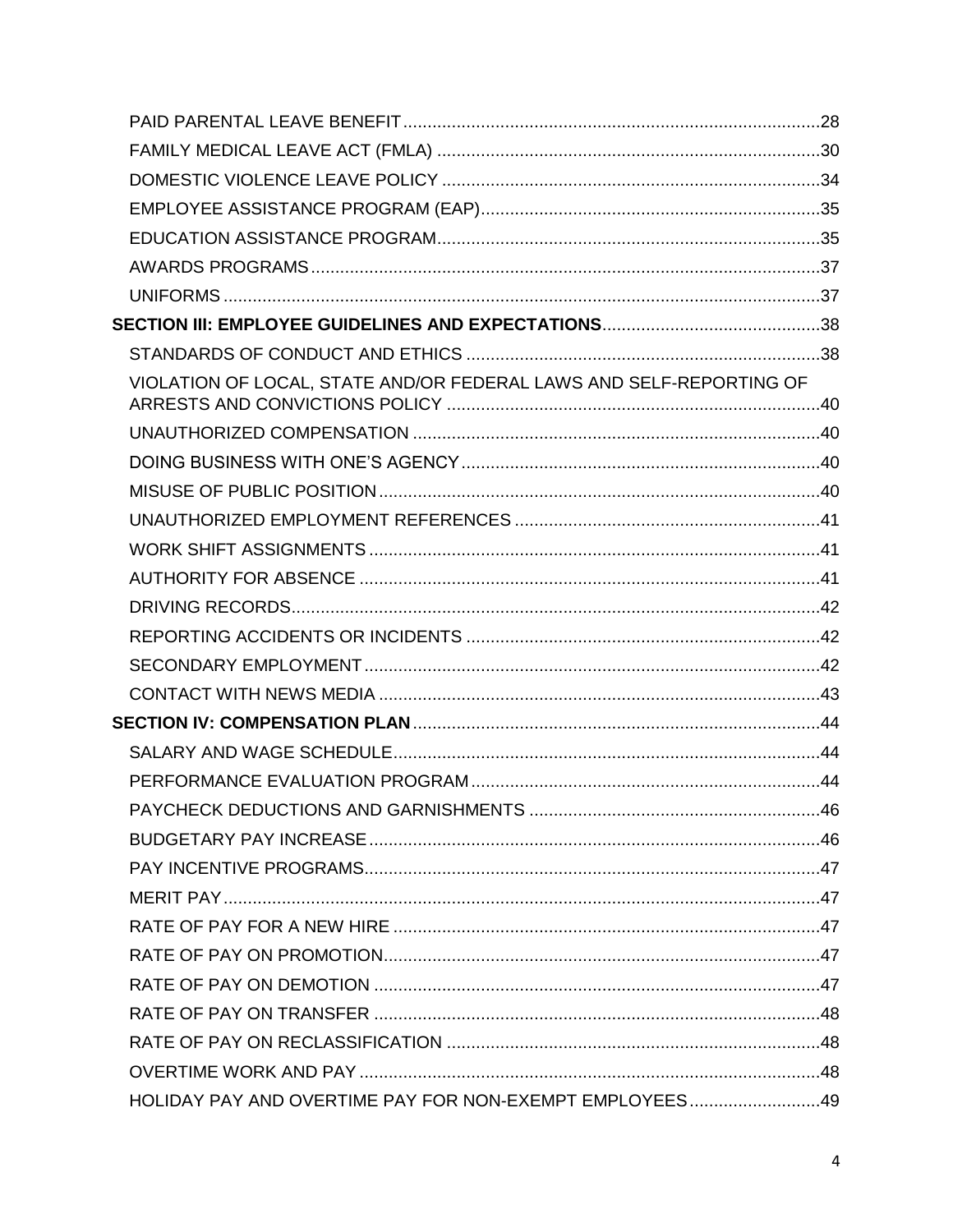PAID PARENTAL LEAVE BENEFIT....................................................................................28

FAMILY MEDICAL LEAVE ACT (FMLA) .............................................................................30

DOMESTIC VIOLENCE LEAVE POLICY ............................................................................34

EMPLOYEE ASSISTANCE PROGRAM (EAP)....................................................................35

EDUCATION ASSISTANCE PROGRAM.............................................................................35

AWARDS PROGRAMS.......................................................................................................37

UNIFORMS.........................................................................................................................37

**SECTION III: EMPLOYEE GUIDELINES AND EXPECTATIONS**............................................38

STANDARDS OF CONDUCT AND ETHICS .......................................................................38

VIOLATION OF LOCAL, STATE AND/OR FEDERAL LAWS AND SELF-REPORTING OF ARRESTS AND CONVICTIONS POLICY ...........................................................................40

UNAUTHORIZED COMPENSATION ..................................................................................40

DOING BUSINESS WITH ONE'S AGENCY........................................................................40

MISUSE OF PUBLIC POSITION.........................................................................................40

UNAUTHORIZED EMPLOYMENT REFERENCES ..............................................................41

WORK SHIFT ASSIGNMENTS ...........................................................................................41

AUTHORITY FOR ABSENCE .............................................................................................41

DRIVING RECORDS...........................................................................................................42

REPORTING ACCIDENTS OR INCIDENTS ........................................................................42

SECONDARY EMPLOYMENT.............................................................................................42

CONTACT WITH NEWS MEDIA ..........................................................................................43

**SECTION IV: COMPENSATION PLAN**..................................................................................44

SALARY AND WAGE SCHEDULE.......................................................................................44

PERFORMANCE EVALUATION PROGRAM.......................................................................44

PAYCHECK DEDUCTIONS AND GARNISHMENTS ...........................................................46

BUDGETARY PAY INCREASE............................................................................................46

PAY INCENTIVE PROGRAMS.............................................................................................47

MERIT PAY..........................................................................................................................47

RATE OF PAY FOR A NEW HIRE .......................................................................................47

RATE OF PAY ON PROMOTION.........................................................................................47

RATE OF PAY ON DEMOTION ...........................................................................................47

RATE OF PAY ON TRANSFER ...........................................................................................48

RATE OF PAY ON RECLASSIFICATION ............................................................................48

OVERTIME WORK AND PAY ..............................................................................................48

HOLIDAY PAY AND OVERTIME PAY FOR NON-EXEMPT EMPLOYEES..........................49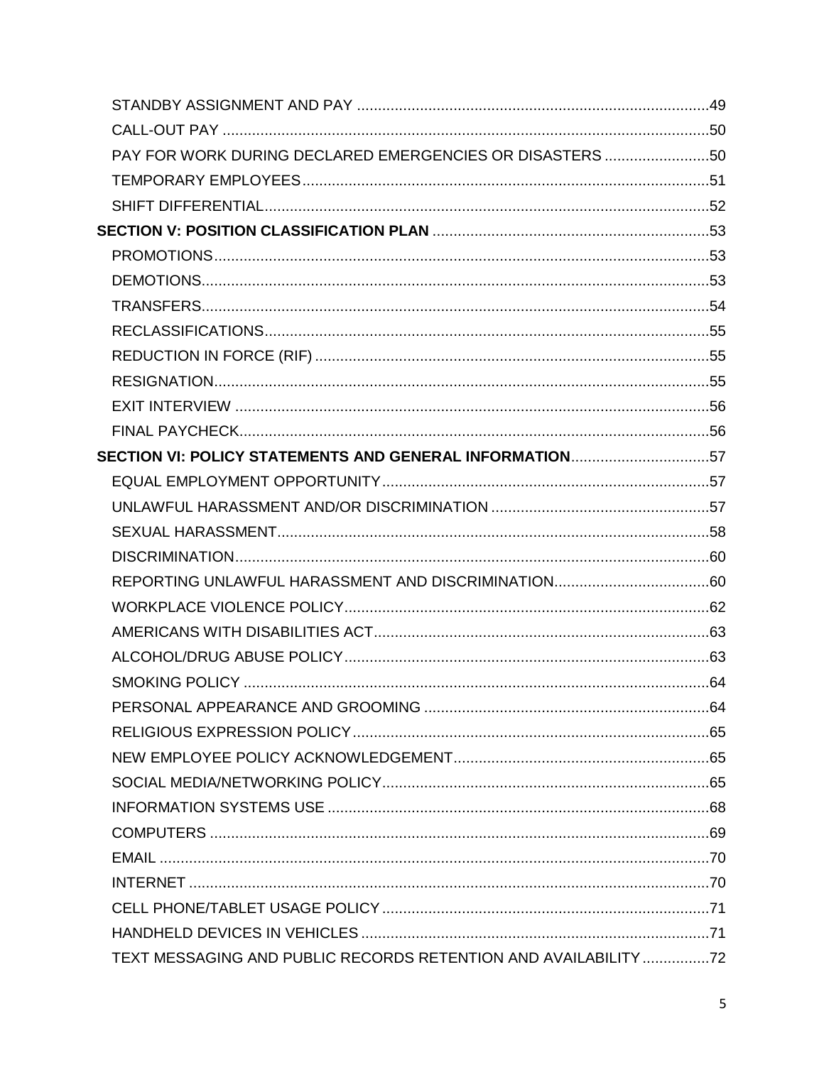STANDBY ASSIGNMENT AND PAY ....................................................................................49
CALL-OUT PAY ....................................................................................................................50
PAY FOR WORK DURING DECLARED EMERGENCIES OR DISASTERS .........................50
TEMPORARY EMPLOYEES.................................................................................................51
SHIFT DIFFERENTIAL..........................................................................................................52

**SECTION V: POSITION CLASSIFICATION PLAN** ..................................................................53

PROMOTIONS......................................................................................................................53
DEMOTIONS.........................................................................................................................53
TRANSFERS.........................................................................................................................54
RECLASSIFICATIONS..........................................................................................................55
REDUCTION IN FORCE (RIF) ..............................................................................................55
RESIGNATION......................................................................................................................55
EXIT INTERVIEW .................................................................................................................56
FINAL PAYCHECK................................................................................................................56

**SECTION VI: POLICY STATEMENTS AND GENERAL INFORMATION**.................................57

EQUAL EMPLOYMENT OPPORTUNITY..............................................................................57
UNLAWFUL HARASSMENT AND/OR DISCRIMINATION ....................................................57
SEXUAL HARASSMENT.......................................................................................................58
DISCRIMINATION.................................................................................................................60
REPORTING UNLAWFUL HARASSMENT AND DISCRIMINATION.....................................60
WORKPLACE VIOLENCE POLICY.......................................................................................62
AMERICANS WITH DISABILITIES ACT................................................................................63
ALCOHOL/DRUG ABUSE POLICY.......................................................................................63
SMOKING POLICY ...............................................................................................................64
PERSONAL APPEARANCE AND GROOMING ....................................................................64
RELIGIOUS EXPRESSION POLICY.....................................................................................65
NEW EMPLOYEE POLICY ACKNOWLEDGEMENT.............................................................65
SOCIAL MEDIA/NETWORKING POLICY..............................................................................65
INFORMATION SYSTEMS USE ...........................................................................................68
COMPUTERS .......................................................................................................................69
EMAIL ....................................................................................................................................70
INTERNET ............................................................................................................................70
CELL PHONE/TABLET USAGE POLICY ..............................................................................71
HANDHELD DEVICES IN VEHICLES ...................................................................................71
TEXT MESSAGING AND PUBLIC RECORDS RETENTION AND AVAILABILITY ................72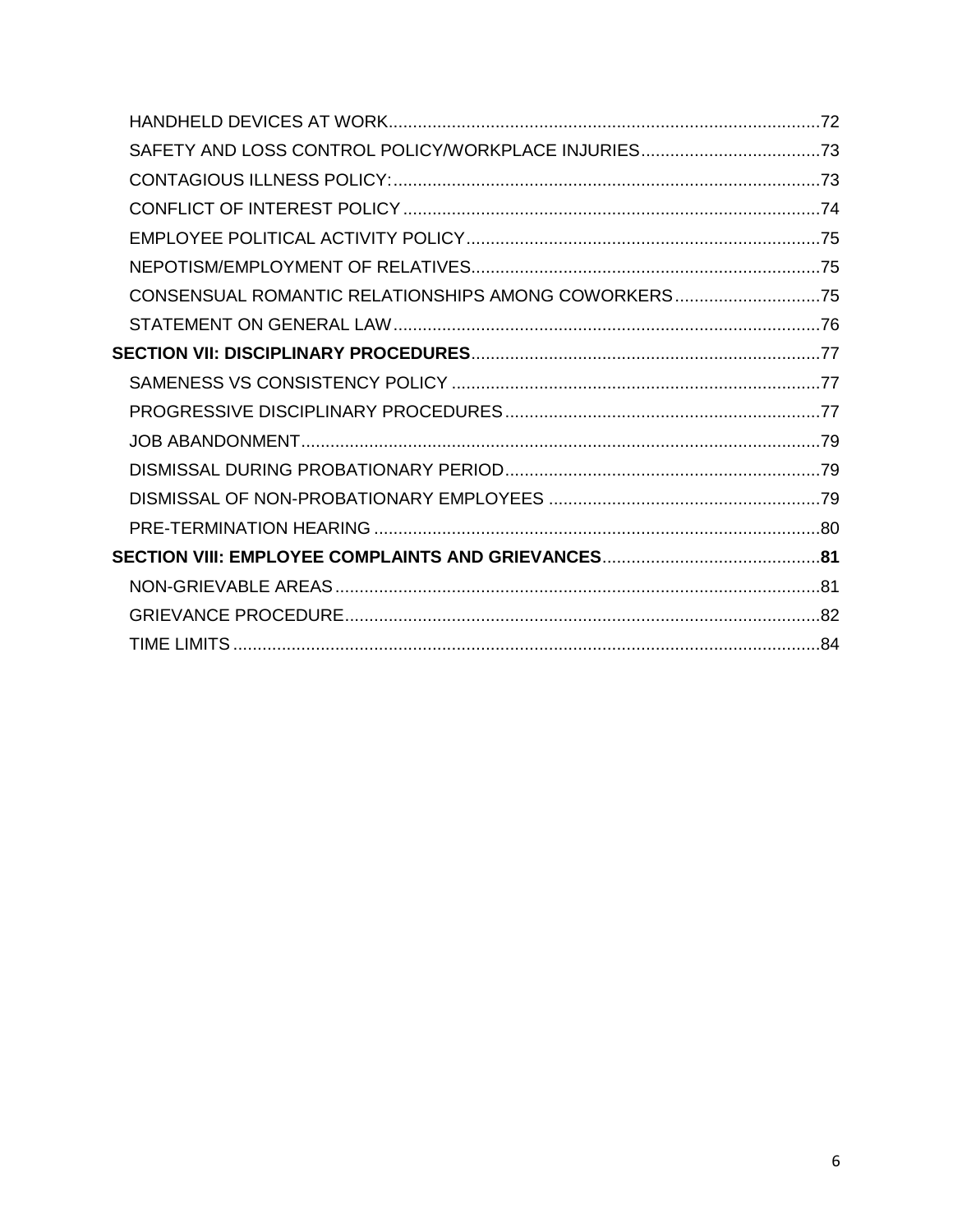HANDHELD DEVICES AT WORK.......................................................................................72
SAFETY AND LOSS CONTROL POLICY/WORKPLACE INJURIES.....................................73
CONTAGIOUS ILLNESS POLICY:........................................................................................73
CONFLICT OF INTEREST POLICY .....................................................................................74
EMPLOYEE POLITICAL ACTIVITY POLICY........................................................................75
NEPOTISM/EMPLOYMENT OF RELATIVES.......................................................................75
CONSENSUAL ROMANTIC RELATIONSHIPS AMONG COWORKERS..............................75
STATEMENT ON GENERAL LAW.......................................................................................76

**SECTION VII: DISCIPLINARY PROCEDURES**.......................................................................77
SAMENESS VS CONSISTENCY POLICY ...........................................................................77
PROGRESSIVE DISCIPLINARY PROCEDURES................................................................77
JOB ABANDONMENT..........................................................................................................79
DISMISSAL DURING PROBATIONARY PERIOD................................................................79
DISMISSAL OF NON-PROBATIONARY EMPLOYEES .......................................................79
PRE-TERMINATION HEARING ...........................................................................................80

**SECTION VIII: EMPLOYEE COMPLAINTS AND GRIEVANCES.............................................81**
NON-GRIEVABLE AREAS...................................................................................................81
GRIEVANCE PROCEDURE.................................................................................................82
TIME LIMITS........................................................................................................................84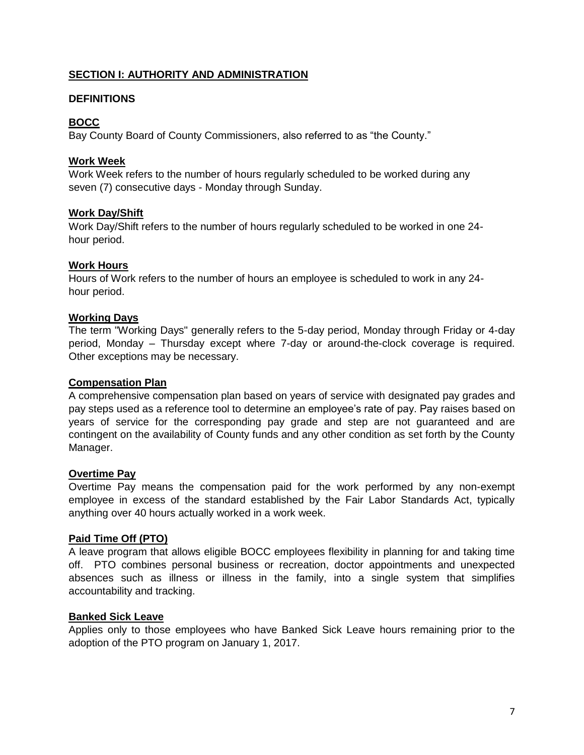## SECTION I: AUTHORITY AND ADMINISTRATION

### DEFINITIONS

**BOCC**
Bay County Board of County Commissioners, also referred to as "the County."

**Work Week**
Work Week refers to the number of hours regularly scheduled to be worked during any seven (7) consecutive days - Monday through Sunday.

**Work Day/Shift**
Work Day/Shift refers to the number of hours regularly scheduled to be worked in one 24-hour period.

**Work Hours**
Hours of Work refers to the number of hours an employee is scheduled to work in any 24-hour period.

**Working Days**
The term "Working Days" generally refers to the 5-day period, Monday through Friday or 4-day period, Monday – Thursday except where 7-day or around-the-clock coverage is required. Other exceptions may be necessary.

**Compensation Plan**
A comprehensive compensation plan based on years of service with designated pay grades and pay steps used as a reference tool to determine an employee's rate of pay. Pay raises based on years of service for the corresponding pay grade and step are not guaranteed and are contingent on the availability of County funds and any other condition as set forth by the County Manager.

**Overtime Pay**
Overtime Pay means the compensation paid for the work performed by any non-exempt employee in excess of the standard established by the Fair Labor Standards Act, typically anything over 40 hours actually worked in a work week.

**Paid Time Off (PTO)**
A leave program that allows eligible BOCC employees flexibility in planning for and taking time off. PTO combines personal business or recreation, doctor appointments and unexpected absences such as illness or illness in the family, into a single system that simplifies accountability and tracking.

**Banked Sick Leave**
Applies only to those employees who have Banked Sick Leave hours remaining prior to the adoption of the PTO program on January 1, 2017.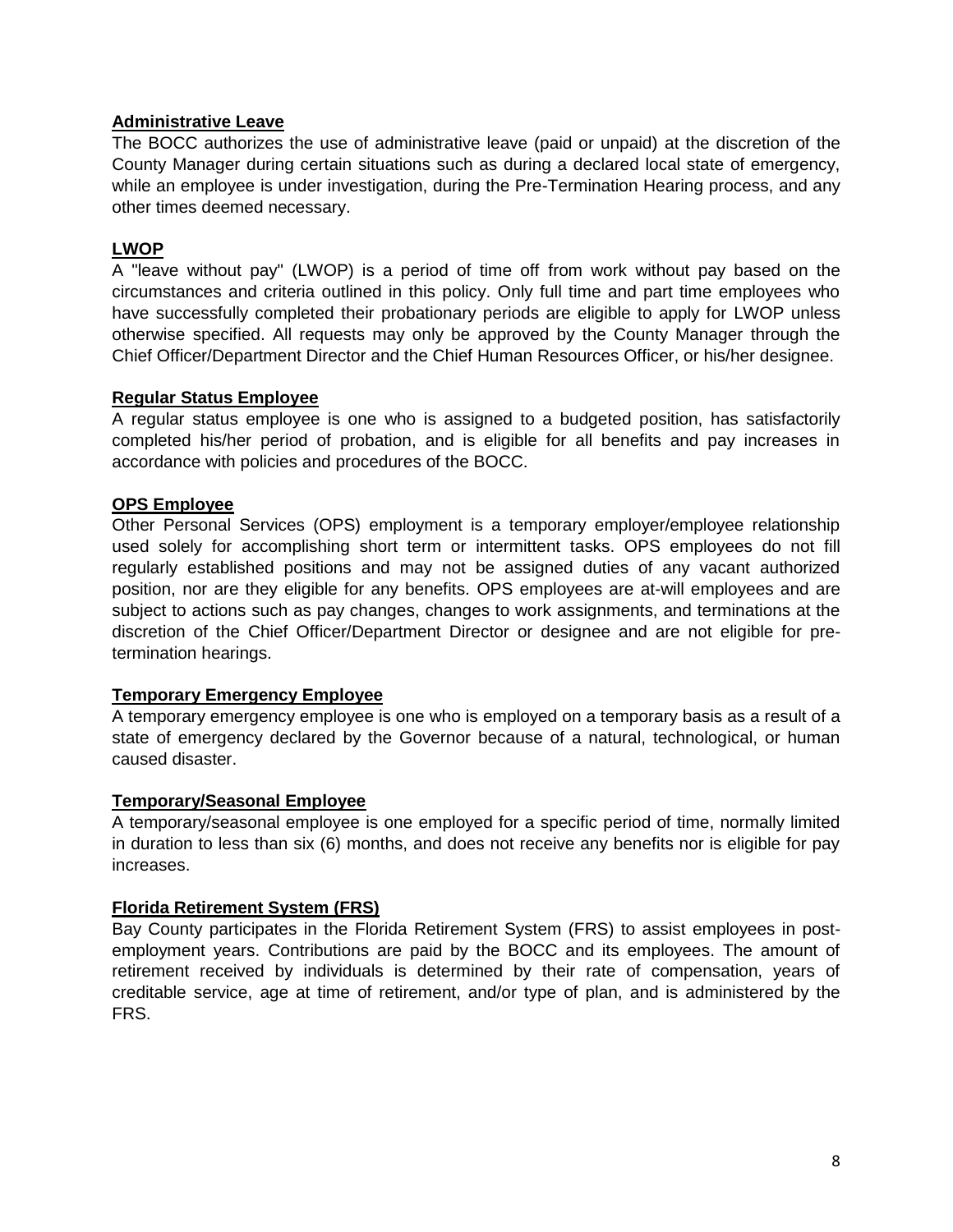**Administrative Leave**

The BOCC authorizes the use of administrative leave (paid or unpaid) at the discretion of the County Manager during certain situations such as during a declared local state of emergency, while an employee is under investigation, during the Pre-Termination Hearing process, and any other times deemed necessary.

**LWOP**

A "leave without pay" (LWOP) is a period of time off from work without pay based on the circumstances and criteria outlined in this policy. Only full time and part time employees who have successfully completed their probationary periods are eligible to apply for LWOP unless otherwise specified. All requests may only be approved by the County Manager through the Chief Officer/Department Director and the Chief Human Resources Officer, or his/her designee.

**Regular Status Employee**

A regular status employee is one who is assigned to a budgeted position, has satisfactorily completed his/her period of probation, and is eligible for all benefits and pay increases in accordance with policies and procedures of the BOCC.

**OPS Employee**

Other Personal Services (OPS) employment is a temporary employer/employee relationship used solely for accomplishing short term or intermittent tasks. OPS employees do not fill regularly established positions and may not be assigned duties of any vacant authorized position, nor are they eligible for any benefits. OPS employees are at-will employees and are subject to actions such as pay changes, changes to work assignments, and terminations at the discretion of the Chief Officer/Department Director or designee and are not eligible for pre-termination hearings.

**Temporary Emergency Employee**

A temporary emergency employee is one who is employed on a temporary basis as a result of a state of emergency declared by the Governor because of a natural, technological, or human caused disaster.

**Temporary/Seasonal Employee**

A temporary/seasonal employee is one employed for a specific period of time, normally limited in duration to less than six (6) months, and does not receive any benefits nor is eligible for pay increases.

**Florida Retirement System (FRS)**

Bay County participates in the Florida Retirement System (FRS) to assist employees in post-employment years. Contributions are paid by the BOCC and its employees. The amount of retirement received by individuals is determined by their rate of compensation, years of creditable service, age at time of retirement, and/or type of plan, and is administered by the FRS.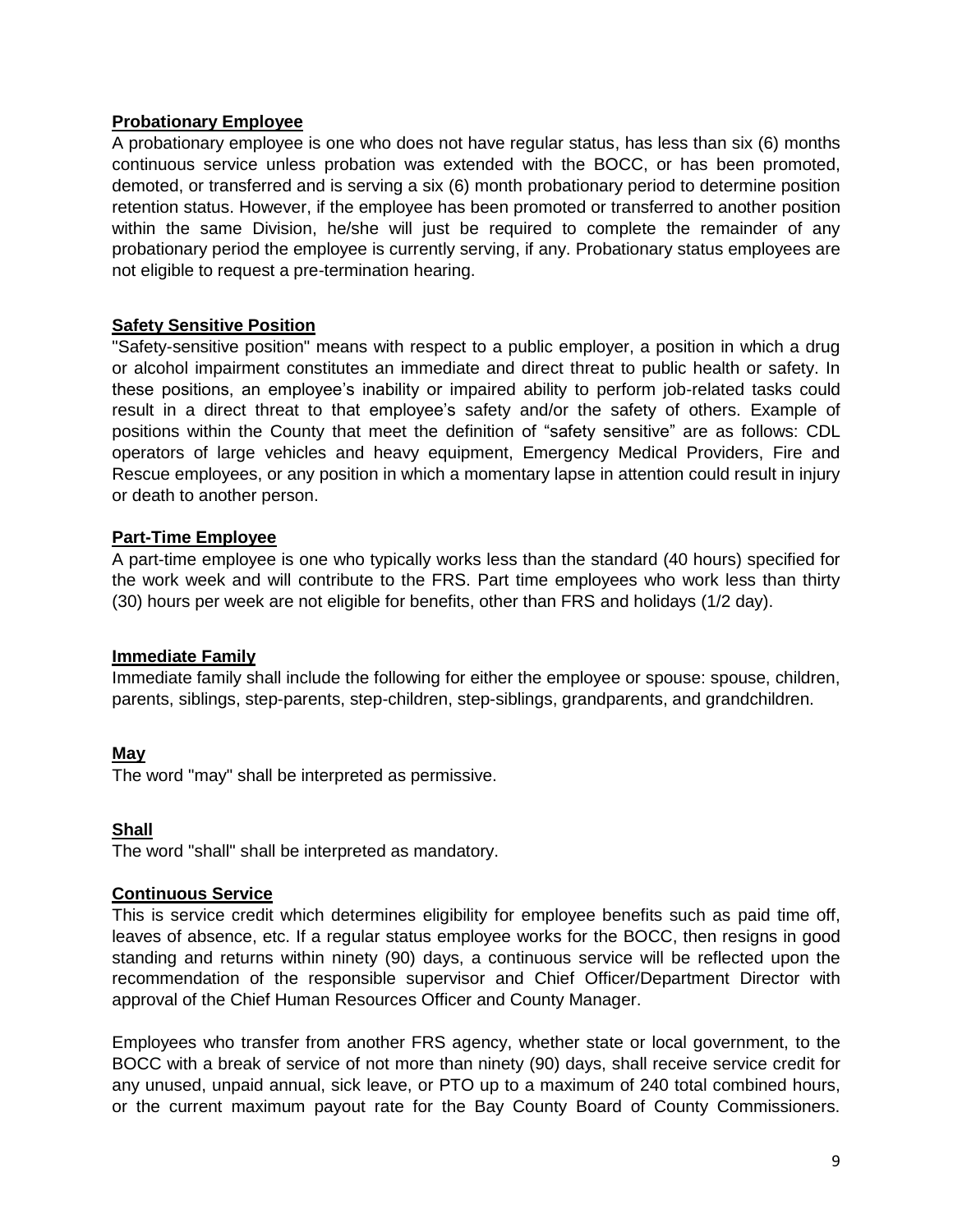**Probationary Employee**

A probationary employee is one who does not have regular status, has less than six (6) months continuous service unless probation was extended with the BOCC, or has been promoted, demoted, or transferred and is serving a six (6) month probationary period to determine position retention status. However, if the employee has been promoted or transferred to another position within the same Division, he/she will just be required to complete the remainder of any probationary period the employee is currently serving, if any. Probationary status employees are not eligible to request a pre-termination hearing.

**Safety Sensitive Position**

"Safety-sensitive position" means with respect to a public employer, a position in which a drug or alcohol impairment constitutes an immediate and direct threat to public health or safety. In these positions, an employee's inability or impaired ability to perform job-related tasks could result in a direct threat to that employee's safety and/or the safety of others. Example of positions within the County that meet the definition of "safety sensitive" are as follows: CDL operators of large vehicles and heavy equipment, Emergency Medical Providers, Fire and Rescue employees, or any position in which a momentary lapse in attention could result in injury or death to another person.

**Part-Time Employee**

A part-time employee is one who typically works less than the standard (40 hours) specified for the work week and will contribute to the FRS. Part time employees who work less than thirty (30) hours per week are not eligible for benefits, other than FRS and holidays (1/2 day).

**Immediate Family**

Immediate family shall include the following for either the employee or spouse: spouse, children, parents, siblings, step-parents, step-children, step-siblings, grandparents, and grandchildren.

**May**

The word "may" shall be interpreted as permissive.

**Shall**

The word "shall" shall be interpreted as mandatory.

**Continuous Service**

This is service credit which determines eligibility for employee benefits such as paid time off, leaves of absence, etc. If a regular status employee works for the BOCC, then resigns in good standing and returns within ninety (90) days, a continuous service will be reflected upon the recommendation of the responsible supervisor and Chief Officer/Department Director with approval of the Chief Human Resources Officer and County Manager.

Employees who transfer from another FRS agency, whether state or local government, to the BOCC with a break of service of not more than ninety (90) days, shall receive service credit for any unused, unpaid annual, sick leave, or PTO up to a maximum of 240 total combined hours, or the current maximum payout rate for the Bay County Board of County Commissioners.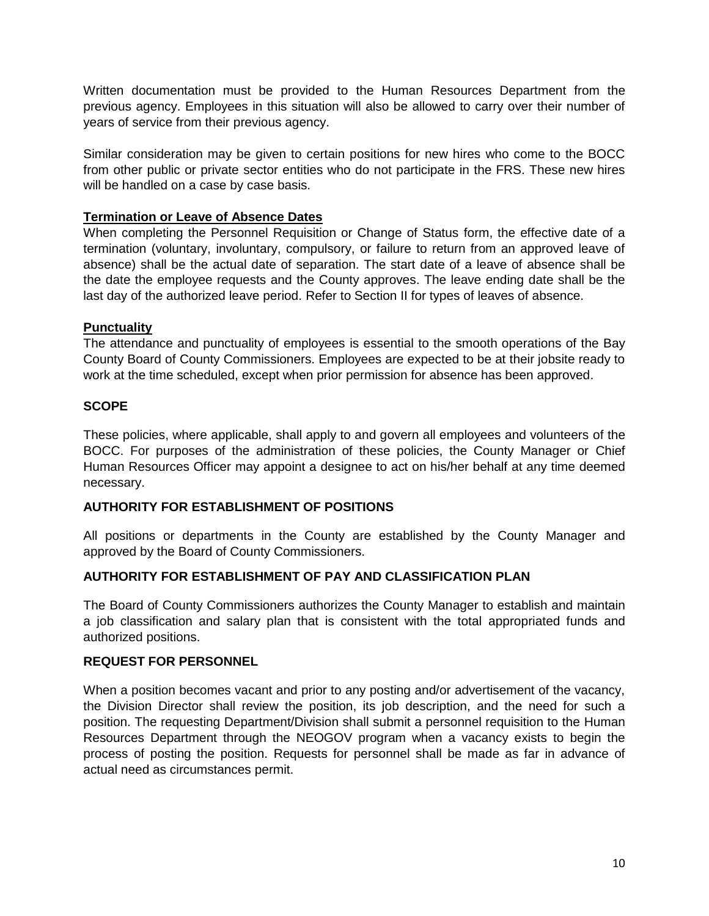Written documentation must be provided to the Human Resources Department from the previous agency. Employees in this situation will also be allowed to carry over their number of years of service from their previous agency.

Similar consideration may be given to certain positions for new hires who come to the BOCC from other public or private sector entities who do not participate in the FRS. These new hires will be handled on a case by case basis.

**Termination or Leave of Absence Dates**

When completing the Personnel Requisition or Change of Status form, the effective date of a termination (voluntary, involuntary, compulsory, or failure to return from an approved leave of absence) shall be the actual date of separation. The start date of a leave of absence shall be the date the employee requests and the County approves. The leave ending date shall be the last day of the authorized leave period. Refer to Section II for types of leaves of absence.

**Punctuality**

The attendance and punctuality of employees is essential to the smooth operations of the Bay County Board of County Commissioners. Employees are expected to be at their jobsite ready to work at the time scheduled, except when prior permission for absence has been approved.

## SCOPE

These policies, where applicable, shall apply to and govern all employees and volunteers of the BOCC. For purposes of the administration of these policies, the County Manager or Chief Human Resources Officer may appoint a designee to act on his/her behalf at any time deemed necessary.

## AUTHORITY FOR ESTABLISHMENT OF POSITIONS

All positions or departments in the County are established by the County Manager and approved by the Board of County Commissioners.

## AUTHORITY FOR ESTABLISHMENT OF PAY AND CLASSIFICATION PLAN

The Board of County Commissioners authorizes the County Manager to establish and maintain a job classification and salary plan that is consistent with the total appropriated funds and authorized positions.

## REQUEST FOR PERSONNEL

When a position becomes vacant and prior to any posting and/or advertisement of the vacancy, the Division Director shall review the position, its job description, and the need for such a position. The requesting Department/Division shall submit a personnel requisition to the Human Resources Department through the NEOGOV program when a vacancy exists to begin the process of posting the position. Requests for personnel shall be made as far in advance of actual need as circumstances permit.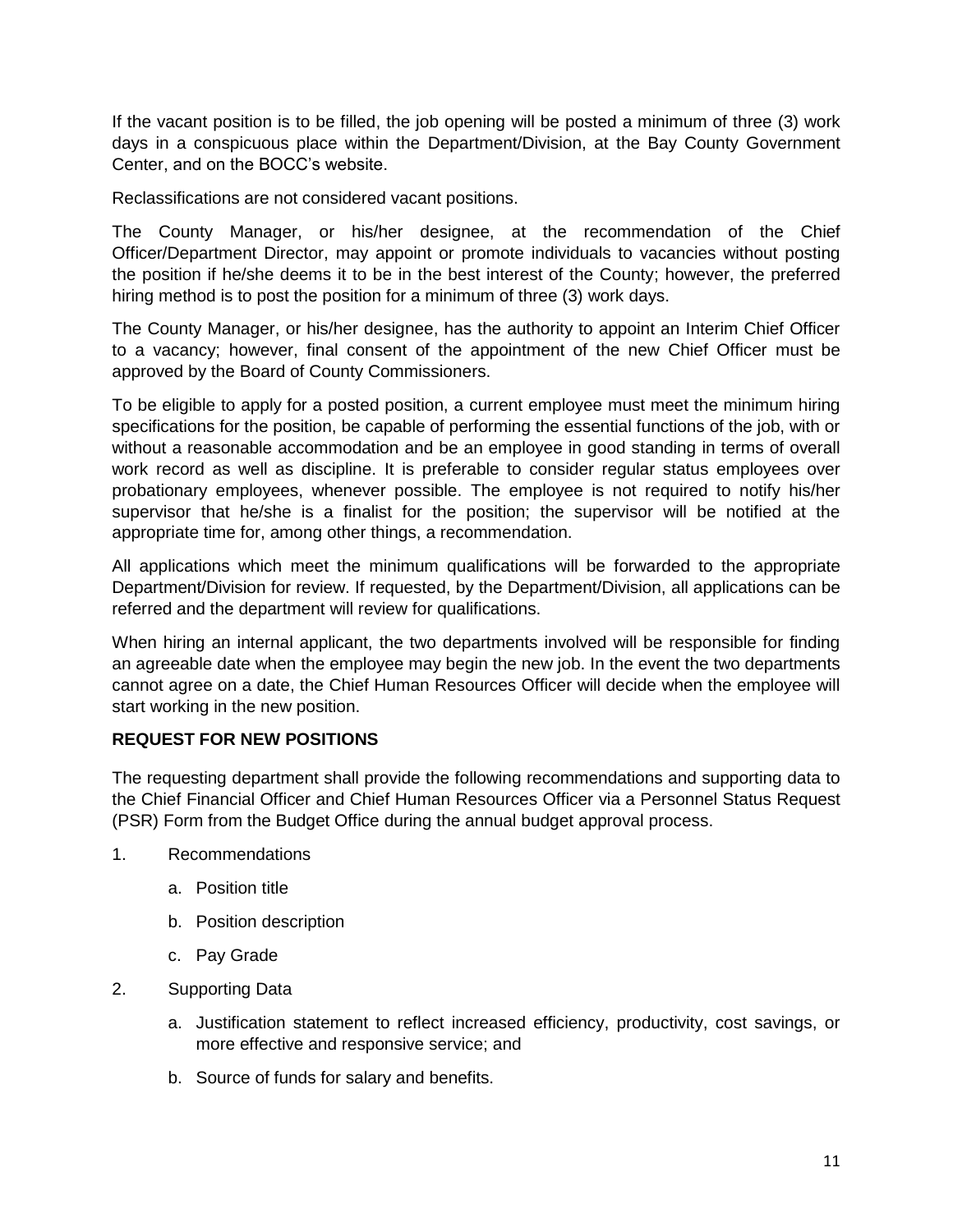If the vacant position is to be filled, the job opening will be posted a minimum of three (3) work days in a conspicuous place within the Department/Division, at the Bay County Government Center, and on the BOCC's website.

Reclassifications are not considered vacant positions.

The County Manager, or his/her designee, at the recommendation of the Chief Officer/Department Director, may appoint or promote individuals to vacancies without posting the position if he/she deems it to be in the best interest of the County; however, the preferred hiring method is to post the position for a minimum of three (3) work days.

The County Manager, or his/her designee, has the authority to appoint an Interim Chief Officer to a vacancy; however, final consent of the appointment of the new Chief Officer must be approved by the Board of County Commissioners.

To be eligible to apply for a posted position, a current employee must meet the minimum hiring specifications for the position, be capable of performing the essential functions of the job, with or without a reasonable accommodation and be an employee in good standing in terms of overall work record as well as discipline. It is preferable to consider regular status employees over probationary employees, whenever possible. The employee is not required to notify his/her supervisor that he/she is a finalist for the position; the supervisor will be notified at the appropriate time for, among other things, a recommendation.

All applications which meet the minimum qualifications will be forwarded to the appropriate Department/Division for review. If requested, by the Department/Division, all applications can be referred and the department will review for qualifications.

When hiring an internal applicant, the two departments involved will be responsible for finding an agreeable date when the employee may begin the new job. In the event the two departments cannot agree on a date, the Chief Human Resources Officer will decide when the employee will start working in the new position.

**REQUEST FOR NEW POSITIONS**

The requesting department shall provide the following recommendations and supporting data to the Chief Financial Officer and Chief Human Resources Officer via a Personnel Status Request (PSR) Form from the Budget Office during the annual budget approval process.

1. Recommendations
   a. Position title
   b. Position description
   c. Pay Grade
2. Supporting Data
   a. Justification statement to reflect increased efficiency, productivity, cost savings, or more effective and responsive service; and
   b. Source of funds for salary and benefits.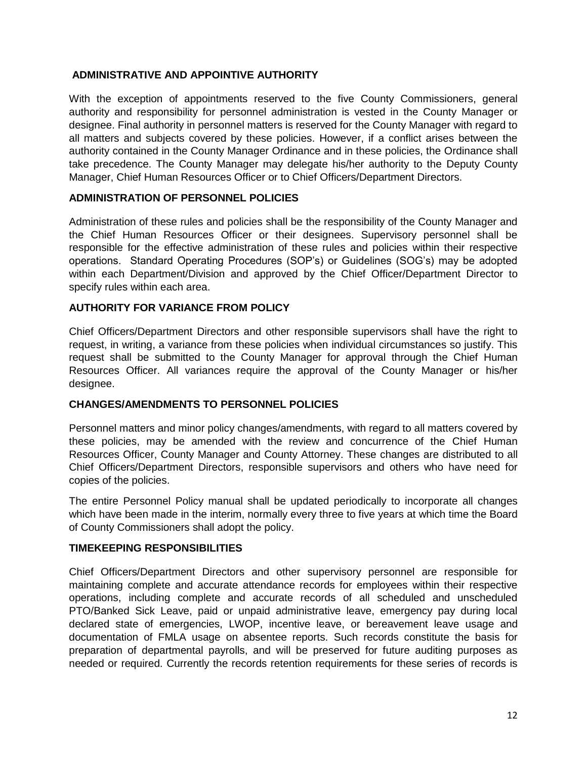## ADMINISTRATIVE AND APPOINTIVE AUTHORITY

With the exception of appointments reserved to the five County Commissioners, general authority and responsibility for personnel administration is vested in the County Manager or designee. Final authority in personnel matters is reserved for the County Manager with regard to all matters and subjects covered by these policies. However, if a conflict arises between the authority contained in the County Manager Ordinance and in these policies, the Ordinance shall take precedence. The County Manager may delegate his/her authority to the Deputy County Manager, Chief Human Resources Officer or to Chief Officers/Department Directors.

## ADMINISTRATION OF PERSONNEL POLICIES

Administration of these rules and policies shall be the responsibility of the County Manager and the Chief Human Resources Officer or their designees. Supervisory personnel shall be responsible for the effective administration of these rules and policies within their respective operations. Standard Operating Procedures (SOP's) or Guidelines (SOG's) may be adopted within each Department/Division and approved by the Chief Officer/Department Director to specify rules within each area.

## AUTHORITY FOR VARIANCE FROM POLICY

Chief Officers/Department Directors and other responsible supervisors shall have the right to request, in writing, a variance from these policies when individual circumstances so justify. This request shall be submitted to the County Manager for approval through the Chief Human Resources Officer. All variances require the approval of the County Manager or his/her designee.

## CHANGES/AMENDMENTS TO PERSONNEL POLICIES

Personnel matters and minor policy changes/amendments, with regard to all matters covered by these policies, may be amended with the review and concurrence of the Chief Human Resources Officer, County Manager and County Attorney. These changes are distributed to all Chief Officers/Department Directors, responsible supervisors and others who have need for copies of the policies.

The entire Personnel Policy manual shall be updated periodically to incorporate all changes which have been made in the interim, normally every three to five years at which time the Board of County Commissioners shall adopt the policy.

## TIMEKEEPING RESPONSIBILITIES

Chief Officers/Department Directors and other supervisory personnel are responsible for maintaining complete and accurate attendance records for employees within their respective operations, including complete and accurate records of all scheduled and unscheduled PTO/Banked Sick Leave, paid or unpaid administrative leave, emergency pay during local declared state of emergencies, LWOP, incentive leave, or bereavement leave usage and documentation of FMLA usage on absentee reports. Such records constitute the basis for preparation of departmental payrolls, and will be preserved for future auditing purposes as needed or required. Currently the records retention requirements for these series of records is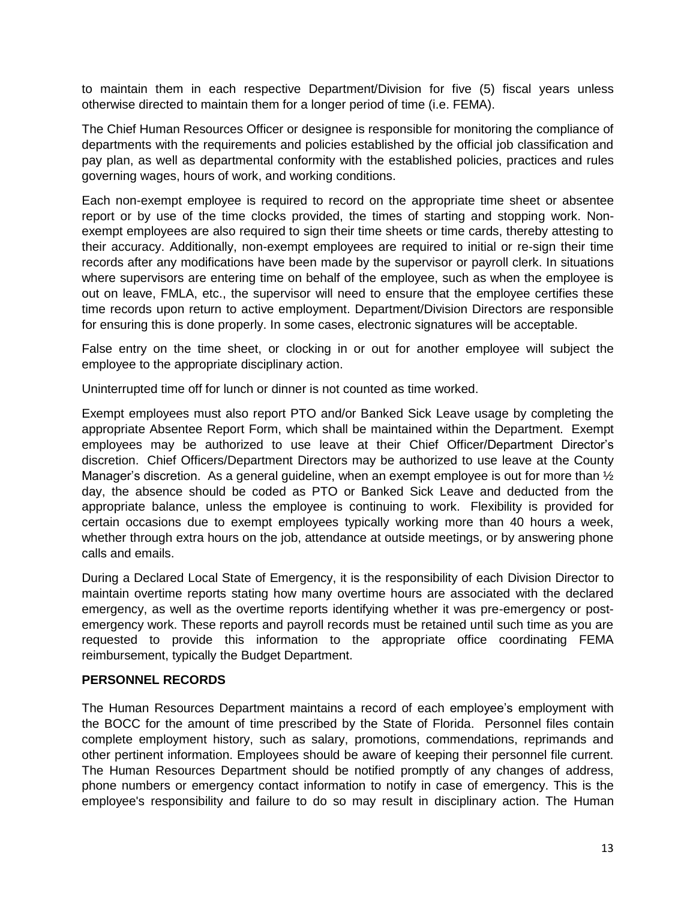to maintain them in each respective Department/Division for five (5) fiscal years unless otherwise directed to maintain them for a longer period of time (i.e. FEMA).

The Chief Human Resources Officer or designee is responsible for monitoring the compliance of departments with the requirements and policies established by the official job classification and pay plan, as well as departmental conformity with the established policies, practices and rules governing wages, hours of work, and working conditions.

Each non-exempt employee is required to record on the appropriate time sheet or absentee report or by use of the time clocks provided, the times of starting and stopping work. Non-exempt employees are also required to sign their time sheets or time cards, thereby attesting to their accuracy. Additionally, non-exempt employees are required to initial or re-sign their time records after any modifications have been made by the supervisor or payroll clerk. In situations where supervisors are entering time on behalf of the employee, such as when the employee is out on leave, FMLA, etc., the supervisor will need to ensure that the employee certifies these time records upon return to active employment. Department/Division Directors are responsible for ensuring this is done properly. In some cases, electronic signatures will be acceptable.

False entry on the time sheet, or clocking in or out for another employee will subject the employee to the appropriate disciplinary action.

Uninterrupted time off for lunch or dinner is not counted as time worked.

Exempt employees must also report PTO and/or Banked Sick Leave usage by completing the appropriate Absentee Report Form, which shall be maintained within the Department. Exempt employees may be authorized to use leave at their Chief Officer/Department Director's discretion. Chief Officers/Department Directors may be authorized to use leave at the County Manager's discretion. As a general guideline, when an exempt employee is out for more than ½ day, the absence should be coded as PTO or Banked Sick Leave and deducted from the appropriate balance, unless the employee is continuing to work. Flexibility is provided for certain occasions due to exempt employees typically working more than 40 hours a week, whether through extra hours on the job, attendance at outside meetings, or by answering phone calls and emails.

During a Declared Local State of Emergency, it is the responsibility of each Division Director to maintain overtime reports stating how many overtime hours are associated with the declared emergency, as well as the overtime reports identifying whether it was pre-emergency or post-emergency work. These reports and payroll records must be retained until such time as you are requested to provide this information to the appropriate office coordinating FEMA reimbursement, typically the Budget Department.

**PERSONNEL RECORDS**

The Human Resources Department maintains a record of each employee's employment with the BOCC for the amount of time prescribed by the State of Florida. Personnel files contain complete employment history, such as salary, promotions, commendations, reprimands and other pertinent information. Employees should be aware of keeping their personnel file current. The Human Resources Department should be notified promptly of any changes of address, phone numbers or emergency contact information to notify in case of emergency. This is the employee's responsibility and failure to do so may result in disciplinary action. The Human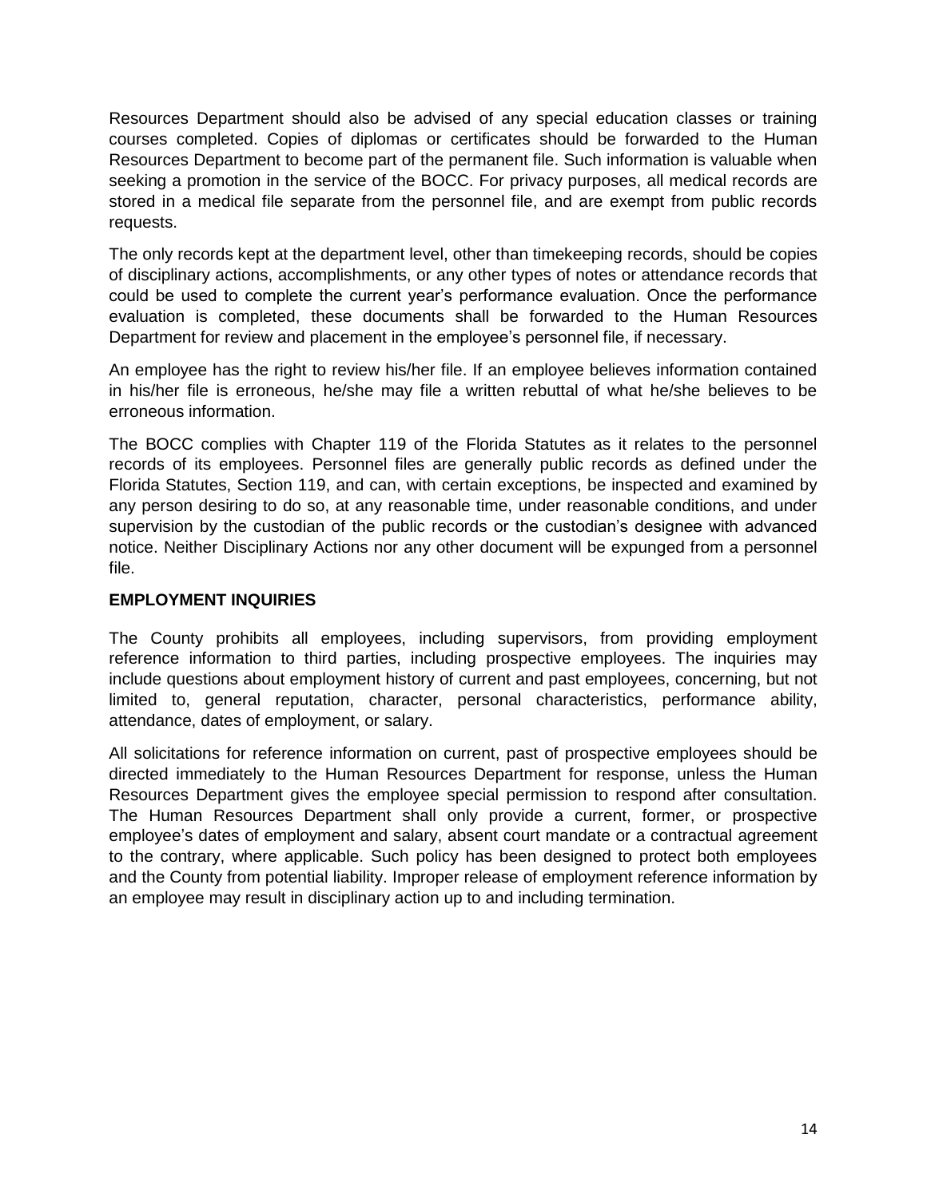Resources Department should also be advised of any special education classes or training courses completed. Copies of diplomas or certificates should be forwarded to the Human Resources Department to become part of the permanent file. Such information is valuable when seeking a promotion in the service of the BOCC. For privacy purposes, all medical records are stored in a medical file separate from the personnel file, and are exempt from public records requests.

The only records kept at the department level, other than timekeeping records, should be copies of disciplinary actions, accomplishments, or any other types of notes or attendance records that could be used to complete the current year's performance evaluation. Once the performance evaluation is completed, these documents shall be forwarded to the Human Resources Department for review and placement in the employee's personnel file, if necessary.

An employee has the right to review his/her file. If an employee believes information contained in his/her file is erroneous, he/she may file a written rebuttal of what he/she believes to be erroneous information.

The BOCC complies with Chapter 119 of the Florida Statutes as it relates to the personnel records of its employees. Personnel files are generally public records as defined under the Florida Statutes, Section 119, and can, with certain exceptions, be inspected and examined by any person desiring to do so, at any reasonable time, under reasonable conditions, and under supervision by the custodian of the public records or the custodian's designee with advanced notice. Neither Disciplinary Actions nor any other document will be expunged from a personnel file.

**EMPLOYMENT INQUIRIES**

The County prohibits all employees, including supervisors, from providing employment reference information to third parties, including prospective employees. The inquiries may include questions about employment history of current and past employees, concerning, but not limited to, general reputation, character, personal characteristics, performance ability, attendance, dates of employment, or salary.

All solicitations for reference information on current, past of prospective employees should be directed immediately to the Human Resources Department for response, unless the Human Resources Department gives the employee special permission to respond after consultation. The Human Resources Department shall only provide a current, former, or prospective employee's dates of employment and salary, absent court mandate or a contractual agreement to the contrary, where applicable. Such policy has been designed to protect both employees and the County from potential liability. Improper release of employment reference information by an employee may result in disciplinary action up to and including termination.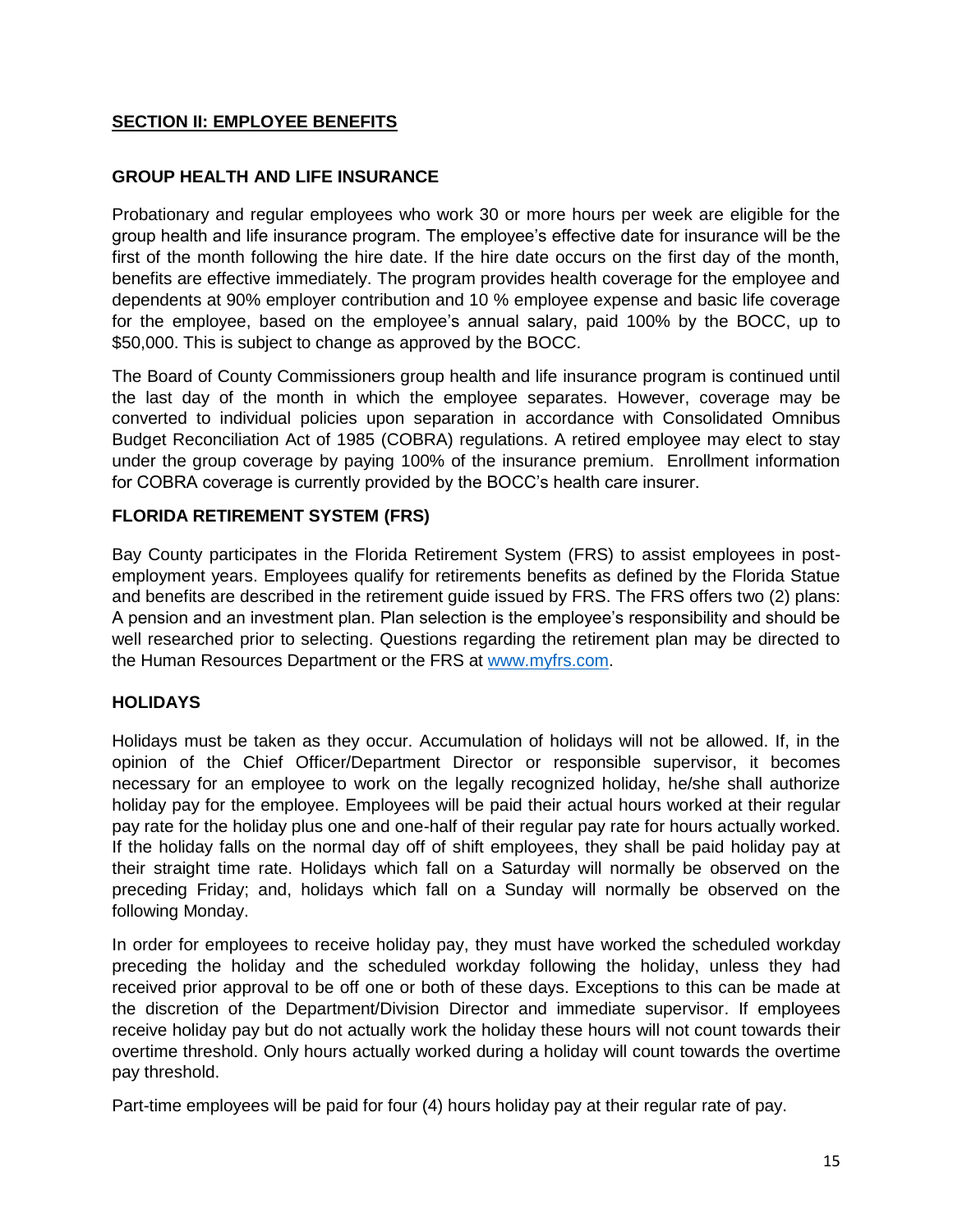## SECTION II: EMPLOYEE BENEFITS

### GROUP HEALTH AND LIFE INSURANCE

Probationary and regular employees who work 30 or more hours per week are eligible for the group health and life insurance program. The employee's effective date for insurance will be the first of the month following the hire date. If the hire date occurs on the first day of the month, benefits are effective immediately. The program provides health coverage for the employee and dependents at 90% employer contribution and 10 % employee expense and basic life coverage for the employee, based on the employee's annual salary, paid 100% by the BOCC, up to $50,000. This is subject to change as approved by the BOCC.

The Board of County Commissioners group health and life insurance program is continued until the last day of the month in which the employee separates. However, coverage may be converted to individual policies upon separation in accordance with Consolidated Omnibus Budget Reconciliation Act of 1985 (COBRA) regulations. A retired employee may elect to stay under the group coverage by paying 100% of the insurance premium. Enrollment information for COBRA coverage is currently provided by the BOCC's health care insurer.

### FLORIDA RETIREMENT SYSTEM (FRS)

Bay County participates in the Florida Retirement System (FRS) to assist employees in post-employment years. Employees qualify for retirements benefits as defined by the Florida Statue and benefits are described in the retirement guide issued by FRS. The FRS offers two (2) plans: A pension and an investment plan. Plan selection is the employee's responsibility and should be well researched prior to selecting. Questions regarding the retirement plan may be directed to the Human Resources Department or the FRS at [www.myfrs.com](http://www.myfrs.com).

### HOLIDAYS

Holidays must be taken as they occur. Accumulation of holidays will not be allowed. If, in the opinion of the Chief Officer/Department Director or responsible supervisor, it becomes necessary for an employee to work on the legally recognized holiday, he/she shall authorize holiday pay for the employee. Employees will be paid their actual hours worked at their regular pay rate for the holiday plus one and one-half of their regular pay rate for hours actually worked. If the holiday falls on the normal day off of shift employees, they shall be paid holiday pay at their straight time rate. Holidays which fall on a Saturday will normally be observed on the preceding Friday; and, holidays which fall on a Sunday will normally be observed on the following Monday.

In order for employees to receive holiday pay, they must have worked the scheduled workday preceding the holiday and the scheduled workday following the holiday, unless they had received prior approval to be off one or both of these days. Exceptions to this can be made at the discretion of the Department/Division Director and immediate supervisor. If employees receive holiday pay but do not actually work the holiday these hours will not count towards their overtime threshold. Only hours actually worked during a holiday will count towards the overtime pay threshold.

Part-time employees will be paid for four (4) hours holiday pay at their regular rate of pay.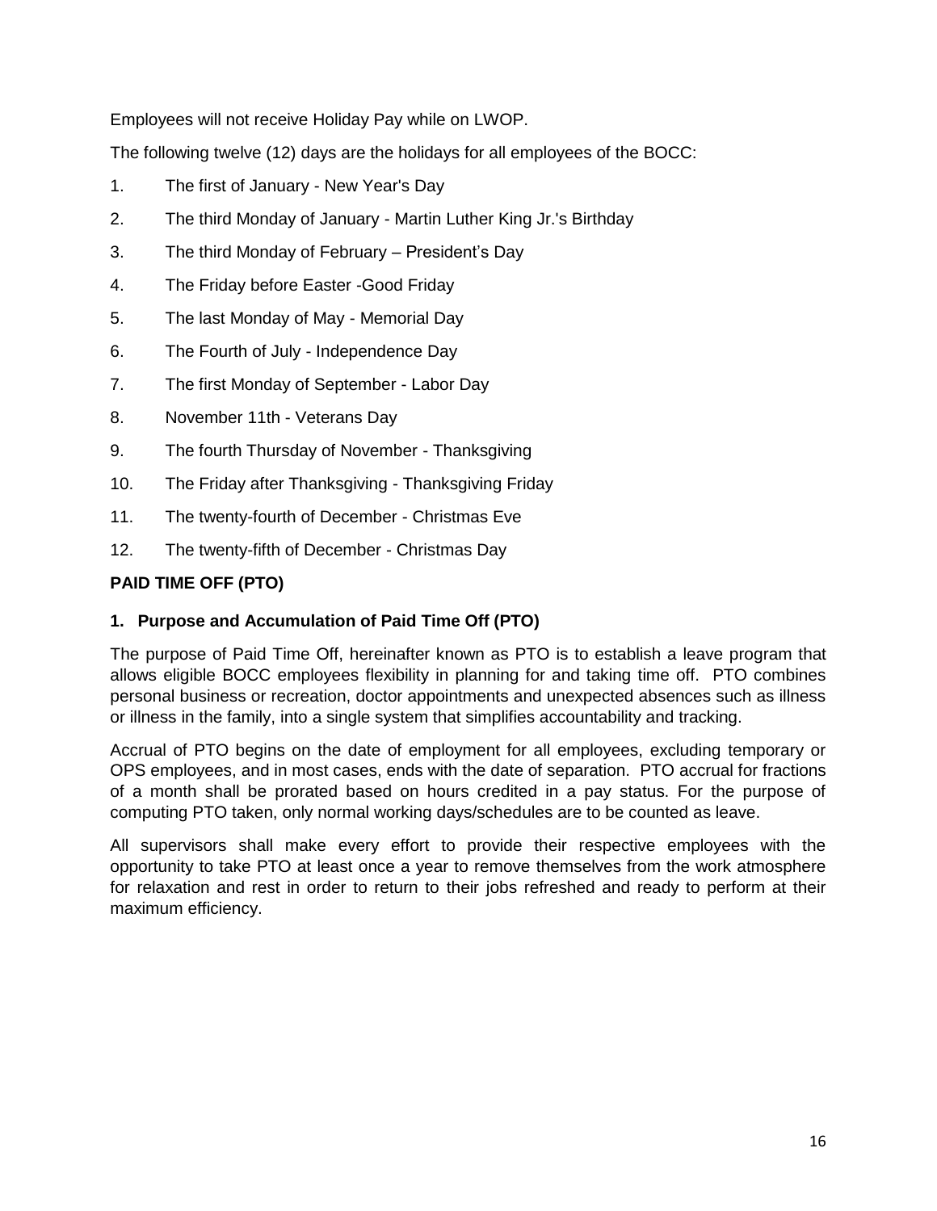Employees will not receive Holiday Pay while on LWOP.

The following twelve (12) days are the holidays for all employees of the BOCC:

1. The first of January - New Year's Day
2. The third Monday of January - Martin Luther King Jr.'s Birthday
3. The third Monday of February – President's Day
4. The Friday before Easter -Good Friday
5. The last Monday of May - Memorial Day
6. The Fourth of July - Independence Day
7. The first Monday of September - Labor Day
8. November 11th - Veterans Day
9. The fourth Thursday of November - Thanksgiving
10. The Friday after Thanksgiving - Thanksgiving Friday
11. The twenty-fourth of December - Christmas Eve
12. The twenty-fifth of December - Christmas Day

## PAID TIME OFF (PTO)

### 1. Purpose and Accumulation of Paid Time Off (PTO)

The purpose of Paid Time Off, hereinafter known as PTO is to establish a leave program that allows eligible BOCC employees flexibility in planning for and taking time off. PTO combines personal business or recreation, doctor appointments and unexpected absences such as illness or illness in the family, into a single system that simplifies accountability and tracking.

Accrual of PTO begins on the date of employment for all employees, excluding temporary or OPS employees, and in most cases, ends with the date of separation. PTO accrual for fractions of a month shall be prorated based on hours credited in a pay status. For the purpose of computing PTO taken, only normal working days/schedules are to be counted as leave.

All supervisors shall make every effort to provide their respective employees with the opportunity to take PTO at least once a year to remove themselves from the work atmosphere for relaxation and rest in order to return to their jobs refreshed and ready to perform at their maximum efficiency.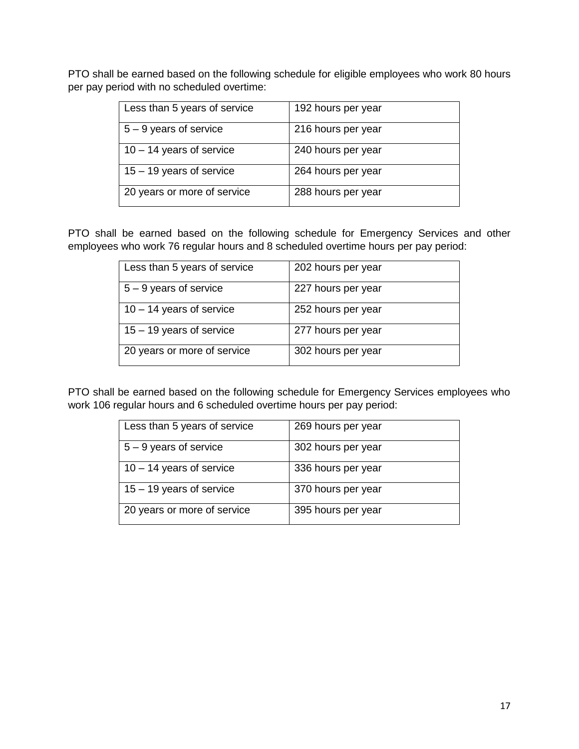PTO shall be earned based on the following schedule for eligible employees who work 80 hours per pay period with no scheduled overtime:

| | |
|---|---|
| Less than 5 years of service | 192 hours per year |
| 5 – 9 years of service | 216 hours per year |
| 10 – 14 years of service | 240 hours per year |
| 15 – 19 years of service | 264 hours per year |
| 20 years or more of service | 288 hours per year |

PTO shall be earned based on the following schedule for Emergency Services and other employees who work 76 regular hours and 8 scheduled overtime hours per pay period:

| | |
|---|---|
| Less than 5 years of service | 202 hours per year |
| 5 – 9 years of service | 227 hours per year |
| 10 – 14 years of service | 252 hours per year |
| 15 – 19 years of service | 277 hours per year |
| 20 years or more of service | 302 hours per year |

PTO shall be earned based on the following schedule for Emergency Services employees who work 106 regular hours and 6 scheduled overtime hours per pay period:

| | |
|---|---|
| Less than 5 years of service | 269 hours per year |
| 5 – 9 years of service | 302 hours per year |
| 10 – 14 years of service | 336 hours per year |
| 15 – 19 years of service | 370 hours per year |
| 20 years or more of service | 395 hours per year |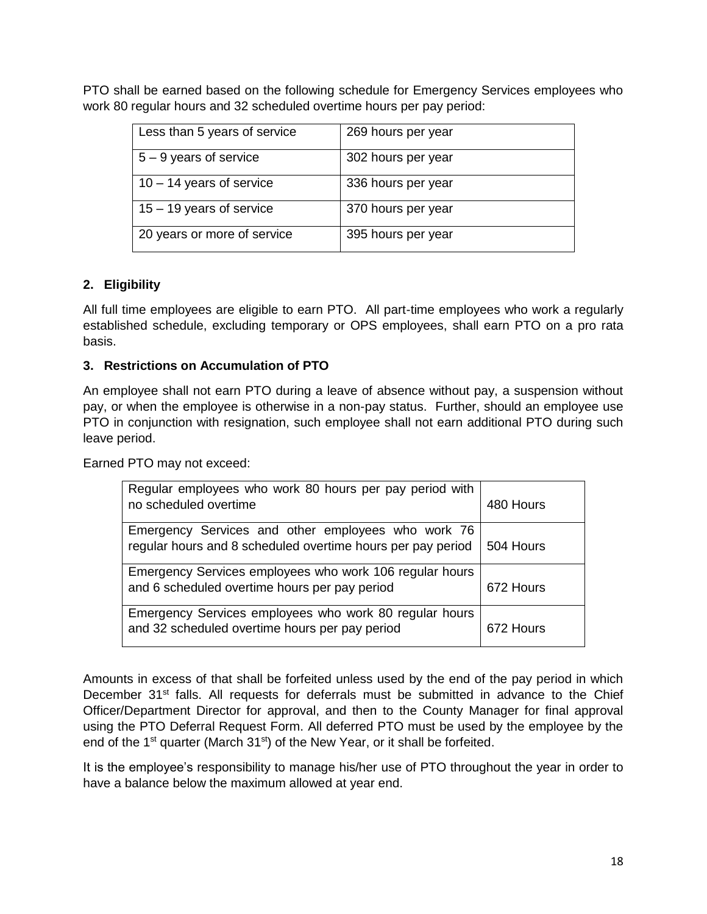PTO shall be earned based on the following schedule for Emergency Services employees who work 80 regular hours and 32 scheduled overtime hours per pay period:

| | |
|---|---|
| Less than 5 years of service | 269 hours per year |
| 5 – 9 years of service | 302 hours per year |
| 10 – 14 years of service | 336 hours per year |
| 15 – 19 years of service | 370 hours per year |
| 20 years or more of service | 395 hours per year |

**2. Eligibility**

All full time employees are eligible to earn PTO. All part-time employees who work a regularly established schedule, excluding temporary or OPS employees, shall earn PTO on a pro rata basis.

**3. Restrictions on Accumulation of PTO**

An employee shall not earn PTO during a leave of absence without pay, a suspension without pay, or when the employee is otherwise in a non-pay status. Further, should an employee use PTO in conjunction with resignation, such employee shall not earn additional PTO during such leave period.

Earned PTO may not exceed:

| | |
|---|---|
| Regular employees who work 80 hours per pay period with no scheduled overtime | 480 Hours |
| Emergency Services and other employees who work 76 regular hours and 8 scheduled overtime hours per pay period | 504 Hours |
| Emergency Services employees who work 106 regular hours and 6 scheduled overtime hours per pay period | 672 Hours |
| Emergency Services employees who work 80 regular hours and 32 scheduled overtime hours per pay period | 672 Hours |

Amounts in excess of that shall be forfeited unless used by the end of the pay period in which December 31st falls. All requests for deferrals must be submitted in advance to the Chief Officer/Department Director for approval, and then to the County Manager for final approval using the PTO Deferral Request Form. All deferred PTO must be used by the employee by the end of the 1st quarter (March 31st) of the New Year, or it shall be forfeited.

It is the employee's responsibility to manage his/her use of PTO throughout the year in order to have a balance below the maximum allowed at year end.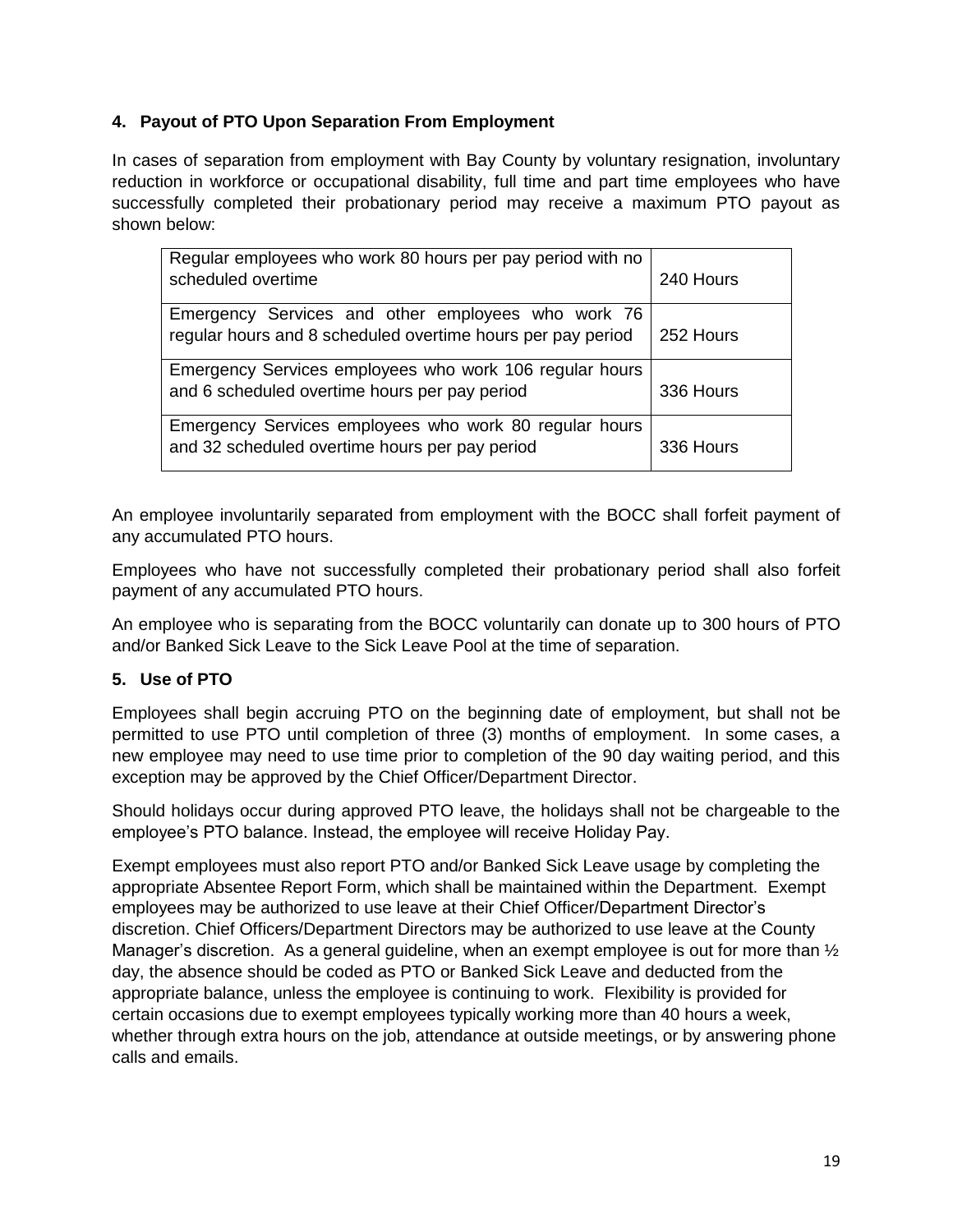**4. Payout of PTO Upon Separation From Employment**

In cases of separation from employment with Bay County by voluntary resignation, involuntary reduction in workforce or occupational disability, full time and part time employees who have successfully completed their probationary period may receive a maximum PTO payout as shown below:

| | |
|---|---|
| Regular employees who work 80 hours per pay period with no scheduled overtime | 240 Hours |
| Emergency Services and other employees who work 76 regular hours and 8 scheduled overtime hours per pay period | 252 Hours |
| Emergency Services employees who work 106 regular hours and 6 scheduled overtime hours per pay period | 336 Hours |
| Emergency Services employees who work 80 regular hours and 32 scheduled overtime hours per pay period | 336 Hours |

An employee involuntarily separated from employment with the BOCC shall forfeit payment of any accumulated PTO hours.

Employees who have not successfully completed their probationary period shall also forfeit payment of any accumulated PTO hours.

An employee who is separating from the BOCC voluntarily can donate up to 300 hours of PTO and/or Banked Sick Leave to the Sick Leave Pool at the time of separation.

**5. Use of PTO**

Employees shall begin accruing PTO on the beginning date of employment, but shall not be permitted to use PTO until completion of three (3) months of employment. In some cases, a new employee may need to use time prior to completion of the 90 day waiting period, and this exception may be approved by the Chief Officer/Department Director.

Should holidays occur during approved PTO leave, the holidays shall not be chargeable to the employee's PTO balance. Instead, the employee will receive Holiday Pay.

Exempt employees must also report PTO and/or Banked Sick Leave usage by completing the appropriate Absentee Report Form, which shall be maintained within the Department. Exempt employees may be authorized to use leave at their Chief Officer/Department Director's discretion. Chief Officers/Department Directors may be authorized to use leave at the County Manager's discretion. As a general guideline, when an exempt employee is out for more than ½ day, the absence should be coded as PTO or Banked Sick Leave and deducted from the appropriate balance, unless the employee is continuing to work. Flexibility is provided for certain occasions due to exempt employees typically working more than 40 hours a week, whether through extra hours on the job, attendance at outside meetings, or by answering phone calls and emails.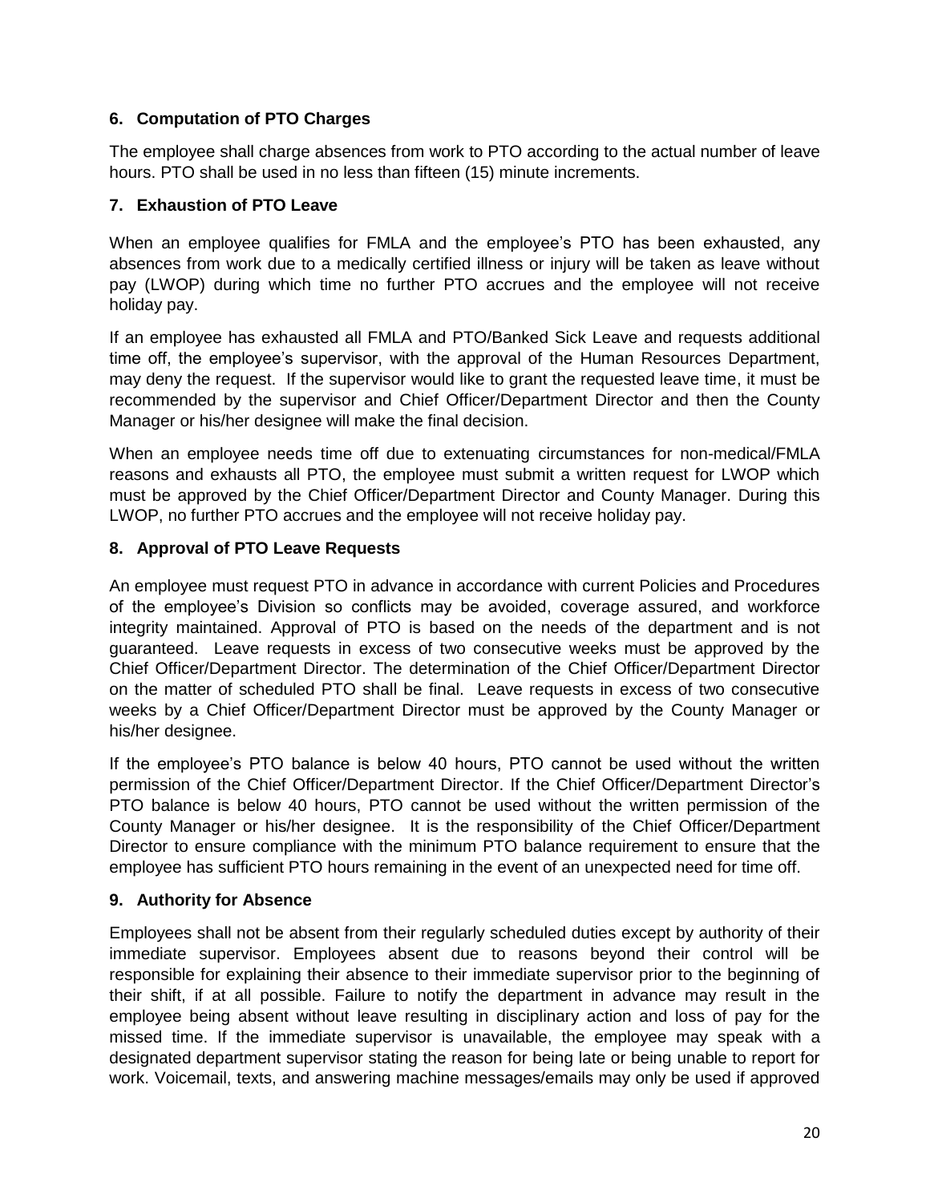### 6. Computation of PTO Charges

The employee shall charge absences from work to PTO according to the actual number of leave hours. PTO shall be used in no less than fifteen (15) minute increments.

### 7. Exhaustion of PTO Leave

When an employee qualifies for FMLA and the employee's PTO has been exhausted, any absences from work due to a medically certified illness or injury will be taken as leave without pay (LWOP) during which time no further PTO accrues and the employee will not receive holiday pay.

If an employee has exhausted all FMLA and PTO/Banked Sick Leave and requests additional time off, the employee's supervisor, with the approval of the Human Resources Department, may deny the request. If the supervisor would like to grant the requested leave time, it must be recommended by the supervisor and Chief Officer/Department Director and then the County Manager or his/her designee will make the final decision.

When an employee needs time off due to extenuating circumstances for non-medical/FMLA reasons and exhausts all PTO, the employee must submit a written request for LWOP which must be approved by the Chief Officer/Department Director and County Manager. During this LWOP, no further PTO accrues and the employee will not receive holiday pay.

### 8. Approval of PTO Leave Requests

An employee must request PTO in advance in accordance with current Policies and Procedures of the employee's Division so conflicts may be avoided, coverage assured, and workforce integrity maintained. Approval of PTO is based on the needs of the department and is not guaranteed. Leave requests in excess of two consecutive weeks must be approved by the Chief Officer/Department Director. The determination of the Chief Officer/Department Director on the matter of scheduled PTO shall be final. Leave requests in excess of two consecutive weeks by a Chief Officer/Department Director must be approved by the County Manager or his/her designee.

If the employee's PTO balance is below 40 hours, PTO cannot be used without the written permission of the Chief Officer/Department Director. If the Chief Officer/Department Director's PTO balance is below 40 hours, PTO cannot be used without the written permission of the County Manager or his/her designee. It is the responsibility of the Chief Officer/Department Director to ensure compliance with the minimum PTO balance requirement to ensure that the employee has sufficient PTO hours remaining in the event of an unexpected need for time off.

### 9. Authority for Absence

Employees shall not be absent from their regularly scheduled duties except by authority of their immediate supervisor. Employees absent due to reasons beyond their control will be responsible for explaining their absence to their immediate supervisor prior to the beginning of their shift, if at all possible. Failure to notify the department in advance may result in the employee being absent without leave resulting in disciplinary action and loss of pay for the missed time. If the immediate supervisor is unavailable, the employee may speak with a designated department supervisor stating the reason for being late or being unable to report for work. Voicemail, texts, and answering machine messages/emails may only be used if approved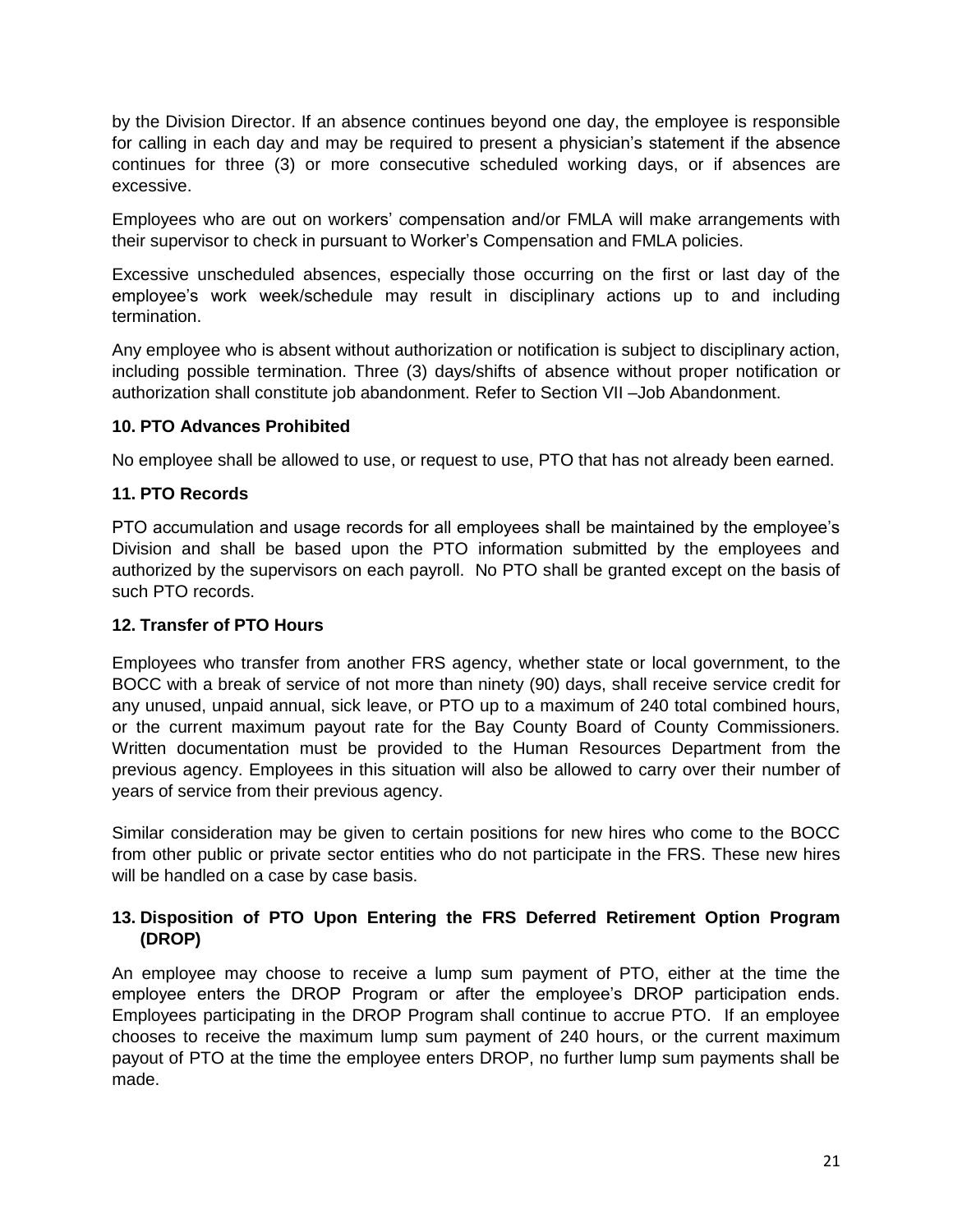by the Division Director. If an absence continues beyond one day, the employee is responsible for calling in each day and may be required to present a physician's statement if the absence continues for three (3) or more consecutive scheduled working days, or if absences are excessive.

Employees who are out on workers' compensation and/or FMLA will make arrangements with their supervisor to check in pursuant to Worker's Compensation and FMLA policies.

Excessive unscheduled absences, especially those occurring on the first or last day of the employee's work week/schedule may result in disciplinary actions up to and including termination.

Any employee who is absent without authorization or notification is subject to disciplinary action, including possible termination. Three (3) days/shifts of absence without proper notification or authorization shall constitute job abandonment. Refer to Section VII –Job Abandonment.

**10. PTO Advances Prohibited**

No employee shall be allowed to use, or request to use, PTO that has not already been earned.

**11. PTO Records**

PTO accumulation and usage records for all employees shall be maintained by the employee's Division and shall be based upon the PTO information submitted by the employees and authorized by the supervisors on each payroll. No PTO shall be granted except on the basis of such PTO records.

**12. Transfer of PTO Hours**

Employees who transfer from another FRS agency, whether state or local government, to the BOCC with a break of service of not more than ninety (90) days, shall receive service credit for any unused, unpaid annual, sick leave, or PTO up to a maximum of 240 total combined hours, or the current maximum payout rate for the Bay County Board of County Commissioners. Written documentation must be provided to the Human Resources Department from the previous agency. Employees in this situation will also be allowed to carry over their number of years of service from their previous agency.

Similar consideration may be given to certain positions for new hires who come to the BOCC from other public or private sector entities who do not participate in the FRS. These new hires will be handled on a case by case basis.

**13. Disposition of PTO Upon Entering the FRS Deferred Retirement Option Program (DROP)**

An employee may choose to receive a lump sum payment of PTO, either at the time the employee enters the DROP Program or after the employee's DROP participation ends. Employees participating in the DROP Program shall continue to accrue PTO. If an employee chooses to receive the maximum lump sum payment of 240 hours, or the current maximum payout of PTO at the time the employee enters DROP, no further lump sum payments shall be made.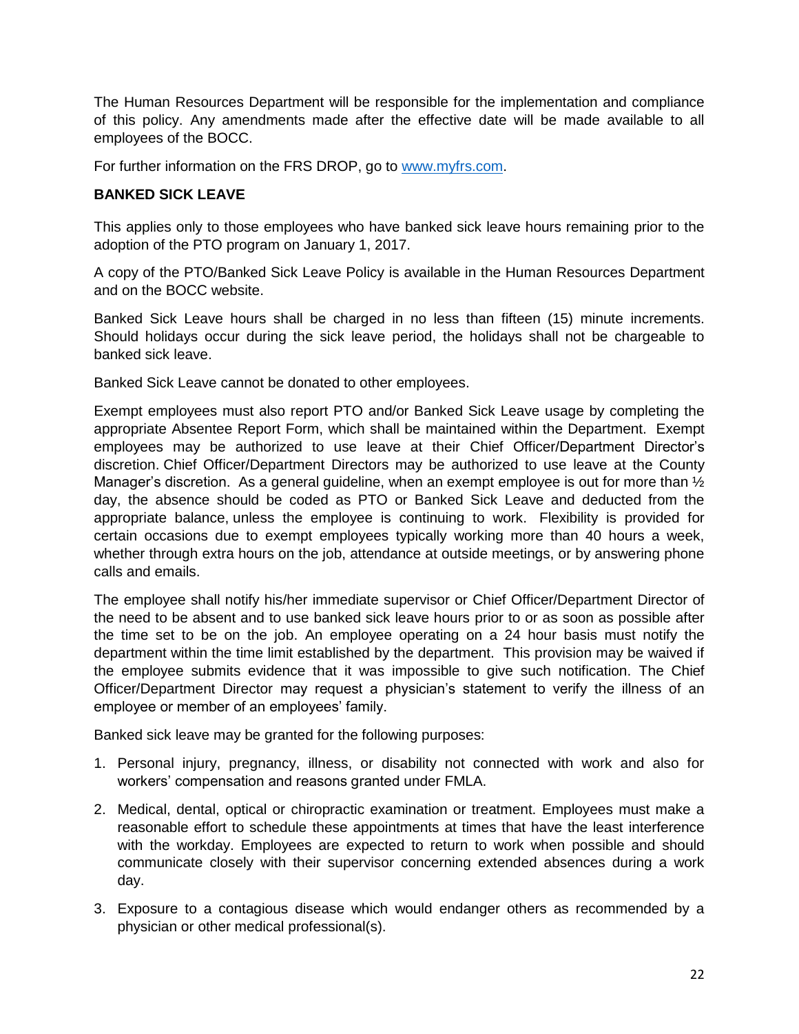The Human Resources Department will be responsible for the implementation and compliance of this policy. Any amendments made after the effective date will be made available to all employees of the BOCC.

For further information on the FRS DROP, go to [www.myfrs.com](http://www.myfrs.com).

**BANKED SICK LEAVE**

This applies only to those employees who have banked sick leave hours remaining prior to the adoption of the PTO program on January 1, 2017.

A copy of the PTO/Banked Sick Leave Policy is available in the Human Resources Department and on the BOCC website.

Banked Sick Leave hours shall be charged in no less than fifteen (15) minute increments. Should holidays occur during the sick leave period, the holidays shall not be chargeable to banked sick leave.

Banked Sick Leave cannot be donated to other employees.

Exempt employees must also report PTO and/or Banked Sick Leave usage by completing the appropriate Absentee Report Form, which shall be maintained within the Department. Exempt employees may be authorized to use leave at their Chief Officer/Department Director's discretion. Chief Officer/Department Directors may be authorized to use leave at the County Manager's discretion. As a general guideline, when an exempt employee is out for more than ½ day, the absence should be coded as PTO or Banked Sick Leave and deducted from the appropriate balance, unless the employee is continuing to work. Flexibility is provided for certain occasions due to exempt employees typically working more than 40 hours a week, whether through extra hours on the job, attendance at outside meetings, or by answering phone calls and emails.

The employee shall notify his/her immediate supervisor or Chief Officer/Department Director of the need to be absent and to use banked sick leave hours prior to or as soon as possible after the time set to be on the job. An employee operating on a 24 hour basis must notify the department within the time limit established by the department. This provision may be waived if the employee submits evidence that it was impossible to give such notification. The Chief Officer/Department Director may request a physician's statement to verify the illness of an employee or member of an employees' family.

Banked sick leave may be granted for the following purposes:

1. Personal injury, pregnancy, illness, or disability not connected with work and also for workers' compensation and reasons granted under FMLA.
2. Medical, dental, optical or chiropractic examination or treatment. Employees must make a reasonable effort to schedule these appointments at times that have the least interference with the workday. Employees are expected to return to work when possible and should communicate closely with their supervisor concerning extended absences during a work day.
3. Exposure to a contagious disease which would endanger others as recommended by a physician or other medical professional(s).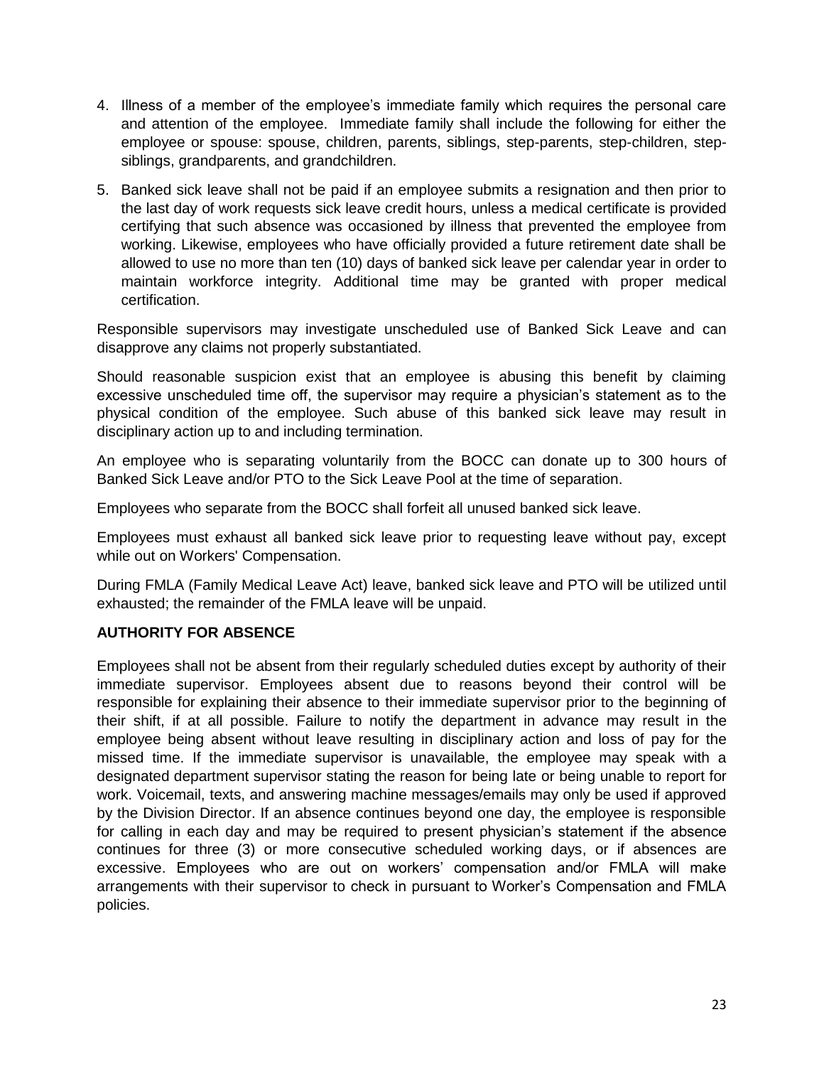4. Illness of a member of the employee's immediate family which requires the personal care and attention of the employee. Immediate family shall include the following for either the employee or spouse: spouse, children, parents, siblings, step-parents, step-children, step-siblings, grandparents, and grandchildren.

5. Banked sick leave shall not be paid if an employee submits a resignation and then prior to the last day of work requests sick leave credit hours, unless a medical certificate is provided certifying that such absence was occasioned by illness that prevented the employee from working. Likewise, employees who have officially provided a future retirement date shall be allowed to use no more than ten (10) days of banked sick leave per calendar year in order to maintain workforce integrity. Additional time may be granted with proper medical certification.

Responsible supervisors may investigate unscheduled use of Banked Sick Leave and can disapprove any claims not properly substantiated.

Should reasonable suspicion exist that an employee is abusing this benefit by claiming excessive unscheduled time off, the supervisor may require a physician's statement as to the physical condition of the employee. Such abuse of this banked sick leave may result in disciplinary action up to and including termination.

An employee who is separating voluntarily from the BOCC can donate up to 300 hours of Banked Sick Leave and/or PTO to the Sick Leave Pool at the time of separation.

Employees who separate from the BOCC shall forfeit all unused banked sick leave.

Employees must exhaust all banked sick leave prior to requesting leave without pay, except while out on Workers' Compensation.

During FMLA (Family Medical Leave Act) leave, banked sick leave and PTO will be utilized until exhausted; the remainder of the FMLA leave will be unpaid.

### AUTHORITY FOR ABSENCE

Employees shall not be absent from their regularly scheduled duties except by authority of their immediate supervisor. Employees absent due to reasons beyond their control will be responsible for explaining their absence to their immediate supervisor prior to the beginning of their shift, if at all possible. Failure to notify the department in advance may result in the employee being absent without leave resulting in disciplinary action and loss of pay for the missed time. If the immediate supervisor is unavailable, the employee may speak with a designated department supervisor stating the reason for being late or being unable to report for work. Voicemail, texts, and answering machine messages/emails may only be used if approved by the Division Director. If an absence continues beyond one day, the employee is responsible for calling in each day and may be required to present physician's statement if the absence continues for three (3) or more consecutive scheduled working days, or if absences are excessive. Employees who are out on workers' compensation and/or FMLA will make arrangements with their supervisor to check in pursuant to Worker's Compensation and FMLA policies.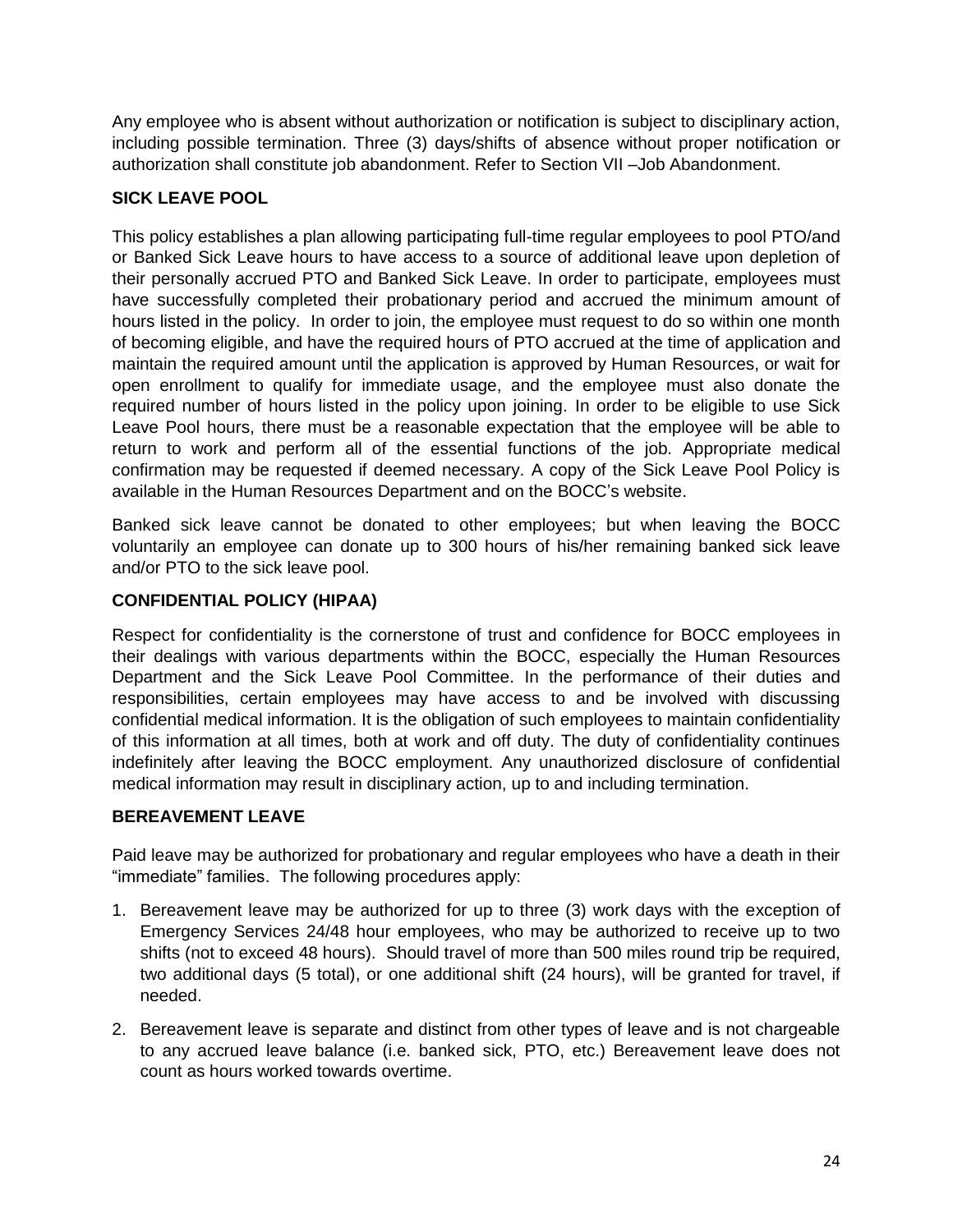Any employee who is absent without authorization or notification is subject to disciplinary action, including possible termination. Three (3) days/shifts of absence without proper notification or authorization shall constitute job abandonment. Refer to Section VII –Job Abandonment.

**SICK LEAVE POOL**

This policy establishes a plan allowing participating full-time regular employees to pool PTO/and or Banked Sick Leave hours to have access to a source of additional leave upon depletion of their personally accrued PTO and Banked Sick Leave. In order to participate, employees must have successfully completed their probationary period and accrued the minimum amount of hours listed in the policy. In order to join, the employee must request to do so within one month of becoming eligible, and have the required hours of PTO accrued at the time of application and maintain the required amount until the application is approved by Human Resources, or wait for open enrollment to qualify for immediate usage, and the employee must also donate the required number of hours listed in the policy upon joining. In order to be eligible to use Sick Leave Pool hours, there must be a reasonable expectation that the employee will be able to return to work and perform all of the essential functions of the job. Appropriate medical confirmation may be requested if deemed necessary. A copy of the Sick Leave Pool Policy is available in the Human Resources Department and on the BOCC's website.

Banked sick leave cannot be donated to other employees; but when leaving the BOCC voluntarily an employee can donate up to 300 hours of his/her remaining banked sick leave and/or PTO to the sick leave pool.

**CONFIDENTIAL POLICY (HIPAA)**

Respect for confidentiality is the cornerstone of trust and confidence for BOCC employees in their dealings with various departments within the BOCC, especially the Human Resources Department and the Sick Leave Pool Committee. In the performance of their duties and responsibilities, certain employees may have access to and be involved with discussing confidential medical information. It is the obligation of such employees to maintain confidentiality of this information at all times, both at work and off duty. The duty of confidentiality continues indefinitely after leaving the BOCC employment. Any unauthorized disclosure of confidential medical information may result in disciplinary action, up to and including termination.

**BEREAVEMENT LEAVE**

Paid leave may be authorized for probationary and regular employees who have a death in their "immediate" families. The following procedures apply:

1. Bereavement leave may be authorized for up to three (3) work days with the exception of Emergency Services 24/48 hour employees, who may be authorized to receive up to two shifts (not to exceed 48 hours). Should travel of more than 500 miles round trip be required, two additional days (5 total), or one additional shift (24 hours), will be granted for travel, if needed.

2. Bereavement leave is separate and distinct from other types of leave and is not chargeable to any accrued leave balance (i.e. banked sick, PTO, etc.) Bereavement leave does not count as hours worked towards overtime.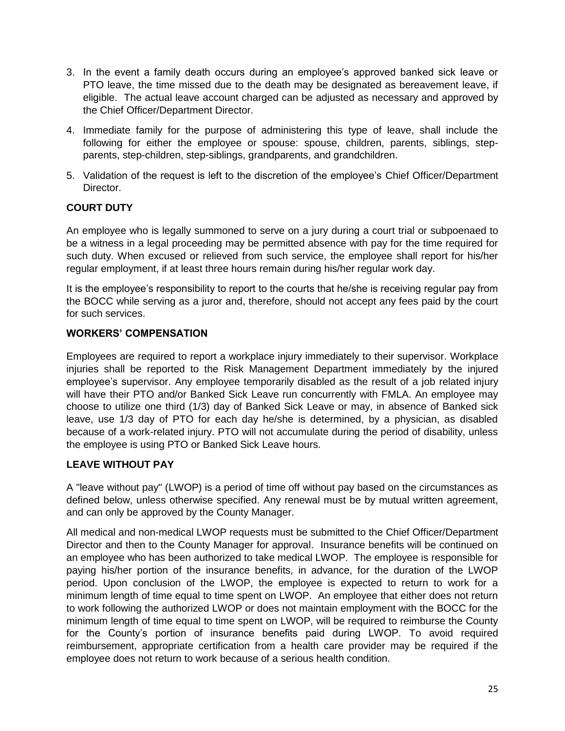3. In the event a family death occurs during an employee's approved banked sick leave or PTO leave, the time missed due to the death may be designated as bereavement leave, if eligible. The actual leave account charged can be adjusted as necessary and approved by the Chief Officer/Department Director.
4. Immediate family for the purpose of administering this type of leave, shall include the following for either the employee or spouse: spouse, children, parents, siblings, step-parents, step-children, step-siblings, grandparents, and grandchildren.
5. Validation of the request is left to the discretion of the employee's Chief Officer/Department Director.

**COURT DUTY**

An employee who is legally summoned to serve on a jury during a court trial or subpoenaed to be a witness in a legal proceeding may be permitted absence with pay for the time required for such duty. When excused or relieved from such service, the employee shall report for his/her regular employment, if at least three hours remain during his/her regular work day.

It is the employee's responsibility to report to the courts that he/she is receiving regular pay from the BOCC while serving as a juror and, therefore, should not accept any fees paid by the court for such services.

**WORKERS' COMPENSATION**

Employees are required to report a workplace injury immediately to their supervisor. Workplace injuries shall be reported to the Risk Management Department immediately by the injured employee's supervisor. Any employee temporarily disabled as the result of a job related injury will have their PTO and/or Banked Sick Leave run concurrently with FMLA. An employee may choose to utilize one third (1/3) day of Banked Sick Leave or may, in absence of Banked sick leave, use 1/3 day of PTO for each day he/she is determined, by a physician, as disabled because of a work-related injury. PTO will not accumulate during the period of disability, unless the employee is using PTO or Banked Sick Leave hours.

**LEAVE WITHOUT PAY**

A "leave without pay" (LWOP) is a period of time off without pay based on the circumstances as defined below, unless otherwise specified. Any renewal must be by mutual written agreement, and can only be approved by the County Manager.

All medical and non-medical LWOP requests must be submitted to the Chief Officer/Department Director and then to the County Manager for approval. Insurance benefits will be continued on an employee who has been authorized to take medical LWOP. The employee is responsible for paying his/her portion of the insurance benefits, in advance, for the duration of the LWOP period. Upon conclusion of the LWOP, the employee is expected to return to work for a minimum length of time equal to time spent on LWOP. An employee that either does not return to work following the authorized LWOP or does not maintain employment with the BOCC for the minimum length of time equal to time spent on LWOP, will be required to reimburse the County for the County's portion of insurance benefits paid during LWOP. To avoid required reimbursement, appropriate certification from a health care provider may be required if the employee does not return to work because of a serious health condition.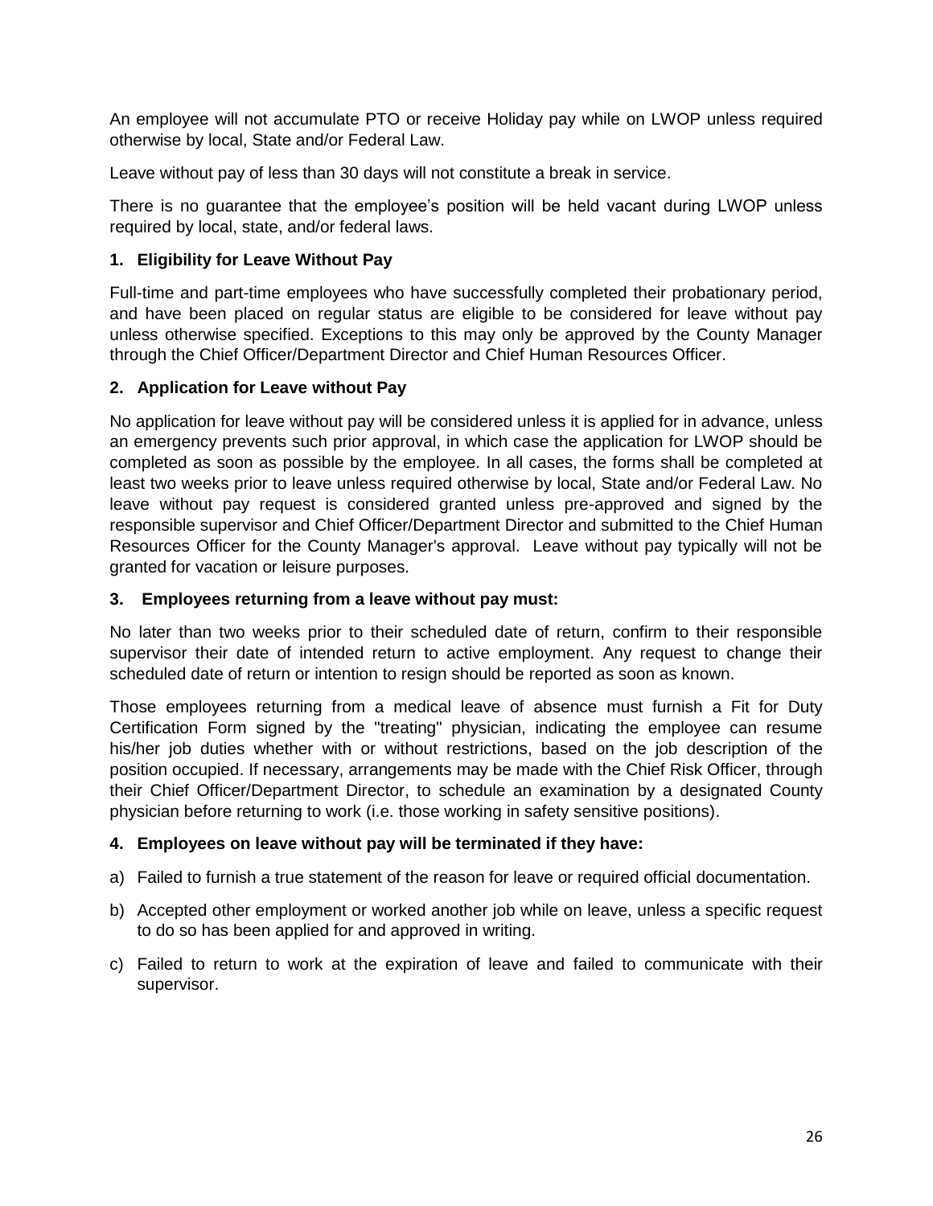An employee will not accumulate PTO or receive Holiday pay while on LWOP unless required otherwise by local, State and/or Federal Law.

Leave without pay of less than 30 days will not constitute a break in service.

There is no guarantee that the employee's position will be held vacant during LWOP unless required by local, state, and/or federal laws.

**1. Eligibility for Leave Without Pay**

Full-time and part-time employees who have successfully completed their probationary period, and have been placed on regular status are eligible to be considered for leave without pay unless otherwise specified. Exceptions to this may only be approved by the County Manager through the Chief Officer/Department Director and Chief Human Resources Officer.

**2. Application for Leave without Pay**

No application for leave without pay will be considered unless it is applied for in advance, unless an emergency prevents such prior approval, in which case the application for LWOP should be completed as soon as possible by the employee. In all cases, the forms shall be completed at least two weeks prior to leave unless required otherwise by local, State and/or Federal Law. No leave without pay request is considered granted unless pre-approved and signed by the responsible supervisor and Chief Officer/Department Director and submitted to the Chief Human Resources Officer for the County Manager's approval. Leave without pay typically will not be granted for vacation or leisure purposes.

**3. Employees returning from a leave without pay must:**

No later than two weeks prior to their scheduled date of return, confirm to their responsible supervisor their date of intended return to active employment. Any request to change their scheduled date of return or intention to resign should be reported as soon as known.

Those employees returning from a medical leave of absence must furnish a Fit for Duty Certification Form signed by the "treating" physician, indicating the employee can resume his/her job duties whether with or without restrictions, based on the job description of the position occupied. If necessary, arrangements may be made with the Chief Risk Officer, through their Chief Officer/Department Director, to schedule an examination by a designated County physician before returning to work (i.e. those working in safety sensitive positions).

**4. Employees on leave without pay will be terminated if they have:**

a) Failed to furnish a true statement of the reason for leave or required official documentation.

b) Accepted other employment or worked another job while on leave, unless a specific request to do so has been applied for and approved in writing.

c) Failed to return to work at the expiration of leave and failed to communicate with their supervisor.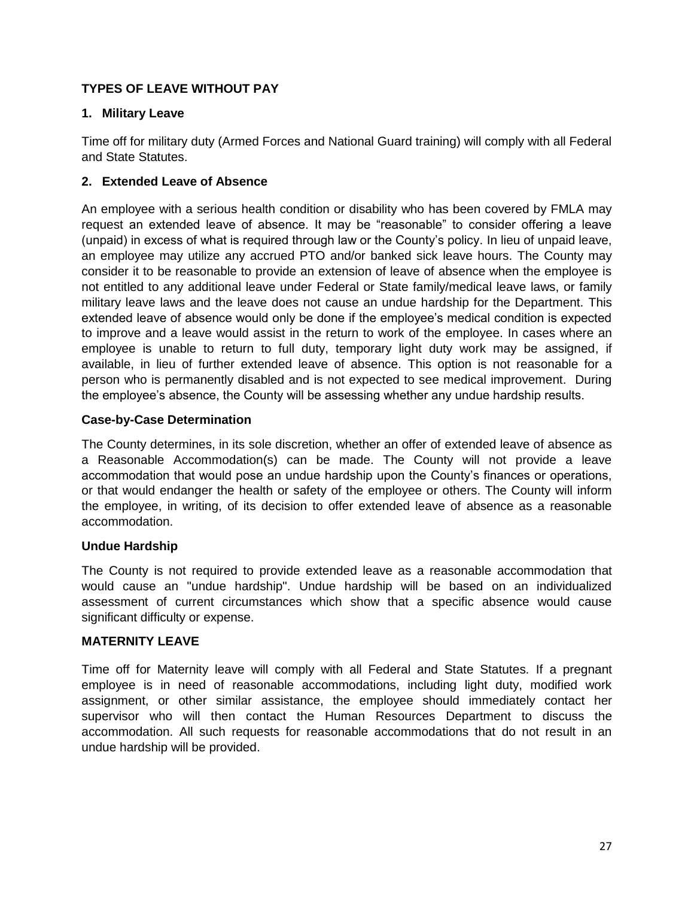## TYPES OF LEAVE WITHOUT PAY

### 1. Military Leave

Time off for military duty (Armed Forces and National Guard training) will comply with all Federal and State Statutes.

### 2. Extended Leave of Absence

An employee with a serious health condition or disability who has been covered by FMLA may request an extended leave of absence. It may be "reasonable" to consider offering a leave (unpaid) in excess of what is required through law or the County's policy. In lieu of unpaid leave, an employee may utilize any accrued PTO and/or banked sick leave hours. The County may consider it to be reasonable to provide an extension of leave of absence when the employee is not entitled to any additional leave under Federal or State family/medical leave laws, or family military leave laws and the leave does not cause an undue hardship for the Department. This extended leave of absence would only be done if the employee's medical condition is expected to improve and a leave would assist in the return to work of the employee. In cases where an employee is unable to return to full duty, temporary light duty work may be assigned, if available, in lieu of further extended leave of absence. This option is not reasonable for a person who is permanently disabled and is not expected to see medical improvement. During the employee's absence, the County will be assessing whether any undue hardship results.

#### Case-by-Case Determination

The County determines, in its sole discretion, whether an offer of extended leave of absence as a Reasonable Accommodation(s) can be made. The County will not provide a leave accommodation that would pose an undue hardship upon the County's finances or operations, or that would endanger the health or safety of the employee or others. The County will inform the employee, in writing, of its decision to offer extended leave of absence as a reasonable accommodation.

#### Undue Hardship

The County is not required to provide extended leave as a reasonable accommodation that would cause an "undue hardship". Undue hardship will be based on an individualized assessment of current circumstances which show that a specific absence would cause significant difficulty or expense.

## MATERNITY LEAVE

Time off for Maternity leave will comply with all Federal and State Statutes. If a pregnant employee is in need of reasonable accommodations, including light duty, modified work assignment, or other similar assistance, the employee should immediately contact her supervisor who will then contact the Human Resources Department to discuss the accommodation. All such requests for reasonable accommodations that do not result in an undue hardship will be provided.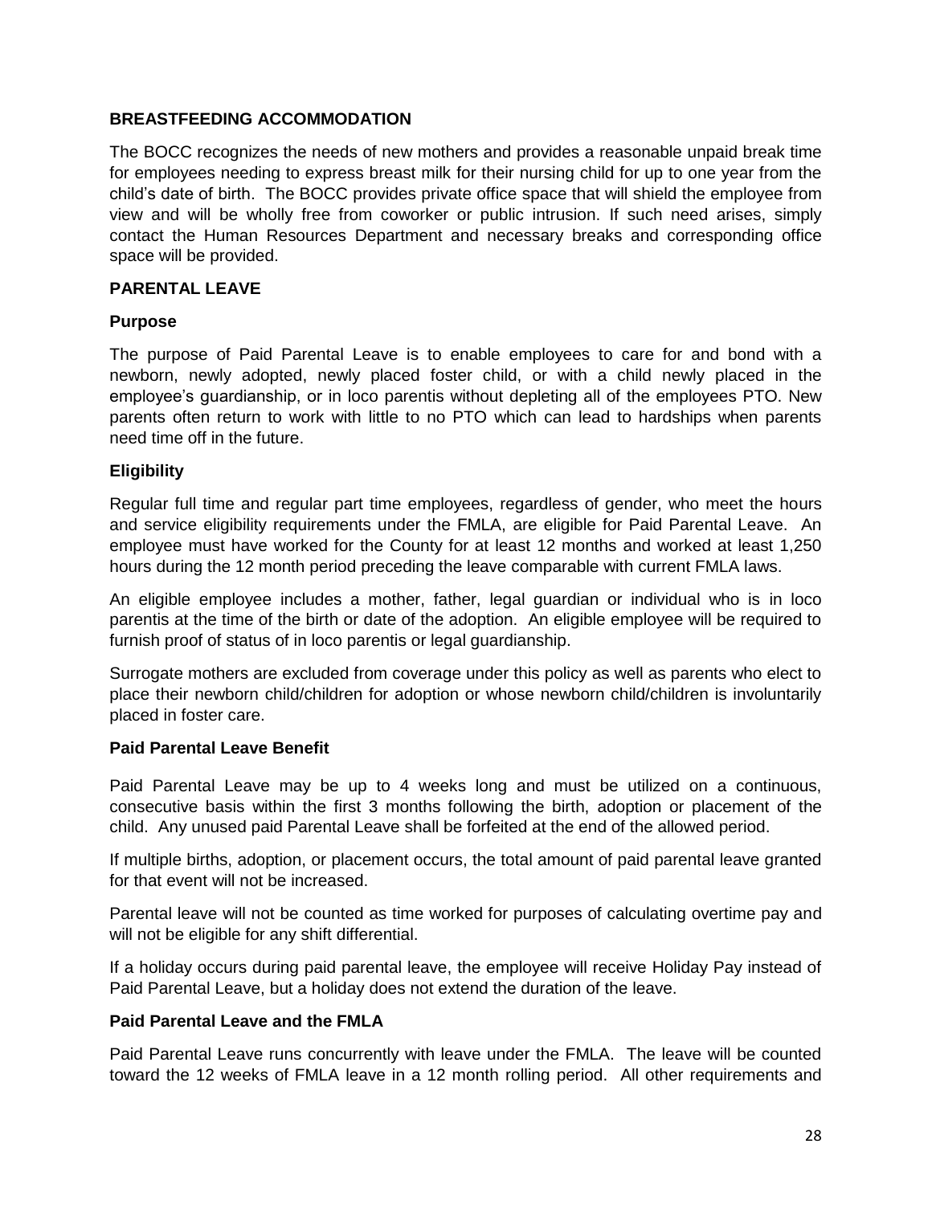## BREASTFEEDING ACCOMMODATION

The BOCC recognizes the needs of new mothers and provides a reasonable unpaid break time for employees needing to express breast milk for their nursing child for up to one year from the child's date of birth. The BOCC provides private office space that will shield the employee from view and will be wholly free from coworker or public intrusion. If such need arises, simply contact the Human Resources Department and necessary breaks and corresponding office space will be provided.

## PARENTAL LEAVE

### Purpose

The purpose of Paid Parental Leave is to enable employees to care for and bond with a newborn, newly adopted, newly placed foster child, or with a child newly placed in the employee's guardianship, or in loco parentis without depleting all of the employees PTO. New parents often return to work with little to no PTO which can lead to hardships when parents need time off in the future.

### Eligibility

Regular full time and regular part time employees, regardless of gender, who meet the hours and service eligibility requirements under the FMLA, are eligible for Paid Parental Leave. An employee must have worked for the County for at least 12 months and worked at least 1,250 hours during the 12 month period preceding the leave comparable with current FMLA laws.

An eligible employee includes a mother, father, legal guardian or individual who is in loco parentis at the time of the birth or date of the adoption. An eligible employee will be required to furnish proof of status of in loco parentis or legal guardianship.

Surrogate mothers are excluded from coverage under this policy as well as parents who elect to place their newborn child/children for adoption or whose newborn child/children is involuntarily placed in foster care.

### Paid Parental Leave Benefit

Paid Parental Leave may be up to 4 weeks long and must be utilized on a continuous, consecutive basis within the first 3 months following the birth, adoption or placement of the child. Any unused paid Parental Leave shall be forfeited at the end of the allowed period.

If multiple births, adoption, or placement occurs, the total amount of paid parental leave granted for that event will not be increased.

Parental leave will not be counted as time worked for purposes of calculating overtime pay and will not be eligible for any shift differential.

If a holiday occurs during paid parental leave, the employee will receive Holiday Pay instead of Paid Parental Leave, but a holiday does not extend the duration of the leave.

### Paid Parental Leave and the FMLA

Paid Parental Leave runs concurrently with leave under the FMLA. The leave will be counted toward the 12 weeks of FMLA leave in a 12 month rolling period. All other requirements and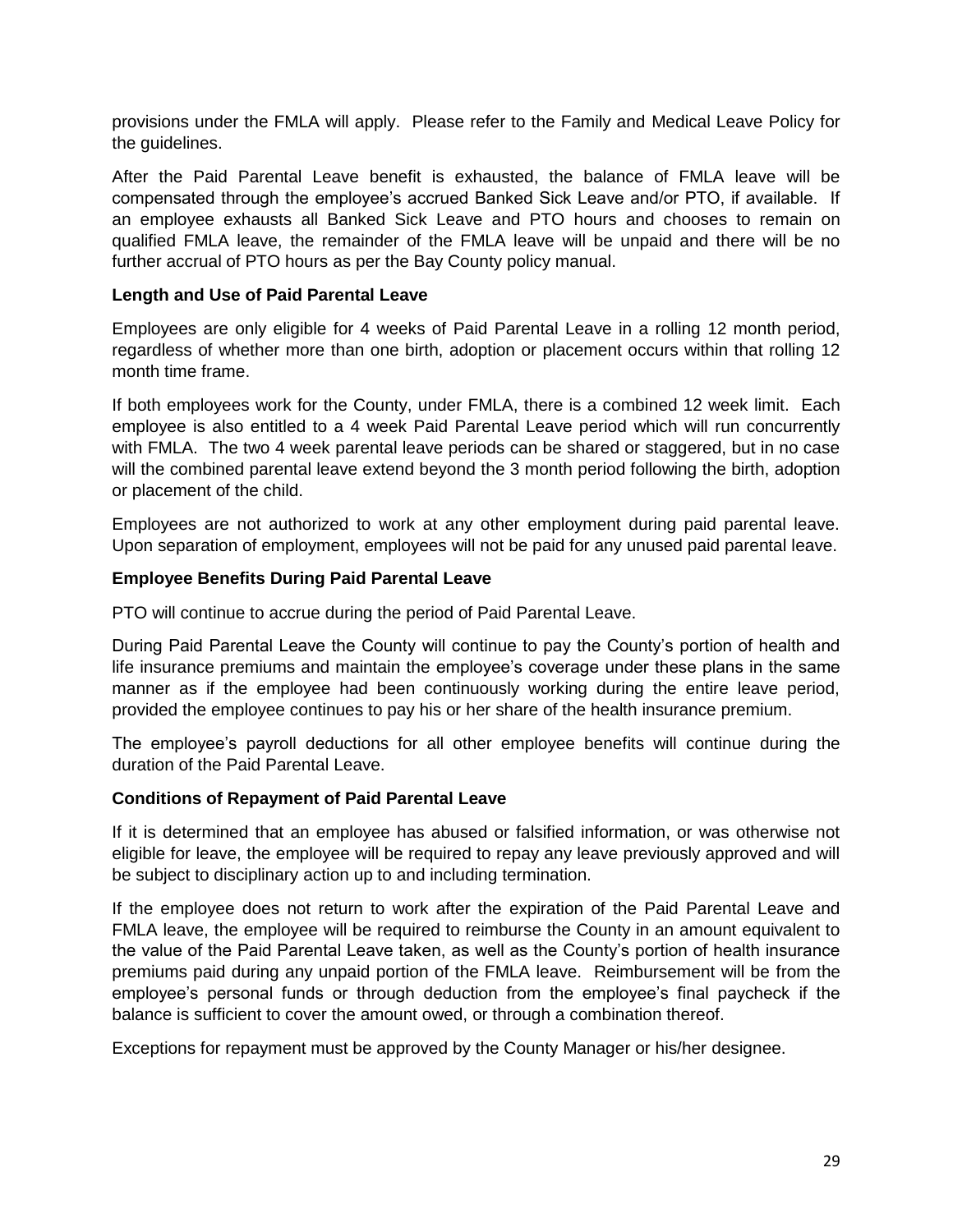provisions under the FMLA will apply. Please refer to the Family and Medical Leave Policy for the guidelines.

After the Paid Parental Leave benefit is exhausted, the balance of FMLA leave will be compensated through the employee's accrued Banked Sick Leave and/or PTO, if available. If an employee exhausts all Banked Sick Leave and PTO hours and chooses to remain on qualified FMLA leave, the remainder of the FMLA leave will be unpaid and there will be no further accrual of PTO hours as per the Bay County policy manual.

**Length and Use of Paid Parental Leave**

Employees are only eligible for 4 weeks of Paid Parental Leave in a rolling 12 month period, regardless of whether more than one birth, adoption or placement occurs within that rolling 12 month time frame.

If both employees work for the County, under FMLA, there is a combined 12 week limit. Each employee is also entitled to a 4 week Paid Parental Leave period which will run concurrently with FMLA. The two 4 week parental leave periods can be shared or staggered, but in no case will the combined parental leave extend beyond the 3 month period following the birth, adoption or placement of the child.

Employees are not authorized to work at any other employment during paid parental leave. Upon separation of employment, employees will not be paid for any unused paid parental leave.

**Employee Benefits During Paid Parental Leave**

PTO will continue to accrue during the period of Paid Parental Leave.

During Paid Parental Leave the County will continue to pay the County's portion of health and life insurance premiums and maintain the employee's coverage under these plans in the same manner as if the employee had been continuously working during the entire leave period, provided the employee continues to pay his or her share of the health insurance premium.

The employee's payroll deductions for all other employee benefits will continue during the duration of the Paid Parental Leave.

**Conditions of Repayment of Paid Parental Leave**

If it is determined that an employee has abused or falsified information, or was otherwise not eligible for leave, the employee will be required to repay any leave previously approved and will be subject to disciplinary action up to and including termination.

If the employee does not return to work after the expiration of the Paid Parental Leave and FMLA leave, the employee will be required to reimburse the County in an amount equivalent to the value of the Paid Parental Leave taken, as well as the County's portion of health insurance premiums paid during any unpaid portion of the FMLA leave. Reimbursement will be from the employee's personal funds or through deduction from the employee's final paycheck if the balance is sufficient to cover the amount owed, or through a combination thereof.

Exceptions for repayment must be approved by the County Manager or his/her designee.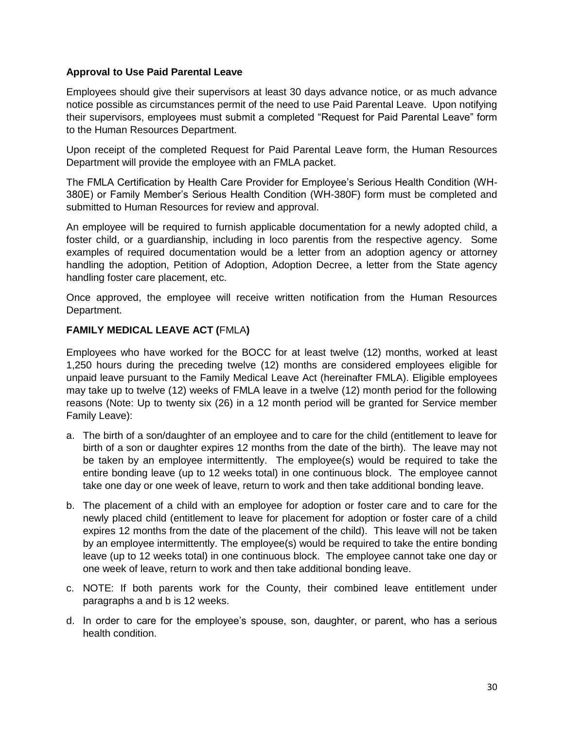**Approval to Use Paid Parental Leave**

Employees should give their supervisors at least 30 days advance notice, or as much advance notice possible as circumstances permit of the need to use Paid Parental Leave. Upon notifying their supervisors, employees must submit a completed "Request for Paid Parental Leave" form to the Human Resources Department.

Upon receipt of the completed Request for Paid Parental Leave form, the Human Resources Department will provide the employee with an FMLA packet.

The FMLA Certification by Health Care Provider for Employee's Serious Health Condition (WH-380E) or Family Member's Serious Health Condition (WH-380F) form must be completed and submitted to Human Resources for review and approval.

An employee will be required to furnish applicable documentation for a newly adopted child, a foster child, or a guardianship, including in loco parentis from the respective agency. Some examples of required documentation would be a letter from an adoption agency or attorney handling the adoption, Petition of Adoption, Adoption Decree, a letter from the State agency handling foster care placement, etc.

Once approved, the employee will receive written notification from the Human Resources Department.

**FAMILY MEDICAL LEAVE ACT (**FMLA**)**

Employees who have worked for the BOCC for at least twelve (12) months, worked at least 1,250 hours during the preceding twelve (12) months are considered employees eligible for unpaid leave pursuant to the Family Medical Leave Act (hereinafter FMLA). Eligible employees may take up to twelve (12) weeks of FMLA leave in a twelve (12) month period for the following reasons (Note: Up to twenty six (26) in a 12 month period will be granted for Service member Family Leave):

a. The birth of a son/daughter of an employee and to care for the child (entitlement to leave for birth of a son or daughter expires 12 months from the date of the birth). The leave may not be taken by an employee intermittently. The employee(s) would be required to take the entire bonding leave (up to 12 weeks total) in one continuous block. The employee cannot take one day or one week of leave, return to work and then take additional bonding leave.

b. The placement of a child with an employee for adoption or foster care and to care for the newly placed child (entitlement to leave for placement for adoption or foster care of a child expires 12 months from the date of the placement of the child). This leave will not be taken by an employee intermittently. The employee(s) would be required to take the entire bonding leave (up to 12 weeks total) in one continuous block. The employee cannot take one day or one week of leave, return to work and then take additional bonding leave.

c. NOTE: If both parents work for the County, their combined leave entitlement under paragraphs a and b is 12 weeks.

d. In order to care for the employee's spouse, son, daughter, or parent, who has a serious health condition.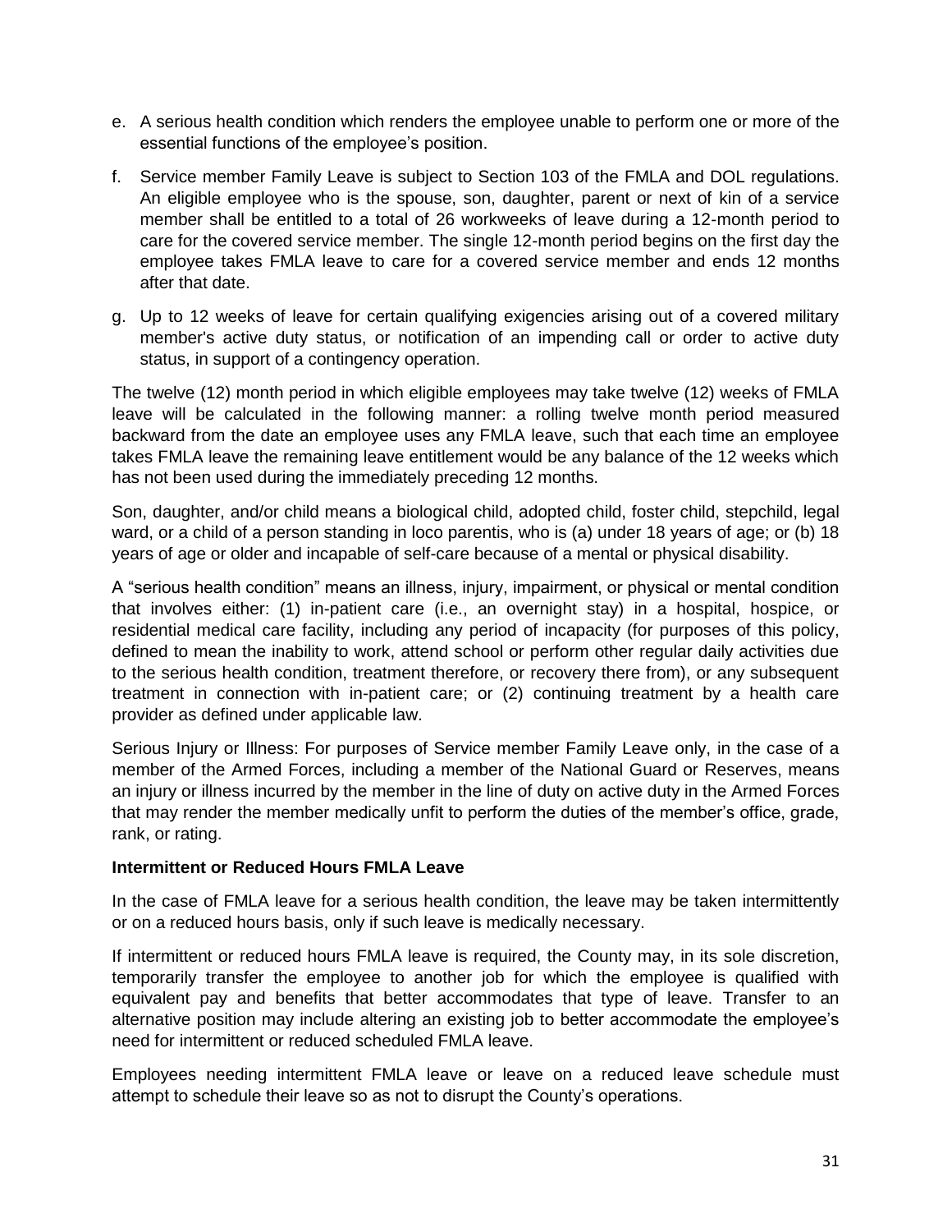e. A serious health condition which renders the employee unable to perform one or more of the essential functions of the employee's position.

f. Service member Family Leave is subject to Section 103 of the FMLA and DOL regulations. An eligible employee who is the spouse, son, daughter, parent or next of kin of a service member shall be entitled to a total of 26 workweeks of leave during a 12-month period to care for the covered service member. The single 12-month period begins on the first day the employee takes FMLA leave to care for a covered service member and ends 12 months after that date.

g. Up to 12 weeks of leave for certain qualifying exigencies arising out of a covered military member's active duty status, or notification of an impending call or order to active duty status, in support of a contingency operation.

The twelve (12) month period in which eligible employees may take twelve (12) weeks of FMLA leave will be calculated in the following manner: a rolling twelve month period measured backward from the date an employee uses any FMLA leave, such that each time an employee takes FMLA leave the remaining leave entitlement would be any balance of the 12 weeks which has not been used during the immediately preceding 12 months.

Son, daughter, and/or child means a biological child, adopted child, foster child, stepchild, legal ward, or a child of a person standing in loco parentis, who is (a) under 18 years of age; or (b) 18 years of age or older and incapable of self-care because of a mental or physical disability.

A "serious health condition" means an illness, injury, impairment, or physical or mental condition that involves either: (1) in-patient care (i.e., an overnight stay) in a hospital, hospice, or residential medical care facility, including any period of incapacity (for purposes of this policy, defined to mean the inability to work, attend school or perform other regular daily activities due to the serious health condition, treatment therefore, or recovery there from), or any subsequent treatment in connection with in-patient care; or (2) continuing treatment by a health care provider as defined under applicable law.

Serious Injury or Illness: For purposes of Service member Family Leave only, in the case of a member of the Armed Forces, including a member of the National Guard or Reserves, means an injury or illness incurred by the member in the line of duty on active duty in the Armed Forces that may render the member medically unfit to perform the duties of the member's office, grade, rank, or rating.

**Intermittent or Reduced Hours FMLA Leave**

In the case of FMLA leave for a serious health condition, the leave may be taken intermittently or on a reduced hours basis, only if such leave is medically necessary.

If intermittent or reduced hours FMLA leave is required, the County may, in its sole discretion, temporarily transfer the employee to another job for which the employee is qualified with equivalent pay and benefits that better accommodates that type of leave. Transfer to an alternative position may include altering an existing job to better accommodate the employee's need for intermittent or reduced scheduled FMLA leave.

Employees needing intermittent FMLA leave or leave on a reduced leave schedule must attempt to schedule their leave so as not to disrupt the County's operations.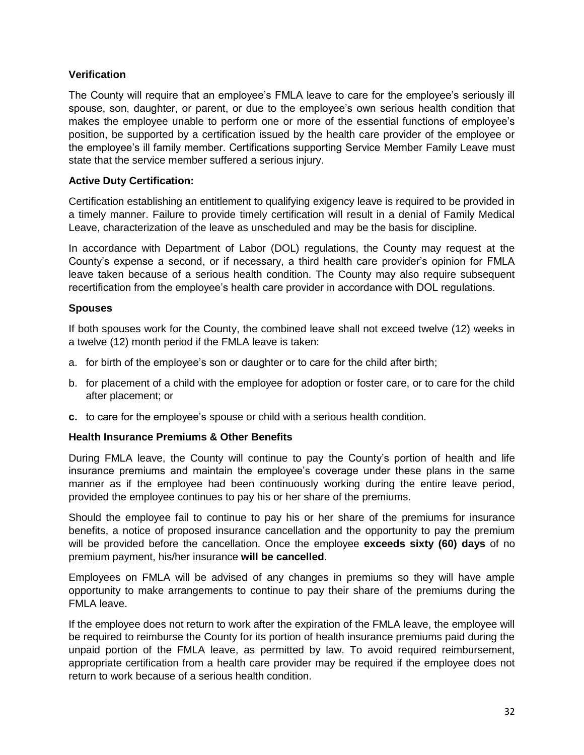**Verification**

The County will require that an employee's FMLA leave to care for the employee's seriously ill spouse, son, daughter, or parent, or due to the employee's own serious health condition that makes the employee unable to perform one or more of the essential functions of employee's position, be supported by a certification issued by the health care provider of the employee or the employee's ill family member. Certifications supporting Service Member Family Leave must state that the service member suffered a serious injury.

**Active Duty Certification:**

Certification establishing an entitlement to qualifying exigency leave is required to be provided in a timely manner. Failure to provide timely certification will result in a denial of Family Medical Leave, characterization of the leave as unscheduled and may be the basis for discipline.

In accordance with Department of Labor (DOL) regulations, the County may request at the County's expense a second, or if necessary, a third health care provider's opinion for FMLA leave taken because of a serious health condition. The County may also require subsequent recertification from the employee's health care provider in accordance with DOL regulations.

**Spouses**

If both spouses work for the County, the combined leave shall not exceed twelve (12) weeks in a twelve (12) month period if the FMLA leave is taken:

a. for birth of the employee's son or daughter or to care for the child after birth;

b. for placement of a child with the employee for adoption or foster care, or to care for the child after placement; or

**c.** to care for the employee's spouse or child with a serious health condition.

**Health Insurance Premiums & Other Benefits**

During FMLA leave, the County will continue to pay the County's portion of health and life insurance premiums and maintain the employee's coverage under these plans in the same manner as if the employee had been continuously working during the entire leave period, provided the employee continues to pay his or her share of the premiums.

Should the employee fail to continue to pay his or her share of the premiums for insurance benefits, a notice of proposed insurance cancellation and the opportunity to pay the premium will be provided before the cancellation. Once the employee **exceeds sixty (60) days** of no premium payment, his/her insurance **will be cancelled**.

Employees on FMLA will be advised of any changes in premiums so they will have ample opportunity to make arrangements to continue to pay their share of the premiums during the FMLA leave.

If the employee does not return to work after the expiration of the FMLA leave, the employee will be required to reimburse the County for its portion of health insurance premiums paid during the unpaid portion of the FMLA leave, as permitted by law. To avoid required reimbursement, appropriate certification from a health care provider may be required if the employee does not return to work because of a serious health condition.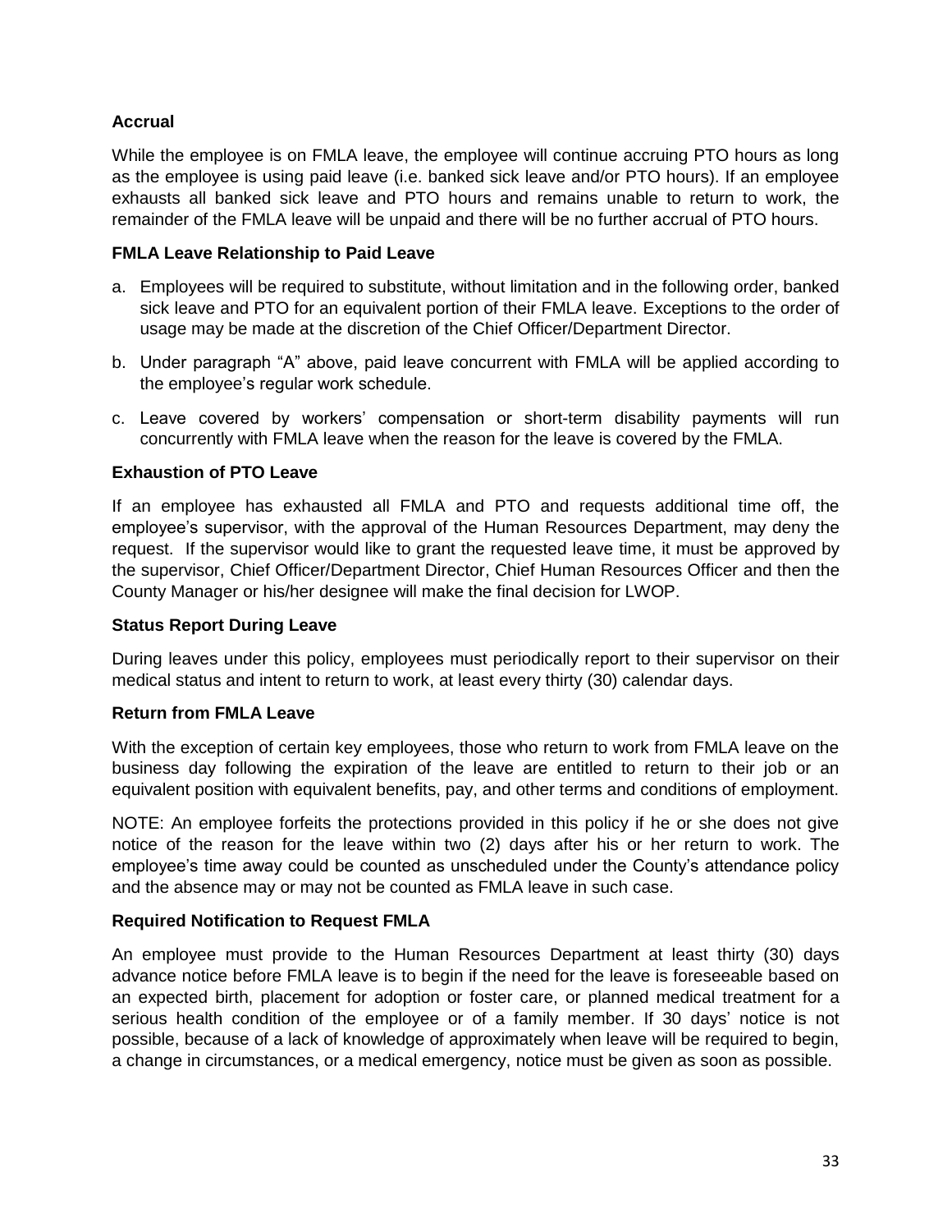**Accrual**

While the employee is on FMLA leave, the employee will continue accruing PTO hours as long as the employee is using paid leave (i.e. banked sick leave and/or PTO hours). If an employee exhausts all banked sick leave and PTO hours and remains unable to return to work, the remainder of the FMLA leave will be unpaid and there will be no further accrual of PTO hours.

**FMLA Leave Relationship to Paid Leave**

a. Employees will be required to substitute, without limitation and in the following order, banked sick leave and PTO for an equivalent portion of their FMLA leave. Exceptions to the order of usage may be made at the discretion of the Chief Officer/Department Director.

b. Under paragraph "A" above, paid leave concurrent with FMLA will be applied according to the employee's regular work schedule.

c. Leave covered by workers' compensation or short-term disability payments will run concurrently with FMLA leave when the reason for the leave is covered by the FMLA.

**Exhaustion of PTO Leave**

If an employee has exhausted all FMLA and PTO and requests additional time off, the employee's supervisor, with the approval of the Human Resources Department, may deny the request. If the supervisor would like to grant the requested leave time, it must be approved by the supervisor, Chief Officer/Department Director, Chief Human Resources Officer and then the County Manager or his/her designee will make the final decision for LWOP.

**Status Report During Leave**

During leaves under this policy, employees must periodically report to their supervisor on their medical status and intent to return to work, at least every thirty (30) calendar days.

**Return from FMLA Leave**

With the exception of certain key employees, those who return to work from FMLA leave on the business day following the expiration of the leave are entitled to return to their job or an equivalent position with equivalent benefits, pay, and other terms and conditions of employment.

NOTE: An employee forfeits the protections provided in this policy if he or she does not give notice of the reason for the leave within two (2) days after his or her return to work. The employee's time away could be counted as unscheduled under the County's attendance policy and the absence may or may not be counted as FMLA leave in such case.

**Required Notification to Request FMLA**

An employee must provide to the Human Resources Department at least thirty (30) days advance notice before FMLA leave is to begin if the need for the leave is foreseeable based on an expected birth, placement for adoption or foster care, or planned medical treatment for a serious health condition of the employee or of a family member. If 30 days' notice is not possible, because of a lack of knowledge of approximately when leave will be required to begin, a change in circumstances, or a medical emergency, notice must be given as soon as possible.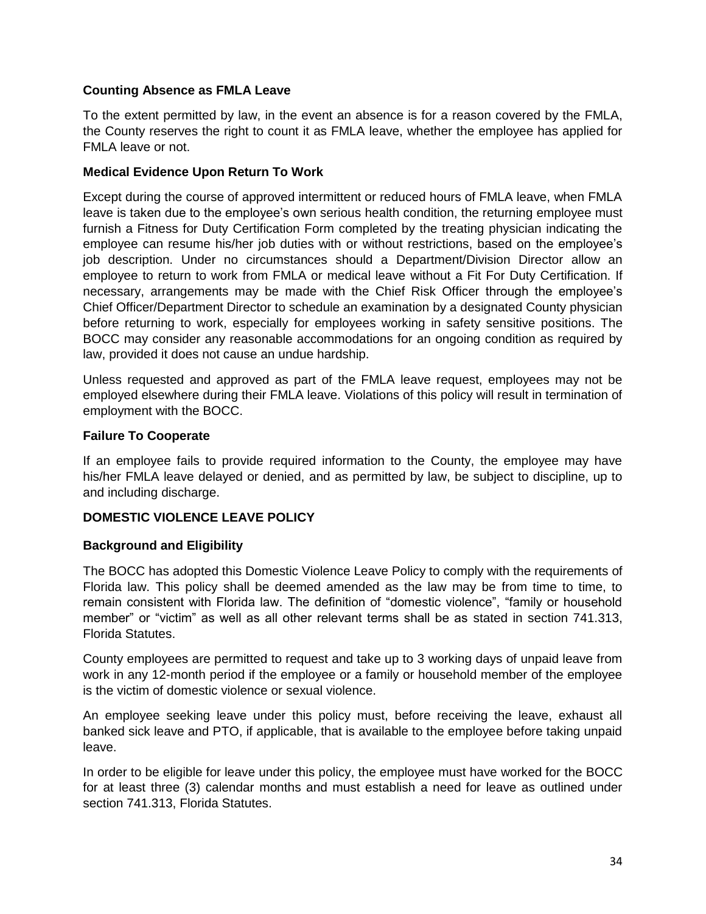**Counting Absence as FMLA Leave**

To the extent permitted by law, in the event an absence is for a reason covered by the FMLA, the County reserves the right to count it as FMLA leave, whether the employee has applied for FMLA leave or not.

**Medical Evidence Upon Return To Work**

Except during the course of approved intermittent or reduced hours of FMLA leave, when FMLA leave is taken due to the employee's own serious health condition, the returning employee must furnish a Fitness for Duty Certification Form completed by the treating physician indicating the employee can resume his/her job duties with or without restrictions, based on the employee's job description. Under no circumstances should a Department/Division Director allow an employee to return to work from FMLA or medical leave without a Fit For Duty Certification. If necessary, arrangements may be made with the Chief Risk Officer through the employee's Chief Officer/Department Director to schedule an examination by a designated County physician before returning to work, especially for employees working in safety sensitive positions. The BOCC may consider any reasonable accommodations for an ongoing condition as required by law, provided it does not cause an undue hardship.

Unless requested and approved as part of the FMLA leave request, employees may not be employed elsewhere during their FMLA leave. Violations of this policy will result in termination of employment with the BOCC.

**Failure To Cooperate**

If an employee fails to provide required information to the County, the employee may have his/her FMLA leave delayed or denied, and as permitted by law, be subject to discipline, up to and including discharge.

**DOMESTIC VIOLENCE LEAVE POLICY**

**Background and Eligibility**

The BOCC has adopted this Domestic Violence Leave Policy to comply with the requirements of Florida law. This policy shall be deemed amended as the law may be from time to time, to remain consistent with Florida law. The definition of "domestic violence", "family or household member" or "victim" as well as all other relevant terms shall be as stated in section 741.313, Florida Statutes.

County employees are permitted to request and take up to 3 working days of unpaid leave from work in any 12-month period if the employee or a family or household member of the employee is the victim of domestic violence or sexual violence.

An employee seeking leave under this policy must, before receiving the leave, exhaust all banked sick leave and PTO, if applicable, that is available to the employee before taking unpaid leave.

In order to be eligible for leave under this policy, the employee must have worked for the BOCC for at least three (3) calendar months and must establish a need for leave as outlined under section 741.313, Florida Statutes.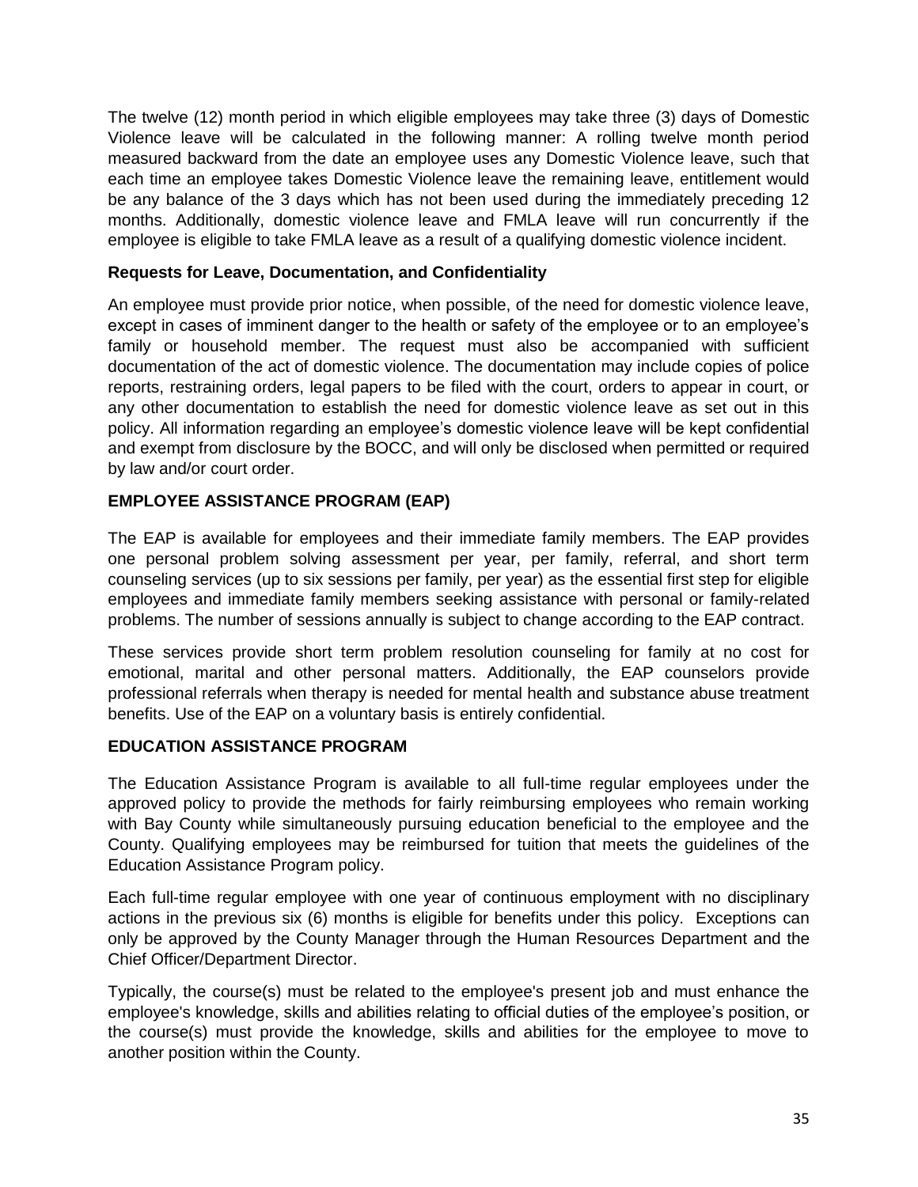The twelve (12) month period in which eligible employees may take three (3) days of Domestic Violence leave will be calculated in the following manner: A rolling twelve month period measured backward from the date an employee uses any Domestic Violence leave, such that each time an employee takes Domestic Violence leave the remaining leave, entitlement would be any balance of the 3 days which has not been used during the immediately preceding 12 months. Additionally, domestic violence leave and FMLA leave will run concurrently if the employee is eligible to take FMLA leave as a result of a qualifying domestic violence incident.

### Requests for Leave, Documentation, and Confidentiality

An employee must provide prior notice, when possible, of the need for domestic violence leave, except in cases of imminent danger to the health or safety of the employee or to an employee's family or household member. The request must also be accompanied with sufficient documentation of the act of domestic violence. The documentation may include copies of police reports, restraining orders, legal papers to be filed with the court, orders to appear in court, or any other documentation to establish the need for domestic violence leave as set out in this policy. All information regarding an employee's domestic violence leave will be kept confidential and exempt from disclosure by the BOCC, and will only be disclosed when permitted or required by law and/or court order.

## EMPLOYEE ASSISTANCE PROGRAM (EAP)

The EAP is available for employees and their immediate family members. The EAP provides one personal problem solving assessment per year, per family, referral, and short term counseling services (up to six sessions per family, per year) as the essential first step for eligible employees and immediate family members seeking assistance with personal or family-related problems. The number of sessions annually is subject to change according to the EAP contract.

These services provide short term problem resolution counseling for family at no cost for emotional, marital and other personal matters. Additionally, the EAP counselors provide professional referrals when therapy is needed for mental health and substance abuse treatment benefits. Use of the EAP on a voluntary basis is entirely confidential.

## EDUCATION ASSISTANCE PROGRAM

The Education Assistance Program is available to all full-time regular employees under the approved policy to provide the methods for fairly reimbursing employees who remain working with Bay County while simultaneously pursuing education beneficial to the employee and the County. Qualifying employees may be reimbursed for tuition that meets the guidelines of the Education Assistance Program policy.

Each full-time regular employee with one year of continuous employment with no disciplinary actions in the previous six (6) months is eligible for benefits under this policy. Exceptions can only be approved by the County Manager through the Human Resources Department and the Chief Officer/Department Director.

Typically, the course(s) must be related to the employee's present job and must enhance the employee's knowledge, skills and abilities relating to official duties of the employee's position, or the course(s) must provide the knowledge, skills and abilities for the employee to move to another position within the County.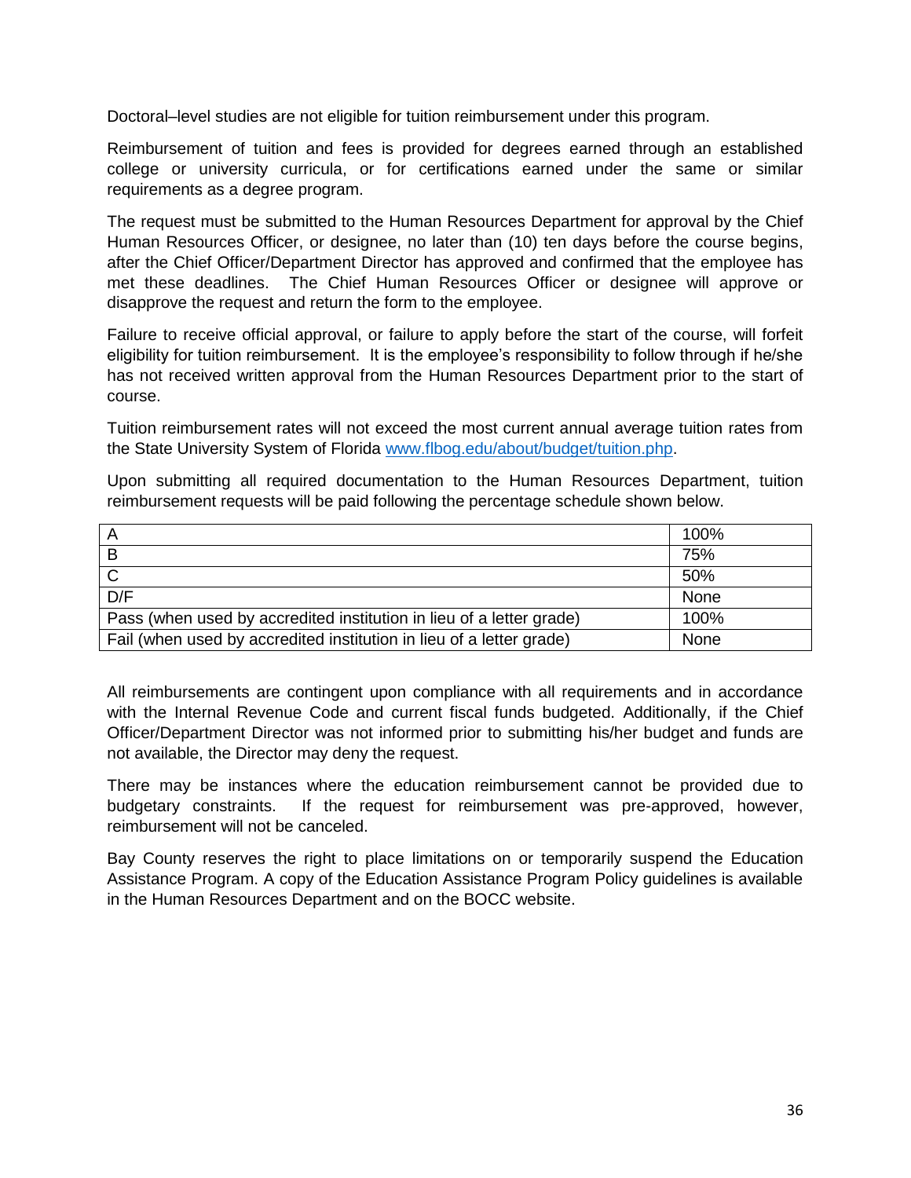Doctoral–level studies are not eligible for tuition reimbursement under this program.

Reimbursement of tuition and fees is provided for degrees earned through an established college or university curricula, or for certifications earned under the same or similar requirements as a degree program.

The request must be submitted to the Human Resources Department for approval by the Chief Human Resources Officer, or designee, no later than (10) ten days before the course begins, after the Chief Officer/Department Director has approved and confirmed that the employee has met these deadlines. The Chief Human Resources Officer or designee will approve or disapprove the request and return the form to the employee.

Failure to receive official approval, or failure to apply before the start of the course, will forfeit eligibility for tuition reimbursement. It is the employee's responsibility to follow through if he/she has not received written approval from the Human Resources Department prior to the start of course.

Tuition reimbursement rates will not exceed the most current annual average tuition rates from the State University System of Florida [www.flbog.edu/about/budget/tuition.php](http://www.flbog.edu/about/budget/tuition.php).

Upon submitting all required documentation to the Human Resources Department, tuition reimbursement requests will be paid following the percentage schedule shown below.

| | |
|---|---|
| A | 100% |
| B | 75% |
| C | 50% |
| D/F | None |
| Pass (when used by accredited institution in lieu of a letter grade) | 100% |
| Fail (when used by accredited institution in lieu of a letter grade) | None |

All reimbursements are contingent upon compliance with all requirements and in accordance with the Internal Revenue Code and current fiscal funds budgeted. Additionally, if the Chief Officer/Department Director was not informed prior to submitting his/her budget and funds are not available, the Director may deny the request.

There may be instances where the education reimbursement cannot be provided due to budgetary constraints. If the request for reimbursement was pre-approved, however, reimbursement will not be canceled.

Bay County reserves the right to place limitations on or temporarily suspend the Education Assistance Program. A copy of the Education Assistance Program Policy guidelines is available in the Human Resources Department and on the BOCC website.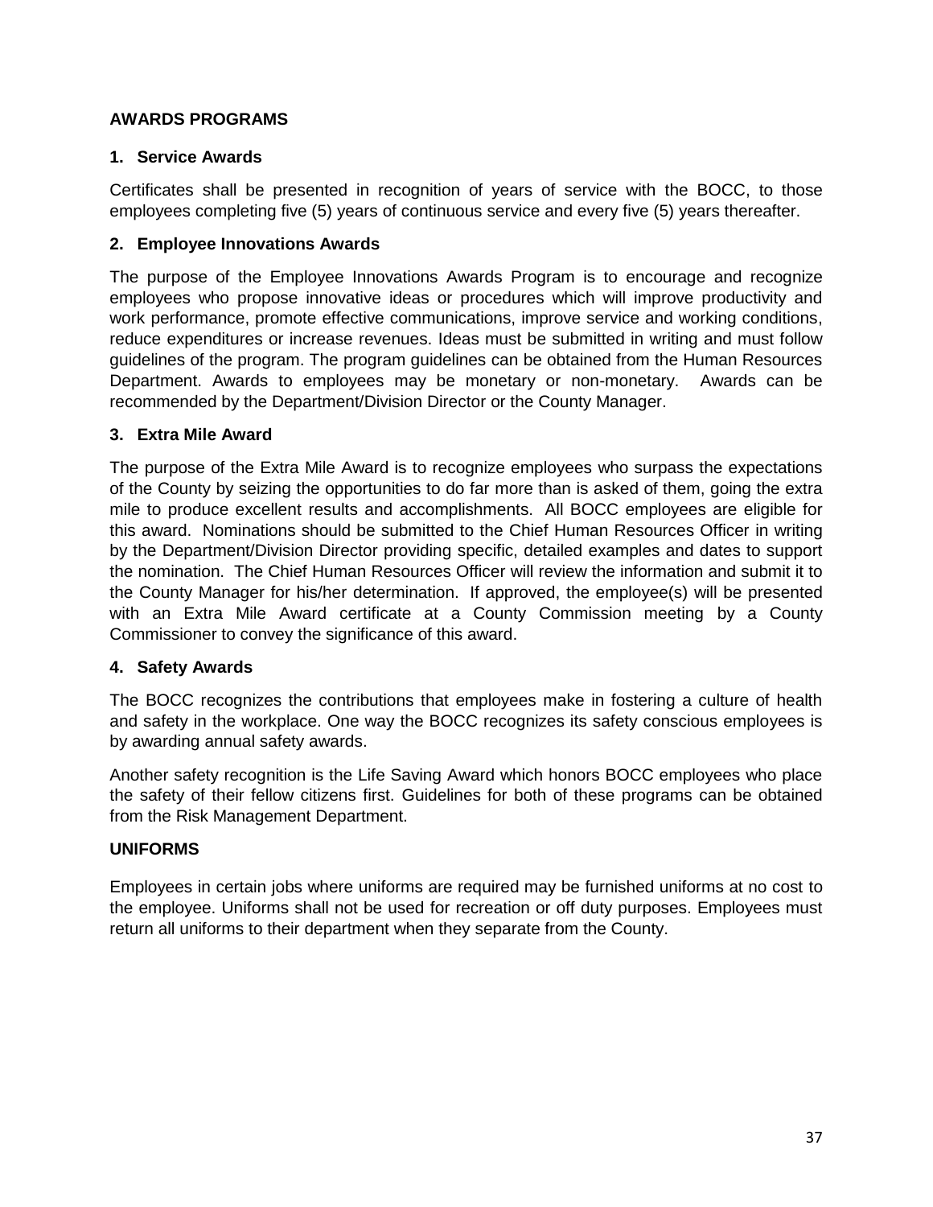## AWARDS PROGRAMS

### 1. Service Awards

Certificates shall be presented in recognition of years of service with the BOCC, to those employees completing five (5) years of continuous service and every five (5) years thereafter.

### 2. Employee Innovations Awards

The purpose of the Employee Innovations Awards Program is to encourage and recognize employees who propose innovative ideas or procedures which will improve productivity and work performance, promote effective communications, improve service and working conditions, reduce expenditures or increase revenues. Ideas must be submitted in writing and must follow guidelines of the program. The program guidelines can be obtained from the Human Resources Department. Awards to employees may be monetary or non-monetary. Awards can be recommended by the Department/Division Director or the County Manager.

### 3. Extra Mile Award

The purpose of the Extra Mile Award is to recognize employees who surpass the expectations of the County by seizing the opportunities to do far more than is asked of them, going the extra mile to produce excellent results and accomplishments. All BOCC employees are eligible for this award. Nominations should be submitted to the Chief Human Resources Officer in writing by the Department/Division Director providing specific, detailed examples and dates to support the nomination. The Chief Human Resources Officer will review the information and submit it to the County Manager for his/her determination. If approved, the employee(s) will be presented with an Extra Mile Award certificate at a County Commission meeting by a County Commissioner to convey the significance of this award.

### 4. Safety Awards

The BOCC recognizes the contributions that employees make in fostering a culture of health and safety in the workplace. One way the BOCC recognizes its safety conscious employees is by awarding annual safety awards.

Another safety recognition is the Life Saving Award which honors BOCC employees who place the safety of their fellow citizens first. Guidelines for both of these programs can be obtained from the Risk Management Department.

## UNIFORMS

Employees in certain jobs where uniforms are required may be furnished uniforms at no cost to the employee. Uniforms shall not be used for recreation or off duty purposes. Employees must return all uniforms to their department when they separate from the County.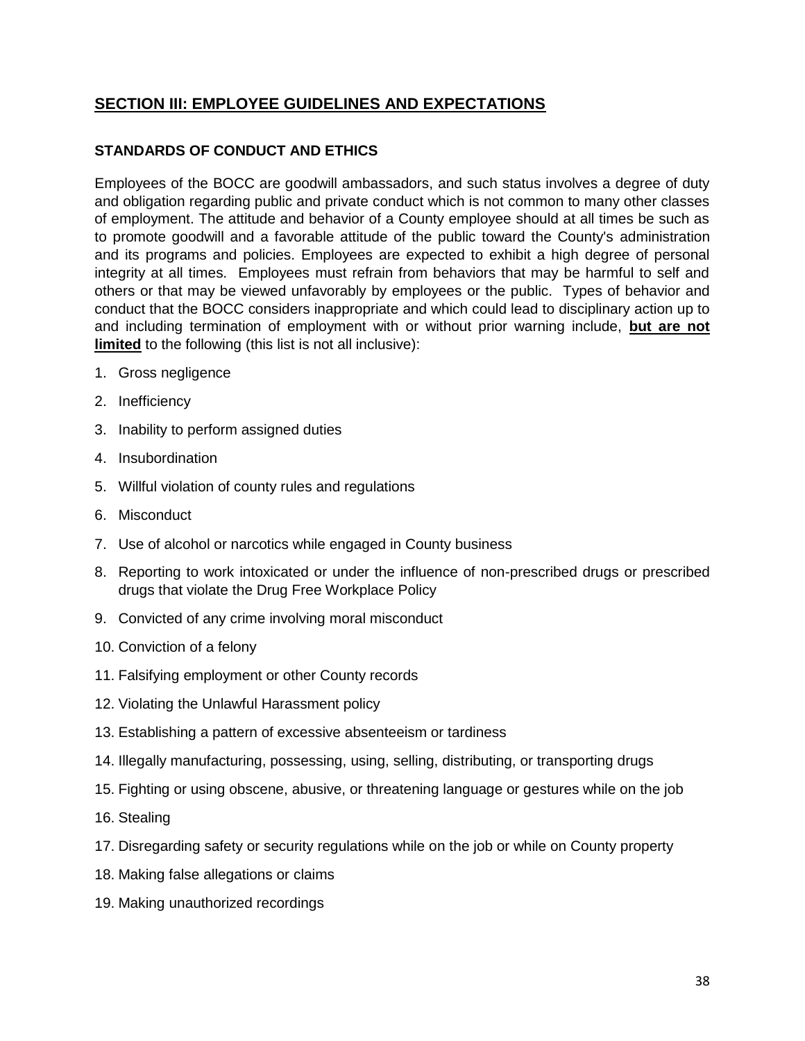## SECTION III: EMPLOYEE GUIDELINES AND EXPECTATIONS

### STANDARDS OF CONDUCT AND ETHICS

Employees of the BOCC are goodwill ambassadors, and such status involves a degree of duty and obligation regarding public and private conduct which is not common to many other classes of employment. The attitude and behavior of a County employee should at all times be such as to promote goodwill and a favorable attitude of the public toward the County's administration and its programs and policies. Employees are expected to exhibit a high degree of personal integrity at all times. Employees must refrain from behaviors that may be harmful to self and others or that may be viewed unfavorably by employees or the public. Types of behavior and conduct that the BOCC considers inappropriate and which could lead to disciplinary action up to and including termination of employment with or without prior warning include, **but are not limited** to the following (this list is not all inclusive):

1. Gross negligence
2. Inefficiency
3. Inability to perform assigned duties
4. Insubordination
5. Willful violation of county rules and regulations
6. Misconduct
7. Use of alcohol or narcotics while engaged in County business
8. Reporting to work intoxicated or under the influence of non-prescribed drugs or prescribed drugs that violate the Drug Free Workplace Policy
9. Convicted of any crime involving moral misconduct
10. Conviction of a felony
11. Falsifying employment or other County records
12. Violating the Unlawful Harassment policy
13. Establishing a pattern of excessive absenteeism or tardiness
14. Illegally manufacturing, possessing, using, selling, distributing, or transporting drugs
15. Fighting or using obscene, abusive, or threatening language or gestures while on the job
16. Stealing
17. Disregarding safety or security regulations while on the job or while on County property
18. Making false allegations or claims
19. Making unauthorized recordings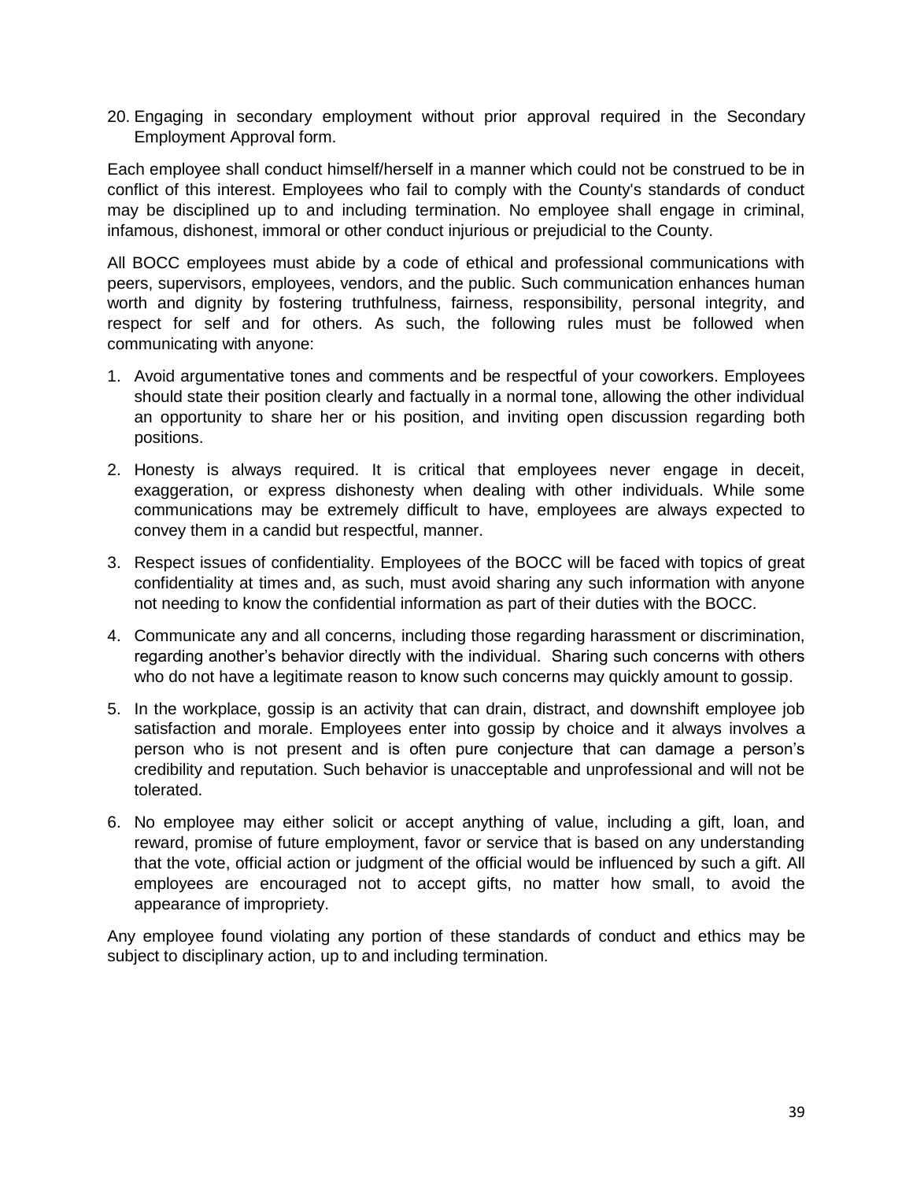20. Engaging in secondary employment without prior approval required in the Secondary Employment Approval form.

Each employee shall conduct himself/herself in a manner which could not be construed to be in conflict of this interest. Employees who fail to comply with the County's standards of conduct may be disciplined up to and including termination. No employee shall engage in criminal, infamous, dishonest, immoral or other conduct injurious or prejudicial to the County.

All BOCC employees must abide by a code of ethical and professional communications with peers, supervisors, employees, vendors, and the public. Such communication enhances human worth and dignity by fostering truthfulness, fairness, responsibility, personal integrity, and respect for self and for others. As such, the following rules must be followed when communicating with anyone:

1. Avoid argumentative tones and comments and be respectful of your coworkers. Employees should state their position clearly and factually in a normal tone, allowing the other individual an opportunity to share her or his position, and inviting open discussion regarding both positions.
2. Honesty is always required. It is critical that employees never engage in deceit, exaggeration, or express dishonesty when dealing with other individuals. While some communications may be extremely difficult to have, employees are always expected to convey them in a candid but respectful, manner.
3. Respect issues of confidentiality. Employees of the BOCC will be faced with topics of great confidentiality at times and, as such, must avoid sharing any such information with anyone not needing to know the confidential information as part of their duties with the BOCC.
4. Communicate any and all concerns, including those regarding harassment or discrimination, regarding another's behavior directly with the individual. Sharing such concerns with others who do not have a legitimate reason to know such concerns may quickly amount to gossip.
5. In the workplace, gossip is an activity that can drain, distract, and downshift employee job satisfaction and morale. Employees enter into gossip by choice and it always involves a person who is not present and is often pure conjecture that can damage a person's credibility and reputation. Such behavior is unacceptable and unprofessional and will not be tolerated.
6. No employee may either solicit or accept anything of value, including a gift, loan, and reward, promise of future employment, favor or service that is based on any understanding that the vote, official action or judgment of the official would be influenced by such a gift. All employees are encouraged not to accept gifts, no matter how small, to avoid the appearance of impropriety.

Any employee found violating any portion of these standards of conduct and ethics may be subject to disciplinary action, up to and including termination.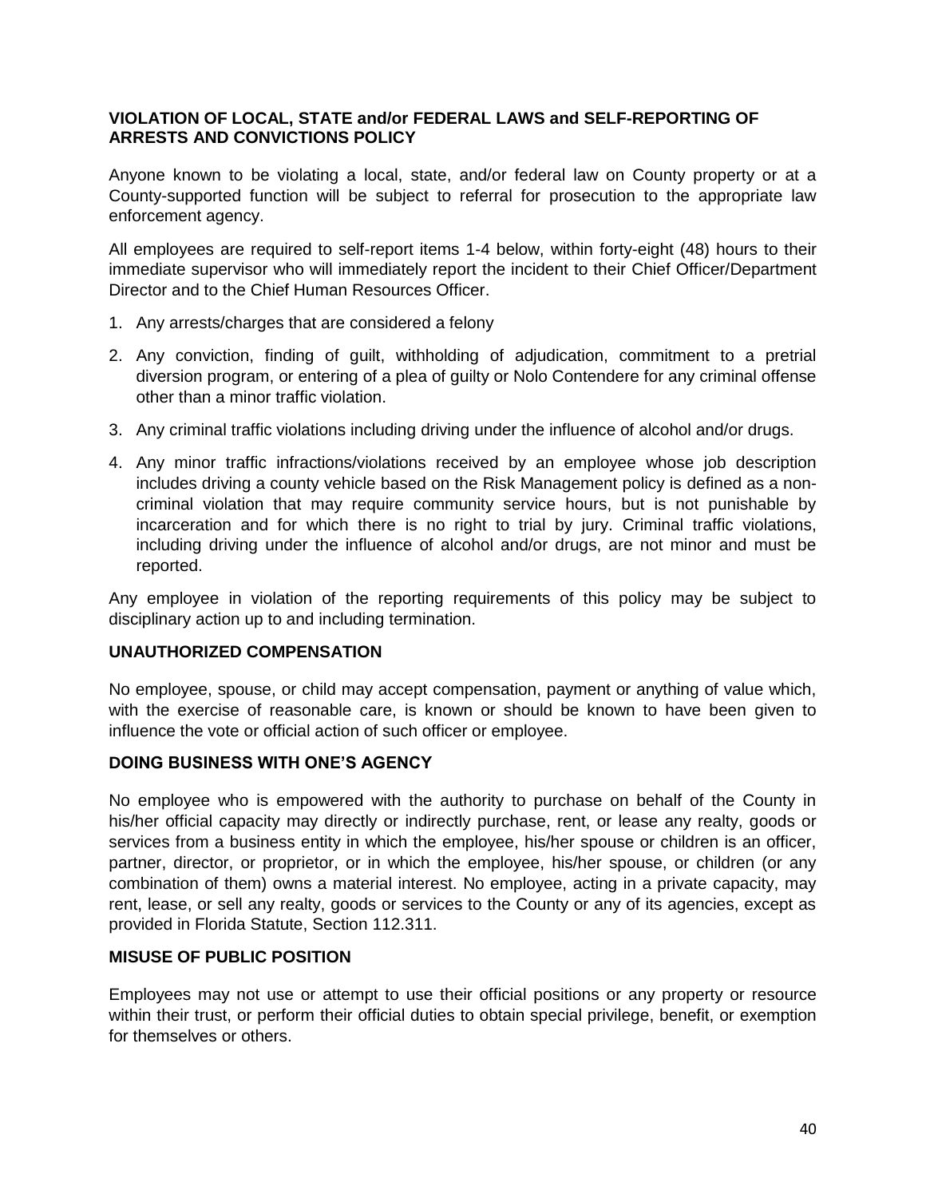**VIOLATION OF LOCAL, STATE and/or FEDERAL LAWS and SELF-REPORTING OF ARRESTS AND CONVICTIONS POLICY**

Anyone known to be violating a local, state, and/or federal law on County property or at a County-supported function will be subject to referral for prosecution to the appropriate law enforcement agency.

All employees are required to self-report items 1-4 below, within forty-eight (48) hours to their immediate supervisor who will immediately report the incident to their Chief Officer/Department Director and to the Chief Human Resources Officer.

1. Any arrests/charges that are considered a felony
2. Any conviction, finding of guilt, withholding of adjudication, commitment to a pretrial diversion program, or entering of a plea of guilty or Nolo Contendere for any criminal offense other than a minor traffic violation.
3. Any criminal traffic violations including driving under the influence of alcohol and/or drugs.
4. Any minor traffic infractions/violations received by an employee whose job description includes driving a county vehicle based on the Risk Management policy is defined as a non-criminal violation that may require community service hours, but is not punishable by incarceration and for which there is no right to trial by jury. Criminal traffic violations, including driving under the influence of alcohol and/or drugs, are not minor and must be reported.

Any employee in violation of the reporting requirements of this policy may be subject to disciplinary action up to and including termination.

**UNAUTHORIZED COMPENSATION**

No employee, spouse, or child may accept compensation, payment or anything of value which, with the exercise of reasonable care, is known or should be known to have been given to influence the vote or official action of such officer or employee.

**DOING BUSINESS WITH ONE'S AGENCY**

No employee who is empowered with the authority to purchase on behalf of the County in his/her official capacity may directly or indirectly purchase, rent, or lease any realty, goods or services from a business entity in which the employee, his/her spouse or children is an officer, partner, director, or proprietor, or in which the employee, his/her spouse, or children (or any combination of them) owns a material interest. No employee, acting in a private capacity, may rent, lease, or sell any realty, goods or services to the County or any of its agencies, except as provided in Florida Statute, Section 112.311.

**MISUSE OF PUBLIC POSITION**

Employees may not use or attempt to use their official positions or any property or resource within their trust, or perform their official duties to obtain special privilege, benefit, or exemption for themselves or others.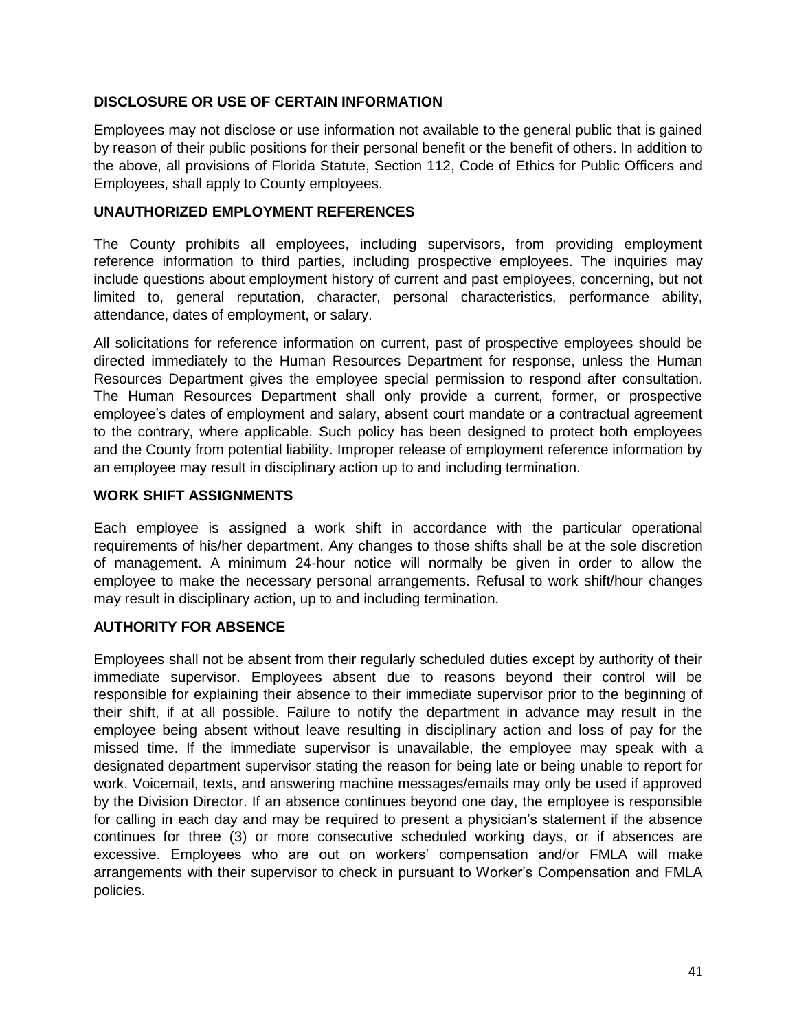**DISCLOSURE OR USE OF CERTAIN INFORMATION**

Employees may not disclose or use information not available to the general public that is gained by reason of their public positions for their personal benefit or the benefit of others. In addition to the above, all provisions of Florida Statute, Section 112, Code of Ethics for Public Officers and Employees, shall apply to County employees.

**UNAUTHORIZED EMPLOYMENT REFERENCES**

The County prohibits all employees, including supervisors, from providing employment reference information to third parties, including prospective employees. The inquiries may include questions about employment history of current and past employees, concerning, but not limited to, general reputation, character, personal characteristics, performance ability, attendance, dates of employment, or salary.

All solicitations for reference information on current, past of prospective employees should be directed immediately to the Human Resources Department for response, unless the Human Resources Department gives the employee special permission to respond after consultation. The Human Resources Department shall only provide a current, former, or prospective employee's dates of employment and salary, absent court mandate or a contractual agreement to the contrary, where applicable. Such policy has been designed to protect both employees and the County from potential liability. Improper release of employment reference information by an employee may result in disciplinary action up to and including termination.

**WORK SHIFT ASSIGNMENTS**

Each employee is assigned a work shift in accordance with the particular operational requirements of his/her department. Any changes to those shifts shall be at the sole discretion of management. A minimum 24-hour notice will normally be given in order to allow the employee to make the necessary personal arrangements. Refusal to work shift/hour changes may result in disciplinary action, up to and including termination.

**AUTHORITY FOR ABSENCE**

Employees shall not be absent from their regularly scheduled duties except by authority of their immediate supervisor. Employees absent due to reasons beyond their control will be responsible for explaining their absence to their immediate supervisor prior to the beginning of their shift, if at all possible. Failure to notify the department in advance may result in the employee being absent without leave resulting in disciplinary action and loss of pay for the missed time. If the immediate supervisor is unavailable, the employee may speak with a designated department supervisor stating the reason for being late or being unable to report for work. Voicemail, texts, and answering machine messages/emails may only be used if approved by the Division Director. If an absence continues beyond one day, the employee is responsible for calling in each day and may be required to present a physician's statement if the absence continues for three (3) or more consecutive scheduled working days, or if absences are excessive. Employees who are out on workers' compensation and/or FMLA will make arrangements with their supervisor to check in pursuant to Worker's Compensation and FMLA policies.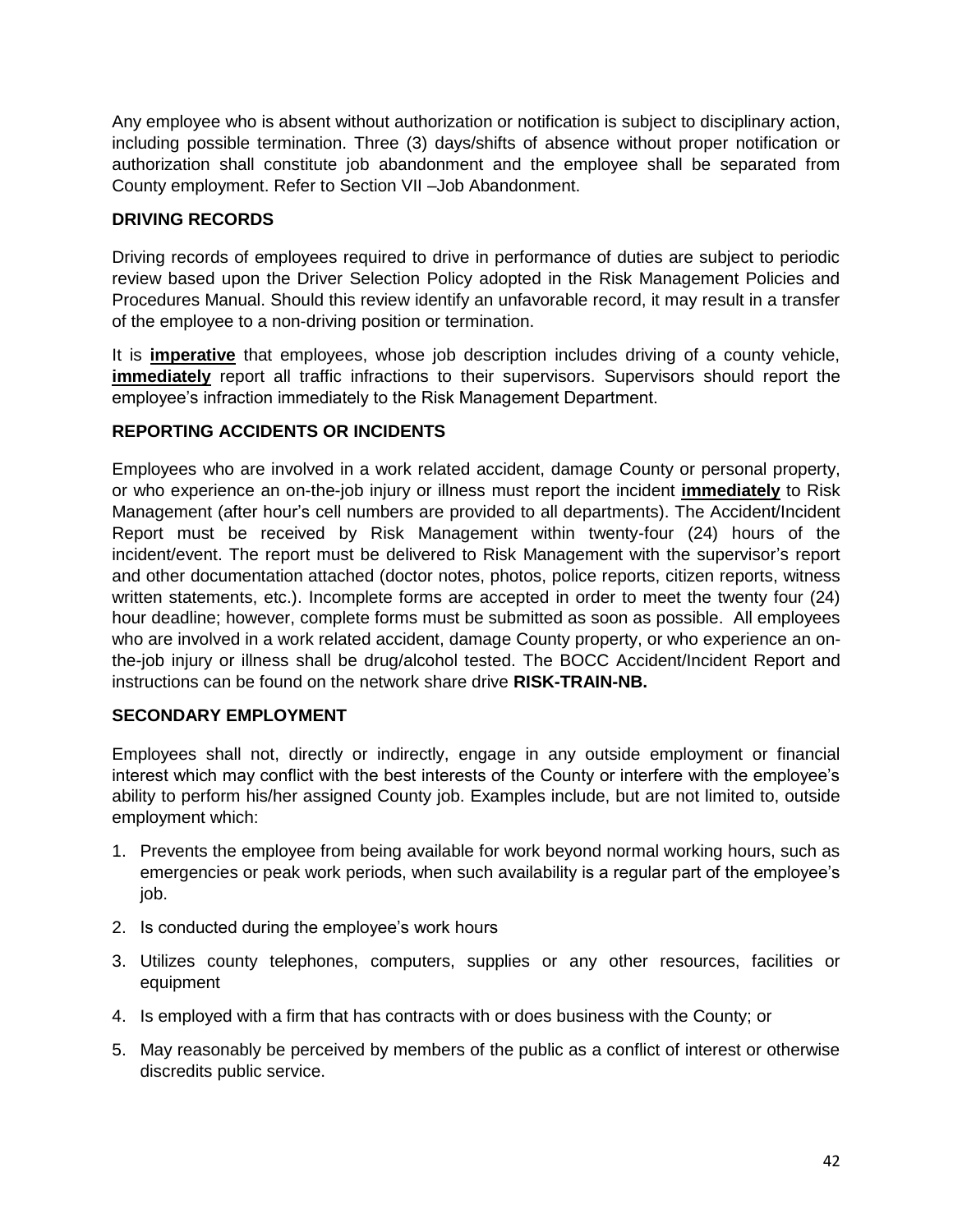Any employee who is absent without authorization or notification is subject to disciplinary action, including possible termination. Three (3) days/shifts of absence without proper notification or authorization shall constitute job abandonment and the employee shall be separated from County employment. Refer to Section VII –Job Abandonment.

### DRIVING RECORDS

Driving records of employees required to drive in performance of duties are subject to periodic review based upon the Driver Selection Policy adopted in the Risk Management Policies and Procedures Manual. Should this review identify an unfavorable record, it may result in a transfer of the employee to a non-driving position or termination.

It is **imperative** that employees, whose job description includes driving of a county vehicle, **immediately** report all traffic infractions to their supervisors. Supervisors should report the employee's infraction immediately to the Risk Management Department.

### REPORTING ACCIDENTS OR INCIDENTS

Employees who are involved in a work related accident, damage County or personal property, or who experience an on-the-job injury or illness must report the incident **immediately** to Risk Management (after hour's cell numbers are provided to all departments). The Accident/Incident Report must be received by Risk Management within twenty-four (24) hours of the incident/event. The report must be delivered to Risk Management with the supervisor's report and other documentation attached (doctor notes, photos, police reports, citizen reports, witness written statements, etc.). Incomplete forms are accepted in order to meet the twenty four (24) hour deadline; however, complete forms must be submitted as soon as possible. All employees who are involved in a work related accident, damage County property, or who experience an on-the-job injury or illness shall be drug/alcohol tested. The BOCC Accident/Incident Report and instructions can be found on the network share drive **RISK-TRAIN-NB.**

### SECONDARY EMPLOYMENT

Employees shall not, directly or indirectly, engage in any outside employment or financial interest which may conflict with the best interests of the County or interfere with the employee's ability to perform his/her assigned County job. Examples include, but are not limited to, outside employment which:

1. Prevents the employee from being available for work beyond normal working hours, such as emergencies or peak work periods, when such availability is a regular part of the employee's job.
2. Is conducted during the employee's work hours
3. Utilizes county telephones, computers, supplies or any other resources, facilities or equipment
4. Is employed with a firm that has contracts with or does business with the County; or
5. May reasonably be perceived by members of the public as a conflict of interest or otherwise discredits public service.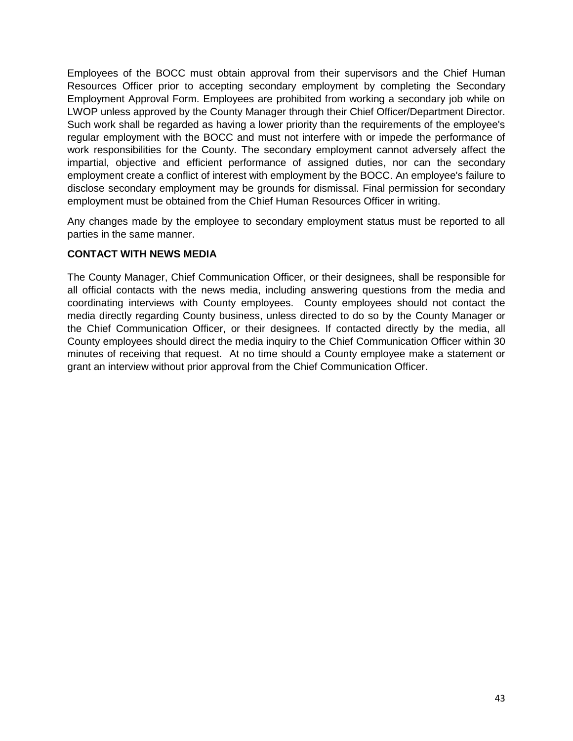Employees of the BOCC must obtain approval from their supervisors and the Chief Human Resources Officer prior to accepting secondary employment by completing the Secondary Employment Approval Form. Employees are prohibited from working a secondary job while on LWOP unless approved by the County Manager through their Chief Officer/Department Director. Such work shall be regarded as having a lower priority than the requirements of the employee's regular employment with the BOCC and must not interfere with or impede the performance of work responsibilities for the County. The secondary employment cannot adversely affect the impartial, objective and efficient performance of assigned duties, nor can the secondary employment create a conflict of interest with employment by the BOCC. An employee's failure to disclose secondary employment may be grounds for dismissal. Final permission for secondary employment must be obtained from the Chief Human Resources Officer in writing.

Any changes made by the employee to secondary employment status must be reported to all parties in the same manner.

**CONTACT WITH NEWS MEDIA**

The County Manager, Chief Communication Officer, or their designees, shall be responsible for all official contacts with the news media, including answering questions from the media and coordinating interviews with County employees. County employees should not contact the media directly regarding County business, unless directed to do so by the County Manager or the Chief Communication Officer, or their designees. If contacted directly by the media, all County employees should direct the media inquiry to the Chief Communication Officer within 30 minutes of receiving that request. At no time should a County employee make a statement or grant an interview without prior approval from the Chief Communication Officer.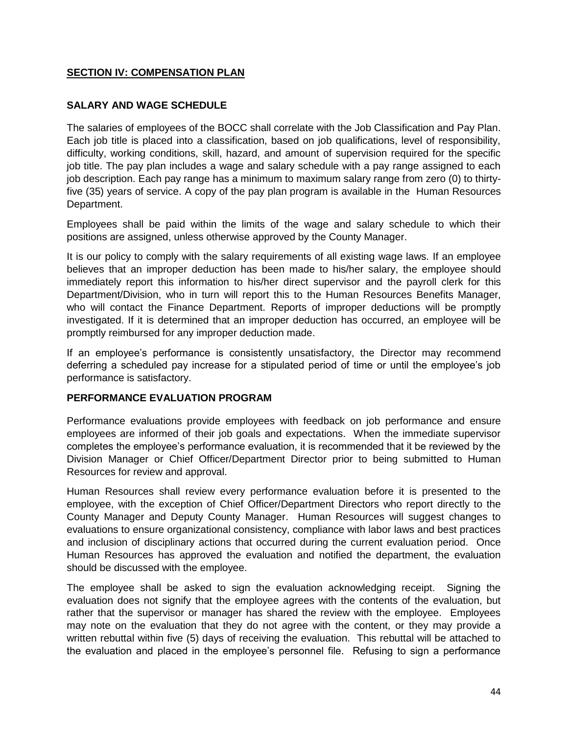## SECTION IV: COMPENSATION PLAN

### SALARY AND WAGE SCHEDULE

The salaries of employees of the BOCC shall correlate with the Job Classification and Pay Plan. Each job title is placed into a classification, based on job qualifications, level of responsibility, difficulty, working conditions, skill, hazard, and amount of supervision required for the specific job title. The pay plan includes a wage and salary schedule with a pay range assigned to each job description. Each pay range has a minimum to maximum salary range from zero (0) to thirty-five (35) years of service. A copy of the pay plan program is available in the Human Resources Department.

Employees shall be paid within the limits of the wage and salary schedule to which their positions are assigned, unless otherwise approved by the County Manager.

It is our policy to comply with the salary requirements of all existing wage laws. If an employee believes that an improper deduction has been made to his/her salary, the employee should immediately report this information to his/her direct supervisor and the payroll clerk for this Department/Division, who in turn will report this to the Human Resources Benefits Manager, who will contact the Finance Department. Reports of improper deductions will be promptly investigated. If it is determined that an improper deduction has occurred, an employee will be promptly reimbursed for any improper deduction made.

If an employee's performance is consistently unsatisfactory, the Director may recommend deferring a scheduled pay increase for a stipulated period of time or until the employee's job performance is satisfactory.

### PERFORMANCE EVALUATION PROGRAM

Performance evaluations provide employees with feedback on job performance and ensure employees are informed of their job goals and expectations. When the immediate supervisor completes the employee's performance evaluation, it is recommended that it be reviewed by the Division Manager or Chief Officer/Department Director prior to being submitted to Human Resources for review and approval.

Human Resources shall review every performance evaluation before it is presented to the employee, with the exception of Chief Officer/Department Directors who report directly to the County Manager and Deputy County Manager. Human Resources will suggest changes to evaluations to ensure organizational consistency, compliance with labor laws and best practices and inclusion of disciplinary actions that occurred during the current evaluation period. Once Human Resources has approved the evaluation and notified the department, the evaluation should be discussed with the employee.

The employee shall be asked to sign the evaluation acknowledging receipt. Signing the evaluation does not signify that the employee agrees with the contents of the evaluation, but rather that the supervisor or manager has shared the review with the employee. Employees may note on the evaluation that they do not agree with the content, or they may provide a written rebuttal within five (5) days of receiving the evaluation. This rebuttal will be attached to the evaluation and placed in the employee's personnel file. Refusing to sign a performance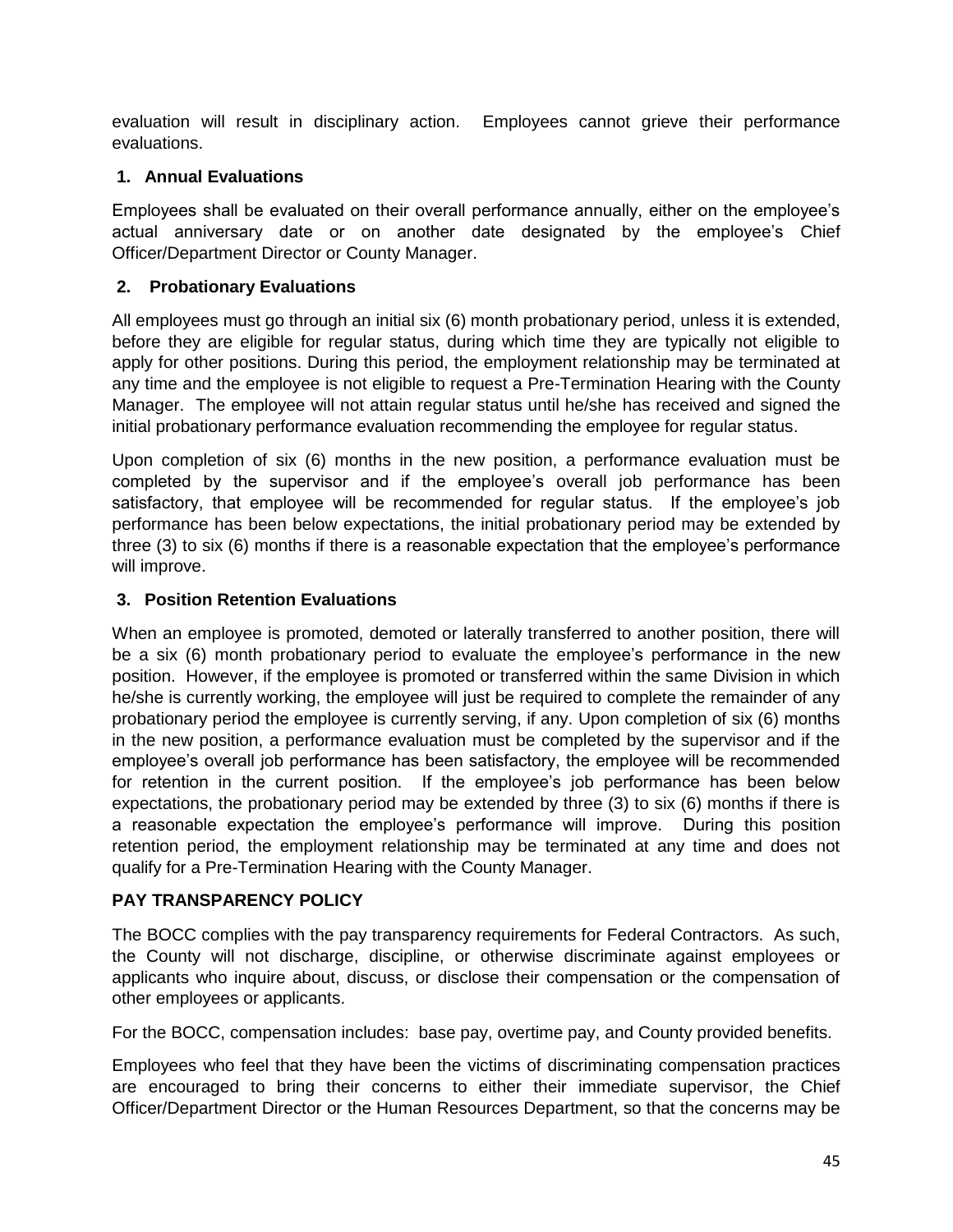evaluation will result in disciplinary action. Employees cannot grieve their performance evaluations.

### 1. Annual Evaluations

Employees shall be evaluated on their overall performance annually, either on the employee's actual anniversary date or on another date designated by the employee's Chief Officer/Department Director or County Manager.

### 2. Probationary Evaluations

All employees must go through an initial six (6) month probationary period, unless it is extended, before they are eligible for regular status, during which time they are typically not eligible to apply for other positions. During this period, the employment relationship may be terminated at any time and the employee is not eligible to request a Pre-Termination Hearing with the County Manager. The employee will not attain regular status until he/she has received and signed the initial probationary performance evaluation recommending the employee for regular status.

Upon completion of six (6) months in the new position, a performance evaluation must be completed by the supervisor and if the employee's overall job performance has been satisfactory, that employee will be recommended for regular status. If the employee's job performance has been below expectations, the initial probationary period may be extended by three (3) to six (6) months if there is a reasonable expectation that the employee's performance will improve.

### 3. Position Retention Evaluations

When an employee is promoted, demoted or laterally transferred to another position, there will be a six (6) month probationary period to evaluate the employee's performance in the new position. However, if the employee is promoted or transferred within the same Division in which he/she is currently working, the employee will just be required to complete the remainder of any probationary period the employee is currently serving, if any. Upon completion of six (6) months in the new position, a performance evaluation must be completed by the supervisor and if the employee's overall job performance has been satisfactory, the employee will be recommended for retention in the current position. If the employee's job performance has been below expectations, the probationary period may be extended by three (3) to six (6) months if there is a reasonable expectation the employee's performance will improve. During this position retention period, the employment relationship may be terminated at any time and does not qualify for a Pre-Termination Hearing with the County Manager.

## PAY TRANSPARENCY POLICY

The BOCC complies with the pay transparency requirements for Federal Contractors. As such, the County will not discharge, discipline, or otherwise discriminate against employees or applicants who inquire about, discuss, or disclose their compensation or the compensation of other employees or applicants.

For the BOCC, compensation includes: base pay, overtime pay, and County provided benefits.

Employees who feel that they have been the victims of discriminating compensation practices are encouraged to bring their concerns to either their immediate supervisor, the Chief Officer/Department Director or the Human Resources Department, so that the concerns may be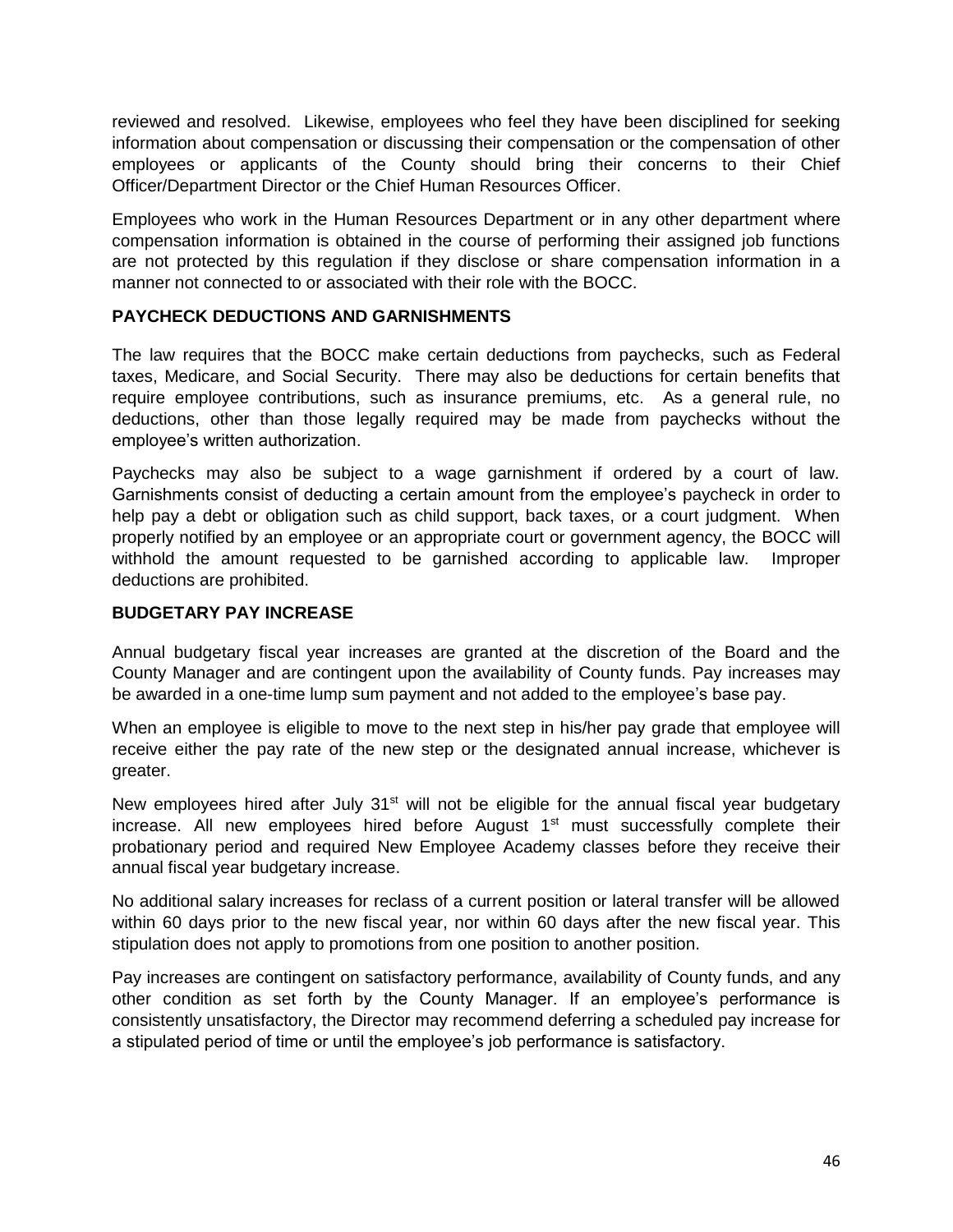reviewed and resolved. Likewise, employees who feel they have been disciplined for seeking information about compensation or discussing their compensation or the compensation of other employees or applicants of the County should bring their concerns to their Chief Officer/Department Director or the Chief Human Resources Officer.

Employees who work in the Human Resources Department or in any other department where compensation information is obtained in the course of performing their assigned job functions are not protected by this regulation if they disclose or share compensation information in a manner not connected to or associated with their role with the BOCC.

**PAYCHECK DEDUCTIONS AND GARNISHMENTS**

The law requires that the BOCC make certain deductions from paychecks, such as Federal taxes, Medicare, and Social Security. There may also be deductions for certain benefits that require employee contributions, such as insurance premiums, etc. As a general rule, no deductions, other than those legally required may be made from paychecks without the employee's written authorization.

Paychecks may also be subject to a wage garnishment if ordered by a court of law. Garnishments consist of deducting a certain amount from the employee's paycheck in order to help pay a debt or obligation such as child support, back taxes, or a court judgment. When properly notified by an employee or an appropriate court or government agency, the BOCC will withhold the amount requested to be garnished according to applicable law. Improper deductions are prohibited.

**BUDGETARY PAY INCREASE**

Annual budgetary fiscal year increases are granted at the discretion of the Board and the County Manager and are contingent upon the availability of County funds. Pay increases may be awarded in a one-time lump sum payment and not added to the employee's base pay.

When an employee is eligible to move to the next step in his/her pay grade that employee will receive either the pay rate of the new step or the designated annual increase, whichever is greater.

New employees hired after July 31st will not be eligible for the annual fiscal year budgetary increase. All new employees hired before August 1st must successfully complete their probationary period and required New Employee Academy classes before they receive their annual fiscal year budgetary increase.

No additional salary increases for reclass of a current position or lateral transfer will be allowed within 60 days prior to the new fiscal year, nor within 60 days after the new fiscal year. This stipulation does not apply to promotions from one position to another position.

Pay increases are contingent on satisfactory performance, availability of County funds, and any other condition as set forth by the County Manager. If an employee's performance is consistently unsatisfactory, the Director may recommend deferring a scheduled pay increase for a stipulated period of time or until the employee's job performance is satisfactory.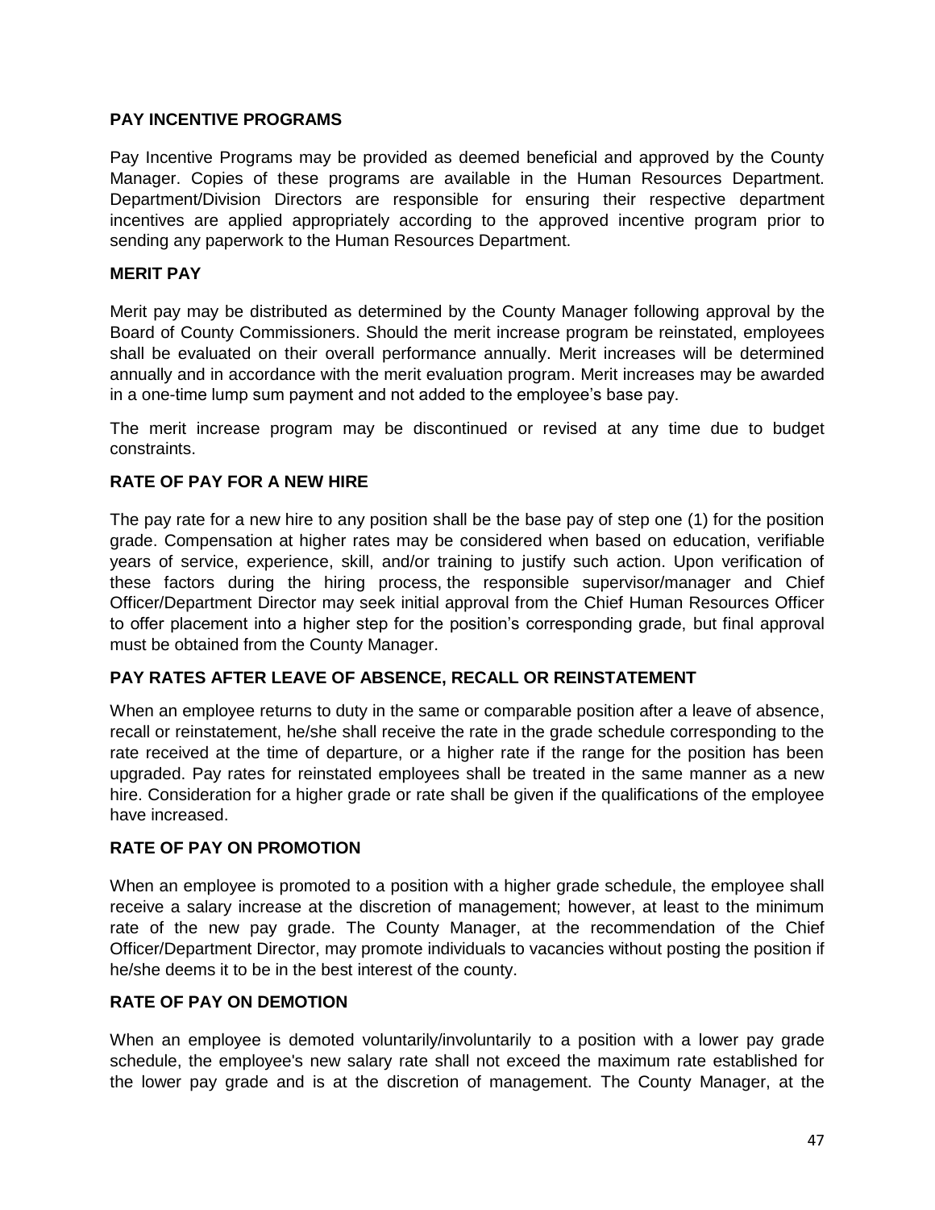**PAY INCENTIVE PROGRAMS**

Pay Incentive Programs may be provided as deemed beneficial and approved by the County Manager. Copies of these programs are available in the Human Resources Department. Department/Division Directors are responsible for ensuring their respective department incentives are applied appropriately according to the approved incentive program prior to sending any paperwork to the Human Resources Department.

**MERIT PAY**

Merit pay may be distributed as determined by the County Manager following approval by the Board of County Commissioners. Should the merit increase program be reinstated, employees shall be evaluated on their overall performance annually. Merit increases will be determined annually and in accordance with the merit evaluation program. Merit increases may be awarded in a one-time lump sum payment and not added to the employee's base pay.

The merit increase program may be discontinued or revised at any time due to budget constraints.

**RATE OF PAY FOR A NEW HIRE**

The pay rate for a new hire to any position shall be the base pay of step one (1) for the position grade. Compensation at higher rates may be considered when based on education, verifiable years of service, experience, skill, and/or training to justify such action. Upon verification of these factors during the hiring process, the responsible supervisor/manager and Chief Officer/Department Director may seek initial approval from the Chief Human Resources Officer to offer placement into a higher step for the position's corresponding grade, but final approval must be obtained from the County Manager.

**PAY RATES AFTER LEAVE OF ABSENCE, RECALL OR REINSTATEMENT**

When an employee returns to duty in the same or comparable position after a leave of absence, recall or reinstatement, he/she shall receive the rate in the grade schedule corresponding to the rate received at the time of departure, or a higher rate if the range for the position has been upgraded. Pay rates for reinstated employees shall be treated in the same manner as a new hire. Consideration for a higher grade or rate shall be given if the qualifications of the employee have increased.

**RATE OF PAY ON PROMOTION**

When an employee is promoted to a position with a higher grade schedule, the employee shall receive a salary increase at the discretion of management; however, at least to the minimum rate of the new pay grade. The County Manager, at the recommendation of the Chief Officer/Department Director, may promote individuals to vacancies without posting the position if he/she deems it to be in the best interest of the county.

**RATE OF PAY ON DEMOTION**

When an employee is demoted voluntarily/involuntarily to a position with a lower pay grade schedule, the employee's new salary rate shall not exceed the maximum rate established for the lower pay grade and is at the discretion of management. The County Manager, at the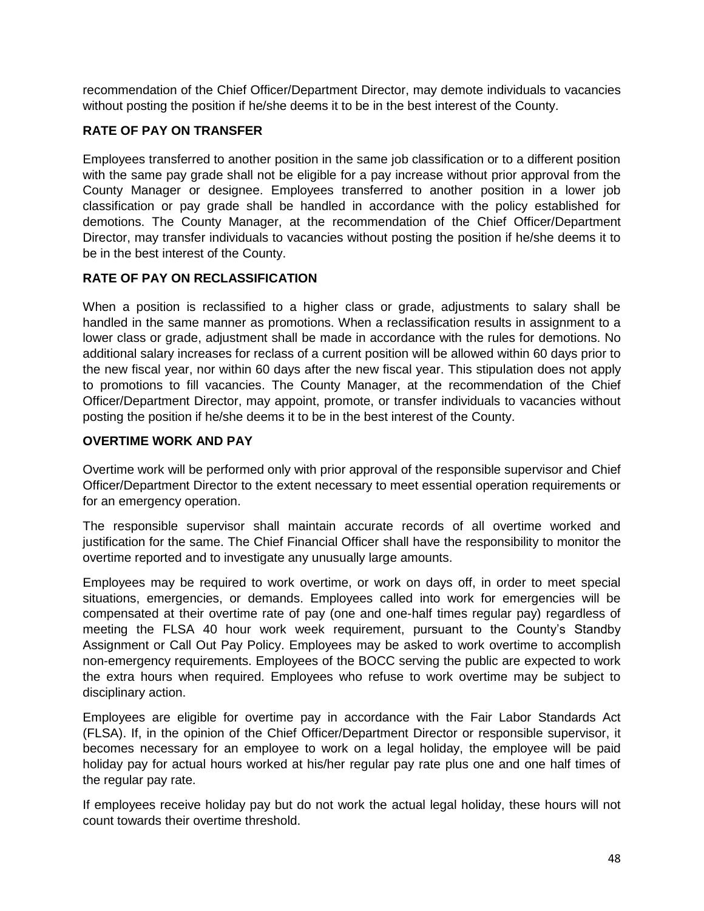recommendation of the Chief Officer/Department Director, may demote individuals to vacancies without posting the position if he/she deems it to be in the best interest of the County.

**RATE OF PAY ON TRANSFER**

Employees transferred to another position in the same job classification or to a different position with the same pay grade shall not be eligible for a pay increase without prior approval from the County Manager or designee. Employees transferred to another position in a lower job classification or pay grade shall be handled in accordance with the policy established for demotions. The County Manager, at the recommendation of the Chief Officer/Department Director, may transfer individuals to vacancies without posting the position if he/she deems it to be in the best interest of the County.

**RATE OF PAY ON RECLASSIFICATION**

When a position is reclassified to a higher class or grade, adjustments to salary shall be handled in the same manner as promotions. When a reclassification results in assignment to a lower class or grade, adjustment shall be made in accordance with the rules for demotions. No additional salary increases for reclass of a current position will be allowed within 60 days prior to the new fiscal year, nor within 60 days after the new fiscal year. This stipulation does not apply to promotions to fill vacancies. The County Manager, at the recommendation of the Chief Officer/Department Director, may appoint, promote, or transfer individuals to vacancies without posting the position if he/she deems it to be in the best interest of the County.

**OVERTIME WORK AND PAY**

Overtime work will be performed only with prior approval of the responsible supervisor and Chief Officer/Department Director to the extent necessary to meet essential operation requirements or for an emergency operation.

The responsible supervisor shall maintain accurate records of all overtime worked and justification for the same. The Chief Financial Officer shall have the responsibility to monitor the overtime reported and to investigate any unusually large amounts.

Employees may be required to work overtime, or work on days off, in order to meet special situations, emergencies, or demands. Employees called into work for emergencies will be compensated at their overtime rate of pay (one and one-half times regular pay) regardless of meeting the FLSA 40 hour work week requirement, pursuant to the County's Standby Assignment or Call Out Pay Policy. Employees may be asked to work overtime to accomplish non-emergency requirements. Employees of the BOCC serving the public are expected to work the extra hours when required. Employees who refuse to work overtime may be subject to disciplinary action.

Employees are eligible for overtime pay in accordance with the Fair Labor Standards Act (FLSA). If, in the opinion of the Chief Officer/Department Director or responsible supervisor, it becomes necessary for an employee to work on a legal holiday, the employee will be paid holiday pay for actual hours worked at his/her regular pay rate plus one and one half times of the regular pay rate.

If employees receive holiday pay but do not work the actual legal holiday, these hours will not count towards their overtime threshold.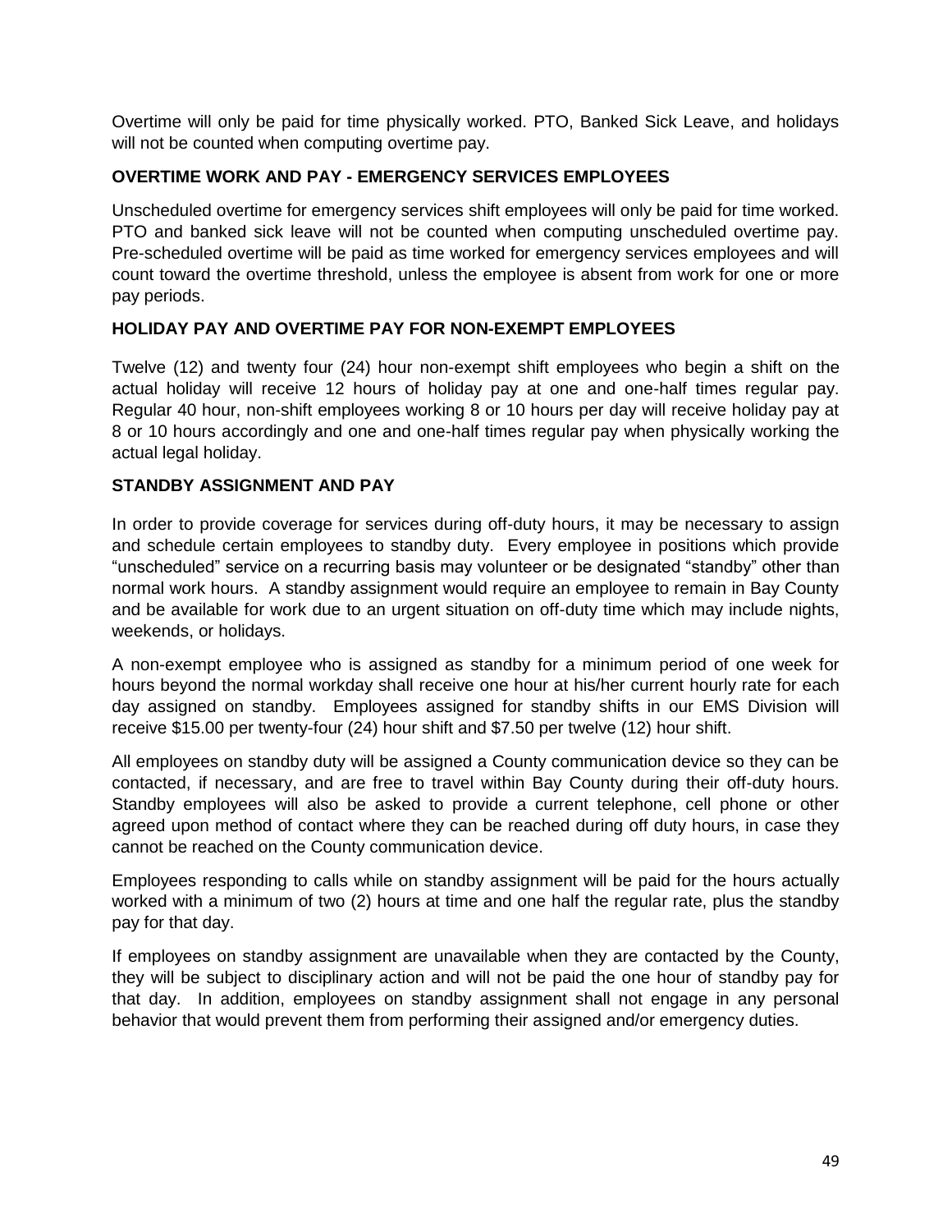Overtime will only be paid for time physically worked. PTO, Banked Sick Leave, and holidays will not be counted when computing overtime pay.

### OVERTIME WORK AND PAY - EMERGENCY SERVICES EMPLOYEES

Unscheduled overtime for emergency services shift employees will only be paid for time worked. PTO and banked sick leave will not be counted when computing unscheduled overtime pay. Pre-scheduled overtime will be paid as time worked for emergency services employees and will count toward the overtime threshold, unless the employee is absent from work for one or more pay periods.

### HOLIDAY PAY AND OVERTIME PAY FOR NON-EXEMPT EMPLOYEES

Twelve (12) and twenty four (24) hour non-exempt shift employees who begin a shift on the actual holiday will receive 12 hours of holiday pay at one and one-half times regular pay. Regular 40 hour, non-shift employees working 8 or 10 hours per day will receive holiday pay at 8 or 10 hours accordingly and one and one-half times regular pay when physically working the actual legal holiday.

### STANDBY ASSIGNMENT AND PAY

In order to provide coverage for services during off-duty hours, it may be necessary to assign and schedule certain employees to standby duty. Every employee in positions which provide "unscheduled" service on a recurring basis may volunteer or be designated "standby" other than normal work hours. A standby assignment would require an employee to remain in Bay County and be available for work due to an urgent situation on off-duty time which may include nights, weekends, or holidays.

A non-exempt employee who is assigned as standby for a minimum period of one week for hours beyond the normal workday shall receive one hour at his/her current hourly rate for each day assigned on standby. Employees assigned for standby shifts in our EMS Division will receive $15.00 per twenty-four (24) hour shift and $7.50 per twelve (12) hour shift.

All employees on standby duty will be assigned a County communication device so they can be contacted, if necessary, and are free to travel within Bay County during their off-duty hours. Standby employees will also be asked to provide a current telephone, cell phone or other agreed upon method of contact where they can be reached during off duty hours, in case they cannot be reached on the County communication device.

Employees responding to calls while on standby assignment will be paid for the hours actually worked with a minimum of two (2) hours at time and one half the regular rate, plus the standby pay for that day.

If employees on standby assignment are unavailable when they are contacted by the County, they will be subject to disciplinary action and will not be paid the one hour of standby pay for that day. In addition, employees on standby assignment shall not engage in any personal behavior that would prevent them from performing their assigned and/or emergency duties.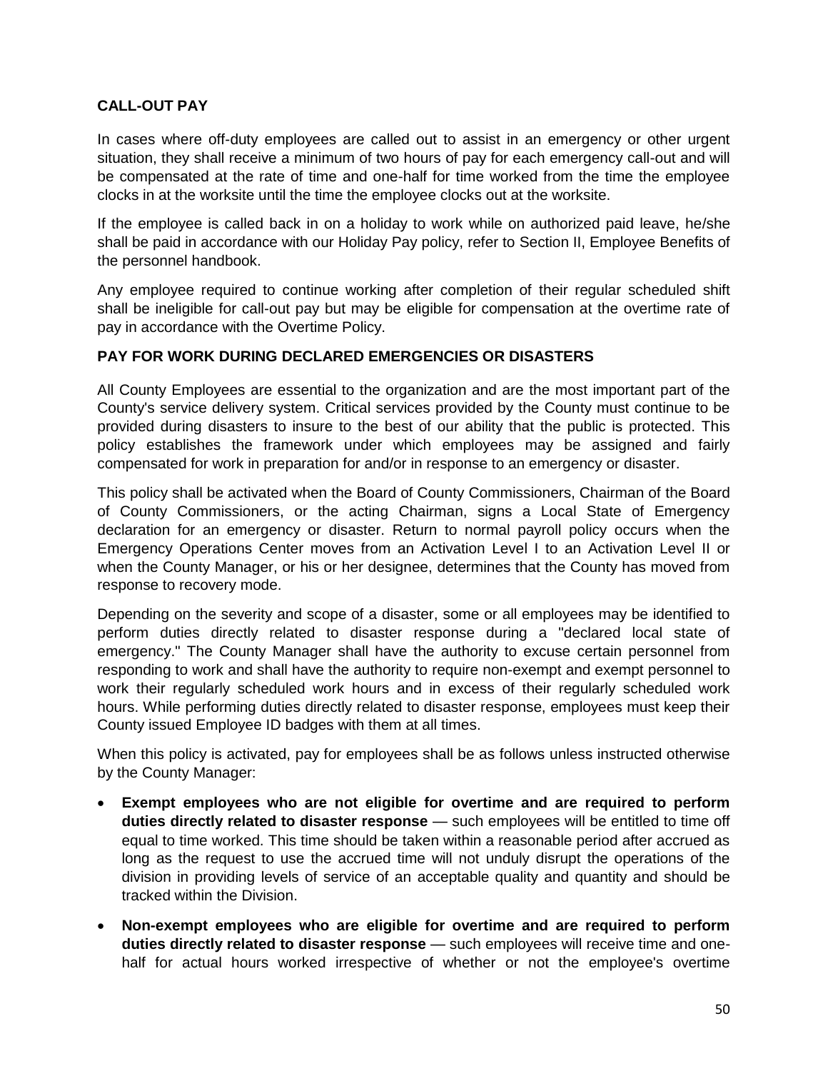**CALL-OUT PAY**

In cases where off-duty employees are called out to assist in an emergency or other urgent situation, they shall receive a minimum of two hours of pay for each emergency call-out and will be compensated at the rate of time and one-half for time worked from the time the employee clocks in at the worksite until the time the employee clocks out at the worksite.

If the employee is called back in on a holiday to work while on authorized paid leave, he/she shall be paid in accordance with our Holiday Pay policy, refer to Section II, Employee Benefits of the personnel handbook.

Any employee required to continue working after completion of their regular scheduled shift shall be ineligible for call-out pay but may be eligible for compensation at the overtime rate of pay in accordance with the Overtime Policy.

**PAY FOR WORK DURING DECLARED EMERGENCIES OR DISASTERS**

All County Employees are essential to the organization and are the most important part of the County's service delivery system. Critical services provided by the County must continue to be provided during disasters to insure to the best of our ability that the public is protected. This policy establishes the framework under which employees may be assigned and fairly compensated for work in preparation for and/or in response to an emergency or disaster.

This policy shall be activated when the Board of County Commissioners, Chairman of the Board of County Commissioners, or the acting Chairman, signs a Local State of Emergency declaration for an emergency or disaster. Return to normal payroll policy occurs when the Emergency Operations Center moves from an Activation Level I to an Activation Level II or when the County Manager, or his or her designee, determines that the County has moved from response to recovery mode.

Depending on the severity and scope of a disaster, some or all employees may be identified to perform duties directly related to disaster response during a "declared local state of emergency." The County Manager shall have the authority to excuse certain personnel from responding to work and shall have the authority to require non-exempt and exempt personnel to work their regularly scheduled work hours and in excess of their regularly scheduled work hours. While performing duties directly related to disaster response, employees must keep their County issued Employee ID badges with them at all times.

When this policy is activated, pay for employees shall be as follows unless instructed otherwise by the County Manager:

- **Exempt employees who are not eligible for overtime and are required to perform duties directly related to disaster response** — such employees will be entitled to time off equal to time worked. This time should be taken within a reasonable period after accrued as long as the request to use the accrued time will not unduly disrupt the operations of the division in providing levels of service of an acceptable quality and quantity and should be tracked within the Division.
- **Non-exempt employees who are eligible for overtime and are required to perform duties directly related to disaster response** — such employees will receive time and one-half for actual hours worked irrespective of whether or not the employee's overtime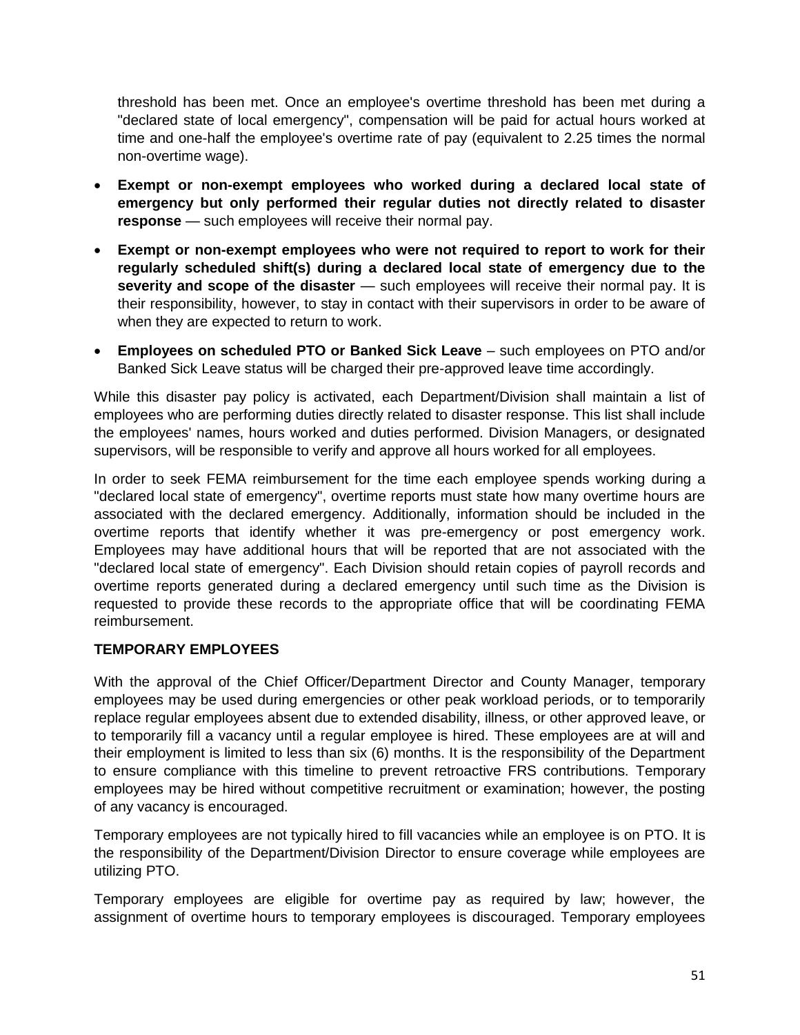threshold has been met. Once an employee's overtime threshold has been met during a "declared state of local emergency", compensation will be paid for actual hours worked at time and one-half the employee's overtime rate of pay (equivalent to 2.25 times the normal non-overtime wage).

- **Exempt or non-exempt employees who worked during a declared local state of emergency but only performed their regular duties not directly related to disaster response** — such employees will receive their normal pay.
- **Exempt or non-exempt employees who were not required to report to work for their regularly scheduled shift(s) during a declared local state of emergency due to the severity and scope of the disaster** — such employees will receive their normal pay. It is their responsibility, however, to stay in contact with their supervisors in order to be aware of when they are expected to return to work.
- **Employees on scheduled PTO or Banked Sick Leave** – such employees on PTO and/or Banked Sick Leave status will be charged their pre-approved leave time accordingly.

While this disaster pay policy is activated, each Department/Division shall maintain a list of employees who are performing duties directly related to disaster response. This list shall include the employees' names, hours worked and duties performed. Division Managers, or designated supervisors, will be responsible to verify and approve all hours worked for all employees.

In order to seek FEMA reimbursement for the time each employee spends working during a "declared local state of emergency", overtime reports must state how many overtime hours are associated with the declared emergency. Additionally, information should be included in the overtime reports that identify whether it was pre-emergency or post emergency work. Employees may have additional hours that will be reported that are not associated with the "declared local state of emergency". Each Division should retain copies of payroll records and overtime reports generated during a declared emergency until such time as the Division is requested to provide these records to the appropriate office that will be coordinating FEMA reimbursement.

**TEMPORARY EMPLOYEES**

With the approval of the Chief Officer/Department Director and County Manager, temporary employees may be used during emergencies or other peak workload periods, or to temporarily replace regular employees absent due to extended disability, illness, or other approved leave, or to temporarily fill a vacancy until a regular employee is hired. These employees are at will and their employment is limited to less than six (6) months. It is the responsibility of the Department to ensure compliance with this timeline to prevent retroactive FRS contributions. Temporary employees may be hired without competitive recruitment or examination; however, the posting of any vacancy is encouraged.

Temporary employees are not typically hired to fill vacancies while an employee is on PTO. It is the responsibility of the Department/Division Director to ensure coverage while employees are utilizing PTO.

Temporary employees are eligible for overtime pay as required by law; however, the assignment of overtime hours to temporary employees is discouraged. Temporary employees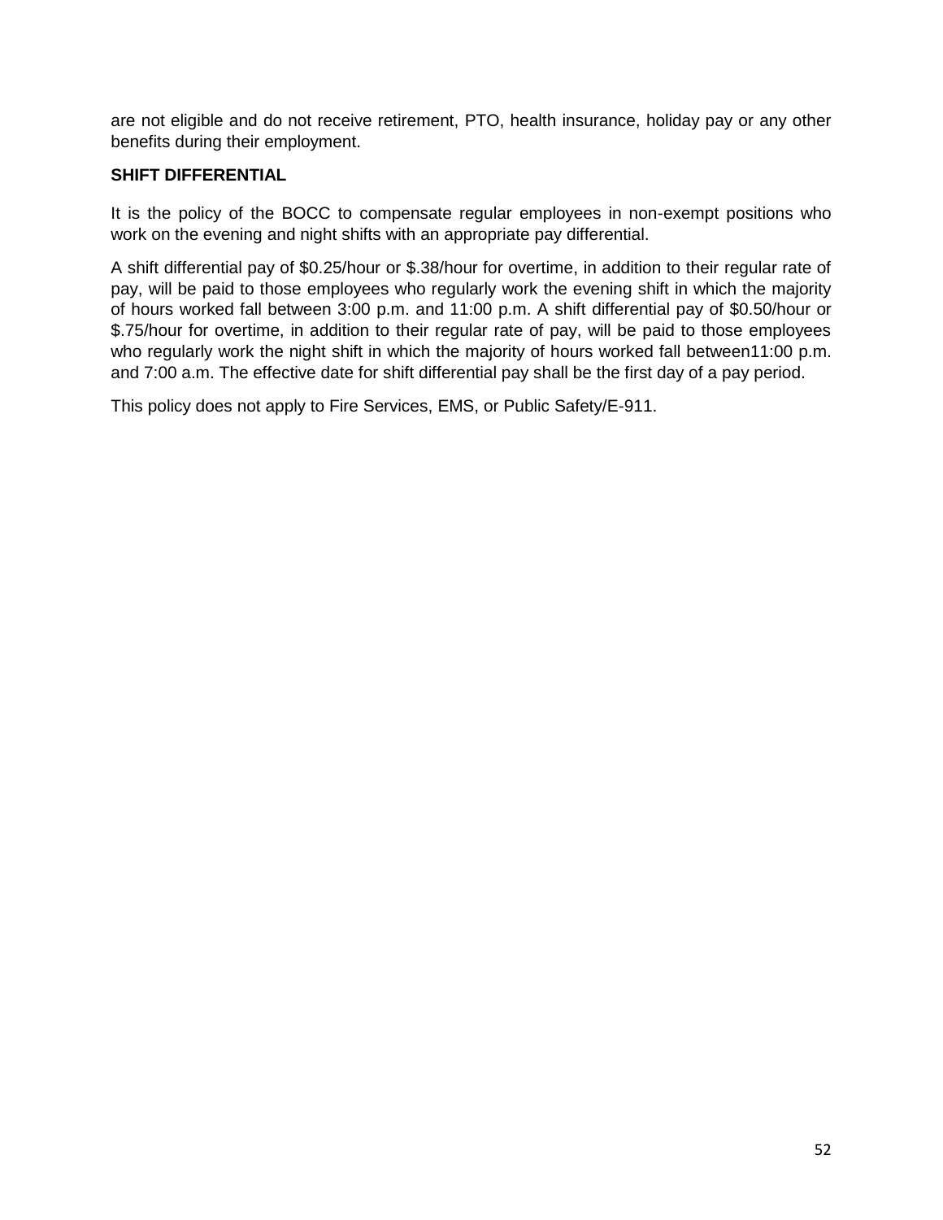are not eligible and do not receive retirement, PTO, health insurance, holiday pay or any other benefits during their employment.

**SHIFT DIFFERENTIAL**

It is the policy of the BOCC to compensate regular employees in non-exempt positions who work on the evening and night shifts with an appropriate pay differential.

A shift differential pay of $0.25/hour or $.38/hour for overtime, in addition to their regular rate of pay, will be paid to those employees who regularly work the evening shift in which the majority of hours worked fall between 3:00 p.m. and 11:00 p.m. A shift differential pay of $0.50/hour or $.75/hour for overtime, in addition to their regular rate of pay, will be paid to those employees who regularly work the night shift in which the majority of hours worked fall between11:00 p.m. and 7:00 a.m. The effective date for shift differential pay shall be the first day of a pay period.

This policy does not apply to Fire Services, EMS, or Public Safety/E-911.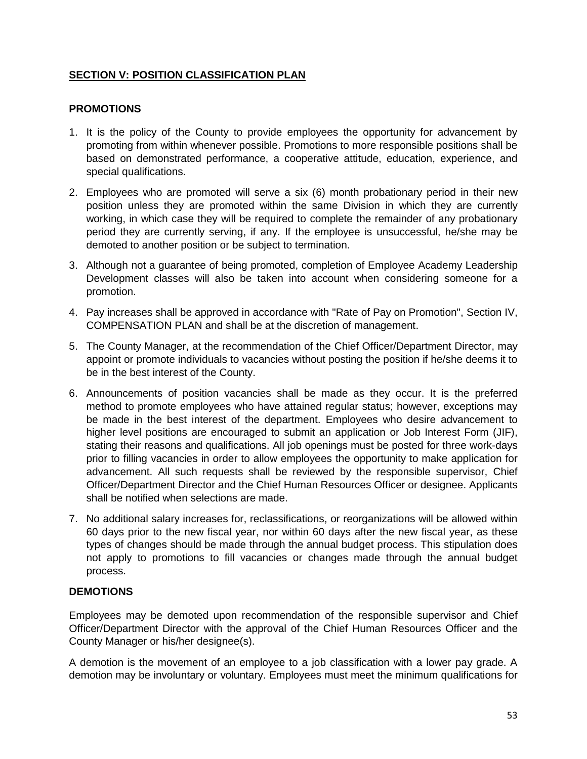## SECTION V: POSITION CLASSIFICATION PLAN

### PROMOTIONS

1. It is the policy of the County to provide employees the opportunity for advancement by promoting from within whenever possible. Promotions to more responsible positions shall be based on demonstrated performance, a cooperative attitude, education, experience, and special qualifications.

2. Employees who are promoted will serve a six (6) month probationary period in their new position unless they are promoted within the same Division in which they are currently working, in which case they will be required to complete the remainder of any probationary period they are currently serving, if any. If the employee is unsuccessful, he/she may be demoted to another position or be subject to termination.

3. Although not a guarantee of being promoted, completion of Employee Academy Leadership Development classes will also be taken into account when considering someone for a promotion.

4. Pay increases shall be approved in accordance with "Rate of Pay on Promotion", Section IV, COMPENSATION PLAN and shall be at the discretion of management.

5. The County Manager, at the recommendation of the Chief Officer/Department Director, may appoint or promote individuals to vacancies without posting the position if he/she deems it to be in the best interest of the County.

6. Announcements of position vacancies shall be made as they occur. It is the preferred method to promote employees who have attained regular status; however, exceptions may be made in the best interest of the department. Employees who desire advancement to higher level positions are encouraged to submit an application or Job Interest Form (JIF), stating their reasons and qualifications. All job openings must be posted for three work-days prior to filling vacancies in order to allow employees the opportunity to make application for advancement. All such requests shall be reviewed by the responsible supervisor, Chief Officer/Department Director and the Chief Human Resources Officer or designee. Applicants shall be notified when selections are made.

7. No additional salary increases for, reclassifications, or reorganizations will be allowed within 60 days prior to the new fiscal year, nor within 60 days after the new fiscal year, as these types of changes should be made through the annual budget process. This stipulation does not apply to promotions to fill vacancies or changes made through the annual budget process.

### DEMOTIONS

Employees may be demoted upon recommendation of the responsible supervisor and Chief Officer/Department Director with the approval of the Chief Human Resources Officer and the County Manager or his/her designee(s).

A demotion is the movement of an employee to a job classification with a lower pay grade. A demotion may be involuntary or voluntary. Employees must meet the minimum qualifications for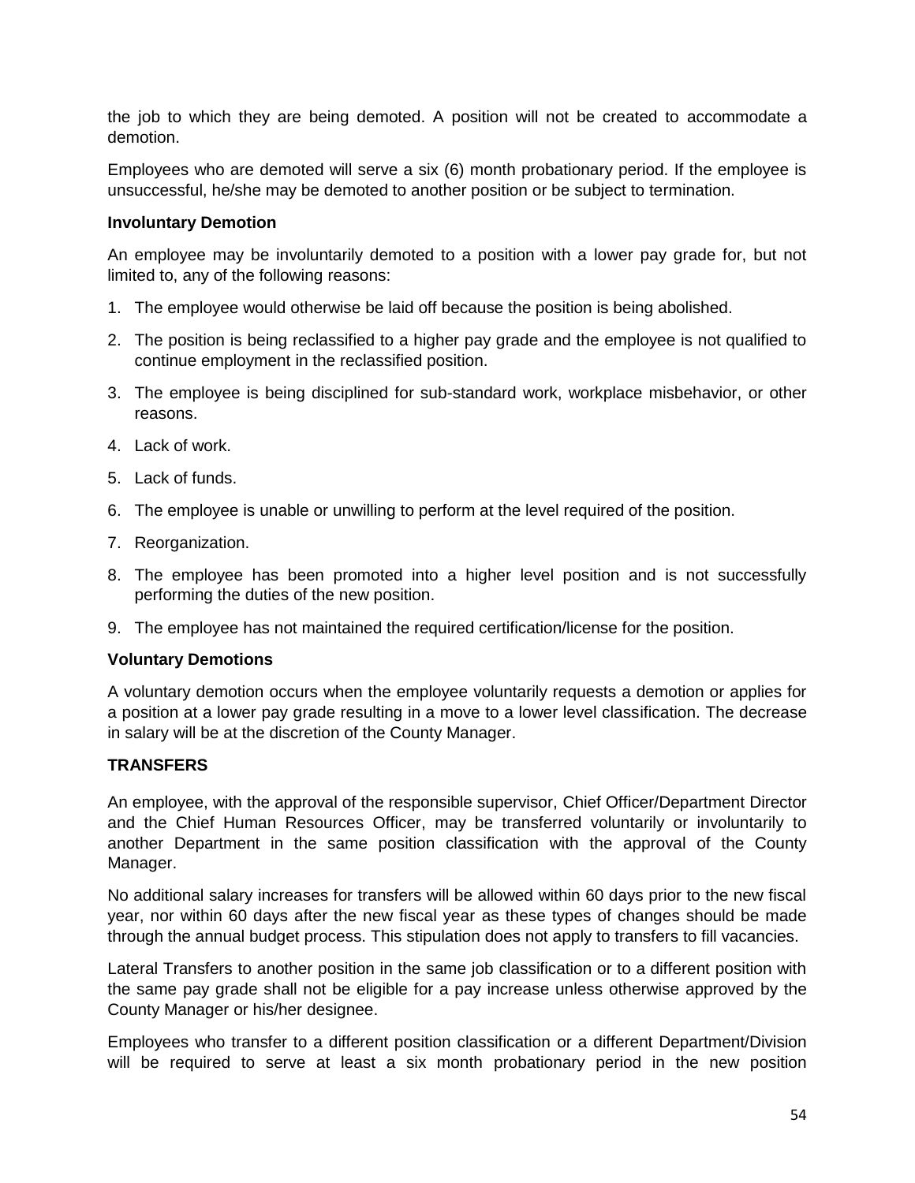the job to which they are being demoted. A position will not be created to accommodate a demotion.

Employees who are demoted will serve a six (6) month probationary period. If the employee is unsuccessful, he/she may be demoted to another position or be subject to termination.

**Involuntary Demotion**

An employee may be involuntarily demoted to a position with a lower pay grade for, but not limited to, any of the following reasons:

1. The employee would otherwise be laid off because the position is being abolished.
2. The position is being reclassified to a higher pay grade and the employee is not qualified to continue employment in the reclassified position.
3. The employee is being disciplined for sub-standard work, workplace misbehavior, or other reasons.
4. Lack of work.
5. Lack of funds.
6. The employee is unable or unwilling to perform at the level required of the position.
7. Reorganization.
8. The employee has been promoted into a higher level position and is not successfully performing the duties of the new position.
9. The employee has not maintained the required certification/license for the position.

**Voluntary Demotions**

A voluntary demotion occurs when the employee voluntarily requests a demotion or applies for a position at a lower pay grade resulting in a move to a lower level classification. The decrease in salary will be at the discretion of the County Manager.

**TRANSFERS**

An employee, with the approval of the responsible supervisor, Chief Officer/Department Director and the Chief Human Resources Officer, may be transferred voluntarily or involuntarily to another Department in the same position classification with the approval of the County Manager.

No additional salary increases for transfers will be allowed within 60 days prior to the new fiscal year, nor within 60 days after the new fiscal year as these types of changes should be made through the annual budget process. This stipulation does not apply to transfers to fill vacancies.

Lateral Transfers to another position in the same job classification or to a different position with the same pay grade shall not be eligible for a pay increase unless otherwise approved by the County Manager or his/her designee.

Employees who transfer to a different position classification or a different Department/Division will be required to serve at least a six month probationary period in the new position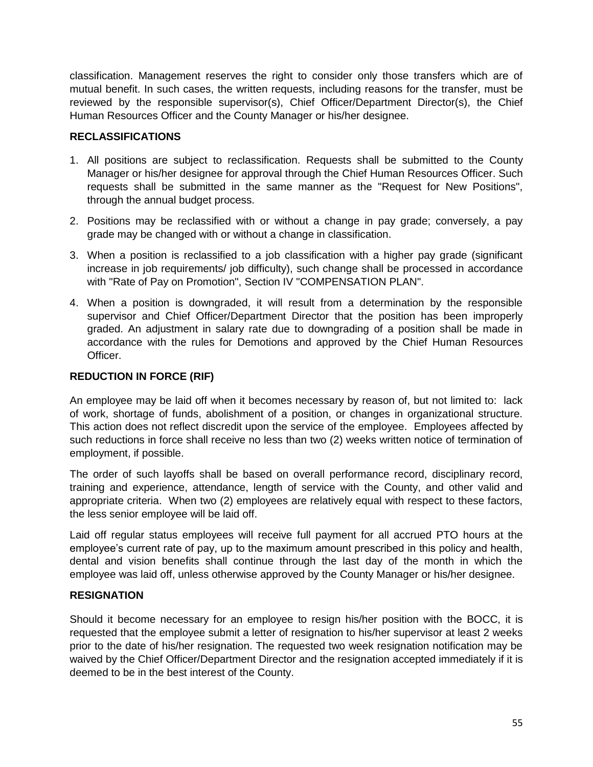classification. Management reserves the right to consider only those transfers which are of mutual benefit. In such cases, the written requests, including reasons for the transfer, must be reviewed by the responsible supervisor(s), Chief Officer/Department Director(s), the Chief Human Resources Officer and the County Manager or his/her designee.

### RECLASSIFICATIONS

1. All positions are subject to reclassification. Requests shall be submitted to the County Manager or his/her designee for approval through the Chief Human Resources Officer. Such requests shall be submitted in the same manner as the "Request for New Positions", through the annual budget process.
2. Positions may be reclassified with or without a change in pay grade; conversely, a pay grade may be changed with or without a change in classification.
3. When a position is reclassified to a job classification with a higher pay grade (significant increase in job requirements/ job difficulty), such change shall be processed in accordance with "Rate of Pay on Promotion", Section IV "COMPENSATION PLAN".
4. When a position is downgraded, it will result from a determination by the responsible supervisor and Chief Officer/Department Director that the position has been improperly graded. An adjustment in salary rate due to downgrading of a position shall be made in accordance with the rules for Demotions and approved by the Chief Human Resources Officer.

### REDUCTION IN FORCE (RIF)

An employee may be laid off when it becomes necessary by reason of, but not limited to: lack of work, shortage of funds, abolishment of a position, or changes in organizational structure. This action does not reflect discredit upon the service of the employee. Employees affected by such reductions in force shall receive no less than two (2) weeks written notice of termination of employment, if possible.

The order of such layoffs shall be based on overall performance record, disciplinary record, training and experience, attendance, length of service with the County, and other valid and appropriate criteria. When two (2) employees are relatively equal with respect to these factors, the less senior employee will be laid off.

Laid off regular status employees will receive full payment for all accrued PTO hours at the employee's current rate of pay, up to the maximum amount prescribed in this policy and health, dental and vision benefits shall continue through the last day of the month in which the employee was laid off, unless otherwise approved by the County Manager or his/her designee.

### RESIGNATION

Should it become necessary for an employee to resign his/her position with the BOCC, it is requested that the employee submit a letter of resignation to his/her supervisor at least 2 weeks prior to the date of his/her resignation. The requested two week resignation notification may be waived by the Chief Officer/Department Director and the resignation accepted immediately if it is deemed to be in the best interest of the County.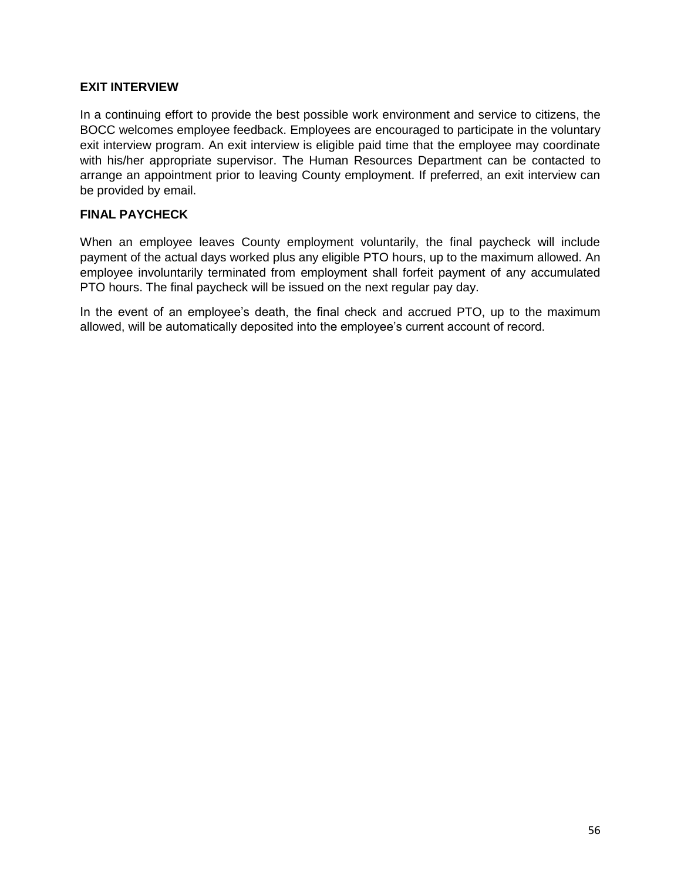**EXIT INTERVIEW**

In a continuing effort to provide the best possible work environment and service to citizens, the BOCC welcomes employee feedback. Employees are encouraged to participate in the voluntary exit interview program. An exit interview is eligible paid time that the employee may coordinate with his/her appropriate supervisor. The Human Resources Department can be contacted to arrange an appointment prior to leaving County employment. If preferred, an exit interview can be provided by email.

**FINAL PAYCHECK**

When an employee leaves County employment voluntarily, the final paycheck will include payment of the actual days worked plus any eligible PTO hours, up to the maximum allowed. An employee involuntarily terminated from employment shall forfeit payment of any accumulated PTO hours. The final paycheck will be issued on the next regular pay day.

In the event of an employee's death, the final check and accrued PTO, up to the maximum allowed, will be automatically deposited into the employee's current account of record.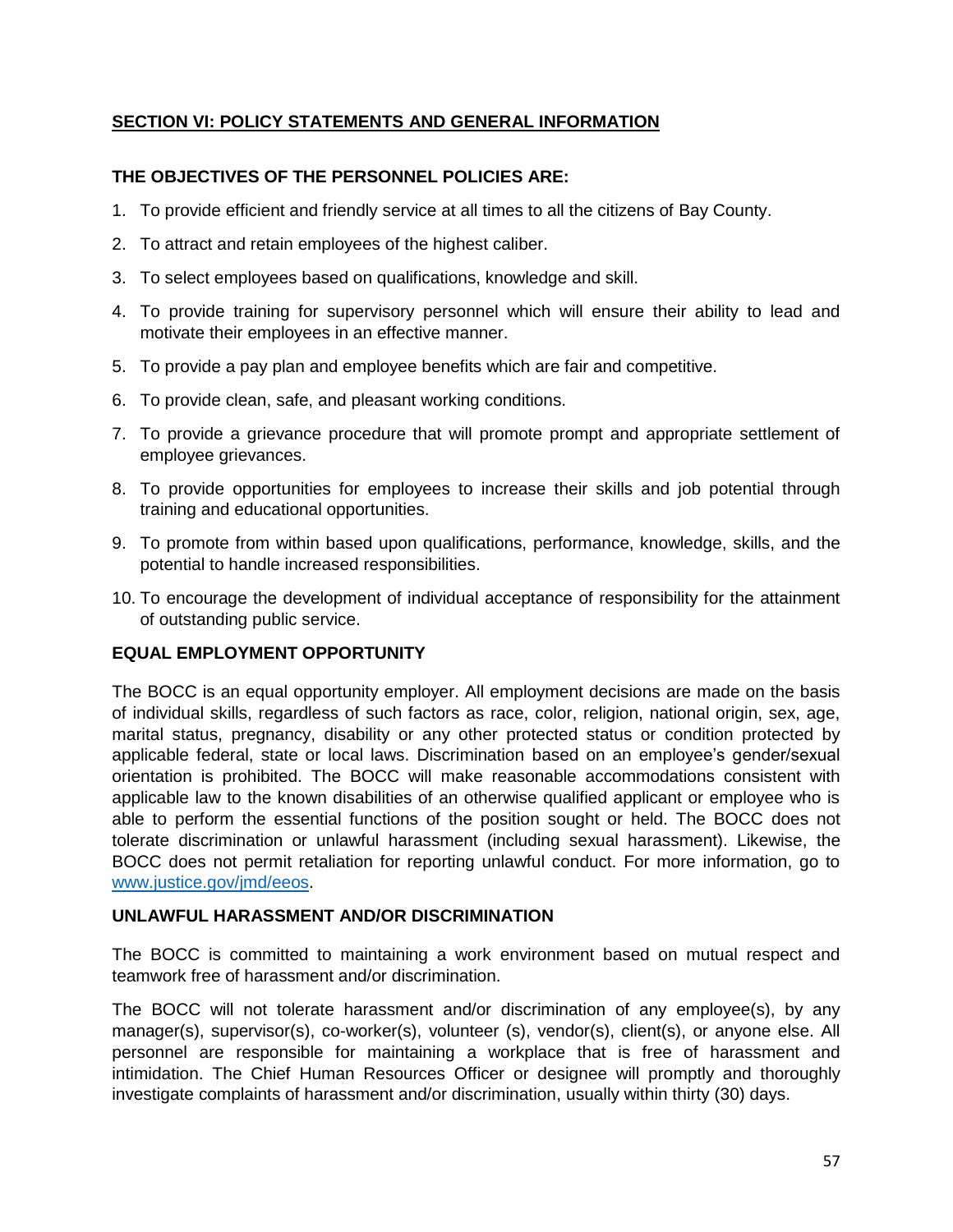## SECTION VI: POLICY STATEMENTS AND GENERAL INFORMATION

### THE OBJECTIVES OF THE PERSONNEL POLICIES ARE:

1. To provide efficient and friendly service at all times to all the citizens of Bay County.
2. To attract and retain employees of the highest caliber.
3. To select employees based on qualifications, knowledge and skill.
4. To provide training for supervisory personnel which will ensure their ability to lead and motivate their employees in an effective manner.
5. To provide a pay plan and employee benefits which are fair and competitive.
6. To provide clean, safe, and pleasant working conditions.
7. To provide a grievance procedure that will promote prompt and appropriate settlement of employee grievances.
8. To provide opportunities for employees to increase their skills and job potential through training and educational opportunities.
9. To promote from within based upon qualifications, performance, knowledge, skills, and the potential to handle increased responsibilities.
10. To encourage the development of individual acceptance of responsibility for the attainment of outstanding public service.

### EQUAL EMPLOYMENT OPPORTUNITY

The BOCC is an equal opportunity employer. All employment decisions are made on the basis of individual skills, regardless of such factors as race, color, religion, national origin, sex, age, marital status, pregnancy, disability or any other protected status or condition protected by applicable federal, state or local laws. Discrimination based on an employee's gender/sexual orientation is prohibited. The BOCC will make reasonable accommodations consistent with applicable law to the known disabilities of an otherwise qualified applicant or employee who is able to perform the essential functions of the position sought or held. The BOCC does not tolerate discrimination or unlawful harassment (including sexual harassment). Likewise, the BOCC does not permit retaliation for reporting unlawful conduct. For more information, go to www.justice.gov/jmd/eeos.

### UNLAWFUL HARASSMENT AND/OR DISCRIMINATION

The BOCC is committed to maintaining a work environment based on mutual respect and teamwork free of harassment and/or discrimination.

The BOCC will not tolerate harassment and/or discrimination of any employee(s), by any manager(s), supervisor(s), co-worker(s), volunteer (s), vendor(s), client(s), or anyone else. All personnel are responsible for maintaining a workplace that is free of harassment and intimidation. The Chief Human Resources Officer or designee will promptly and thoroughly investigate complaints of harassment and/or discrimination, usually within thirty (30) days.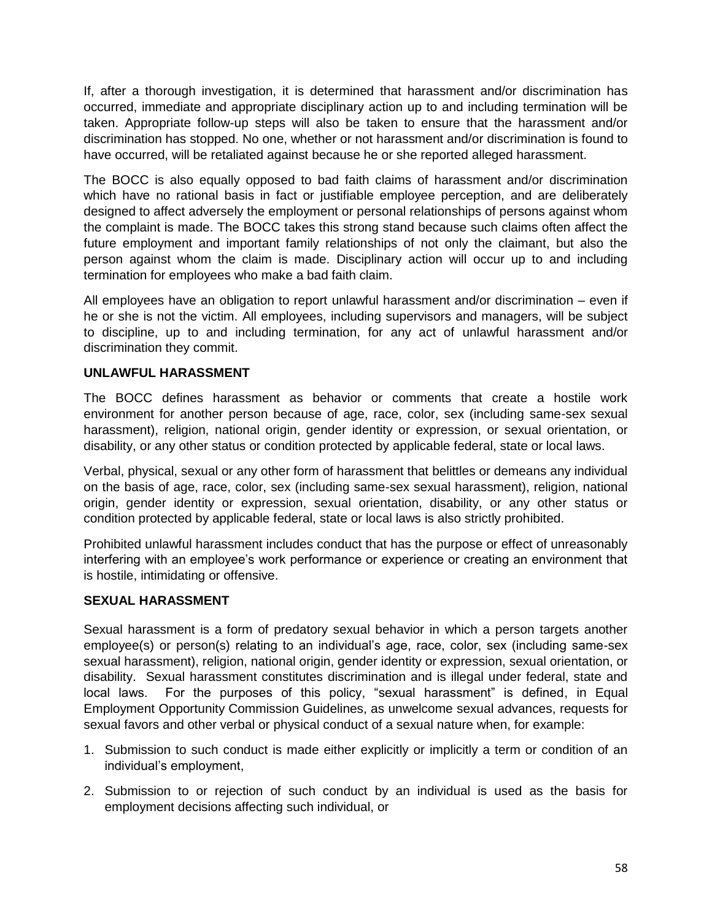If, after a thorough investigation, it is determined that harassment and/or discrimination has occurred, immediate and appropriate disciplinary action up to and including termination will be taken. Appropriate follow-up steps will also be taken to ensure that the harassment and/or discrimination has stopped. No one, whether or not harassment and/or discrimination is found to have occurred, will be retaliated against because he or she reported alleged harassment.

The BOCC is also equally opposed to bad faith claims of harassment and/or discrimination which have no rational basis in fact or justifiable employee perception, and are deliberately designed to affect adversely the employment or personal relationships of persons against whom the complaint is made. The BOCC takes this strong stand because such claims often affect the future employment and important family relationships of not only the claimant, but also the person against whom the claim is made. Disciplinary action will occur up to and including termination for employees who make a bad faith claim.

All employees have an obligation to report unlawful harassment and/or discrimination – even if he or she is not the victim. All employees, including supervisors and managers, will be subject to discipline, up to and including termination, for any act of unlawful harassment and/or discrimination they commit.

**UNLAWFUL HARASSMENT**

The BOCC defines harassment as behavior or comments that create a hostile work environment for another person because of age, race, color, sex (including same-sex sexual harassment), religion, national origin, gender identity or expression, or sexual orientation, or disability, or any other status or condition protected by applicable federal, state or local laws.

Verbal, physical, sexual or any other form of harassment that belittles or demeans any individual on the basis of age, race, color, sex (including same-sex sexual harassment), religion, national origin, gender identity or expression, sexual orientation, disability, or any other status or condition protected by applicable federal, state or local laws is also strictly prohibited.

Prohibited unlawful harassment includes conduct that has the purpose or effect of unreasonably interfering with an employee's work performance or experience or creating an environment that is hostile, intimidating or offensive.

**SEXUAL HARASSMENT**

Sexual harassment is a form of predatory sexual behavior in which a person targets another employee(s) or person(s) relating to an individual's age, race, color, sex (including same-sex sexual harassment), religion, national origin, gender identity or expression, sexual orientation, or disability. Sexual harassment constitutes discrimination and is illegal under federal, state and local laws. For the purposes of this policy, "sexual harassment" is defined, in Equal Employment Opportunity Commission Guidelines, as unwelcome sexual advances, requests for sexual favors and other verbal or physical conduct of a sexual nature when, for example:

1. Submission to such conduct is made either explicitly or implicitly a term or condition of an individual's employment,
2. Submission to or rejection of such conduct by an individual is used as the basis for employment decisions affecting such individual, or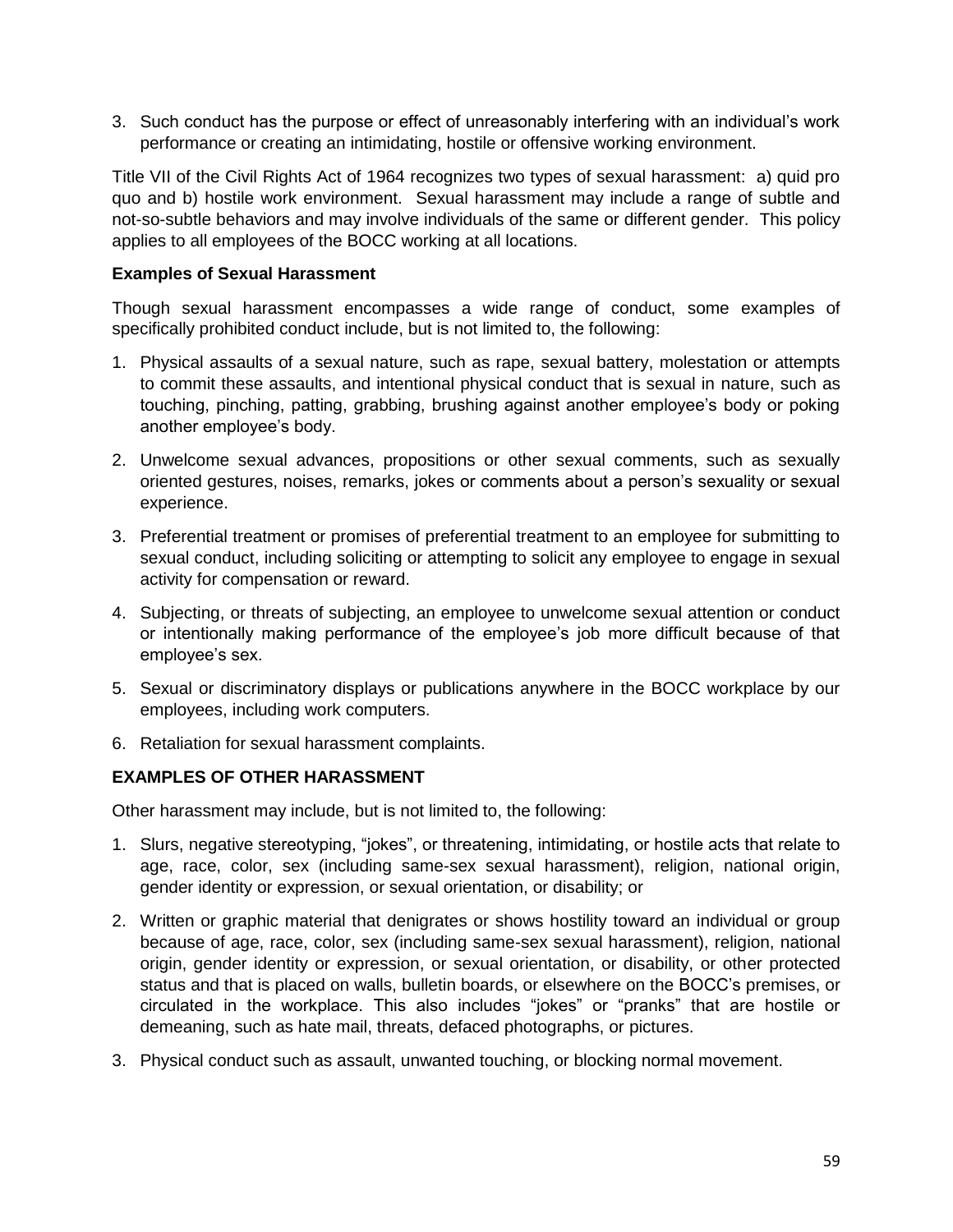3. Such conduct has the purpose or effect of unreasonably interfering with an individual's work performance or creating an intimidating, hostile or offensive working environment.

Title VII of the Civil Rights Act of 1964 recognizes two types of sexual harassment: a) quid pro quo and b) hostile work environment. Sexual harassment may include a range of subtle and not-so-subtle behaviors and may involve individuals of the same or different gender. This policy applies to all employees of the BOCC working at all locations.

**Examples of Sexual Harassment**

Though sexual harassment encompasses a wide range of conduct, some examples of specifically prohibited conduct include, but is not limited to, the following:

1. Physical assaults of a sexual nature, such as rape, sexual battery, molestation or attempts to commit these assaults, and intentional physical conduct that is sexual in nature, such as touching, pinching, patting, grabbing, brushing against another employee's body or poking another employee's body.
2. Unwelcome sexual advances, propositions or other sexual comments, such as sexually oriented gestures, noises, remarks, jokes or comments about a person's sexuality or sexual experience.
3. Preferential treatment or promises of preferential treatment to an employee for submitting to sexual conduct, including soliciting or attempting to solicit any employee to engage in sexual activity for compensation or reward.
4. Subjecting, or threats of subjecting, an employee to unwelcome sexual attention or conduct or intentionally making performance of the employee's job more difficult because of that employee's sex.
5. Sexual or discriminatory displays or publications anywhere in the BOCC workplace by our employees, including work computers.
6. Retaliation for sexual harassment complaints.

**EXAMPLES OF OTHER HARASSMENT**

Other harassment may include, but is not limited to, the following:

1. Slurs, negative stereotyping, "jokes", or threatening, intimidating, or hostile acts that relate to age, race, color, sex (including same-sex sexual harassment), religion, national origin, gender identity or expression, or sexual orientation, or disability; or
2. Written or graphic material that denigrates or shows hostility toward an individual or group because of age, race, color, sex (including same-sex sexual harassment), religion, national origin, gender identity or expression, or sexual orientation, or disability, or other protected status and that is placed on walls, bulletin boards, or elsewhere on the BOCC's premises, or circulated in the workplace. This also includes "jokes" or "pranks" that are hostile or demeaning, such as hate mail, threats, defaced photographs, or pictures.
3. Physical conduct such as assault, unwanted touching, or blocking normal movement.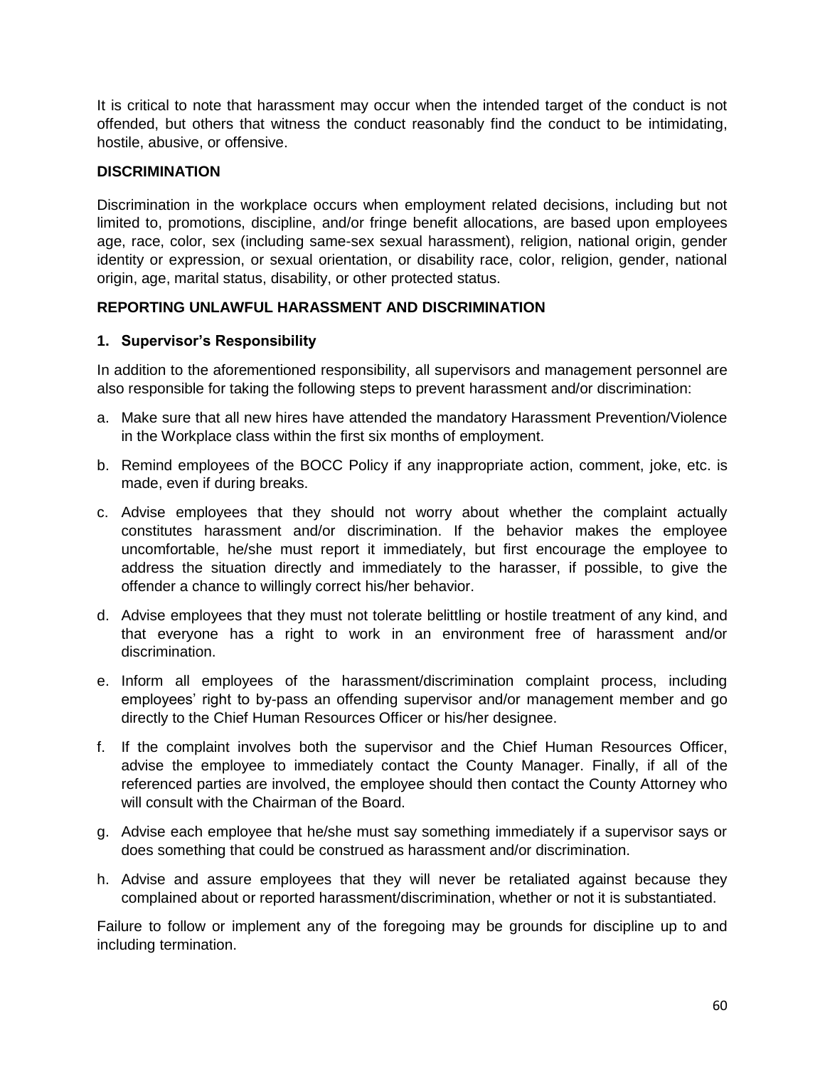It is critical to note that harassment may occur when the intended target of the conduct is not offended, but others that witness the conduct reasonably find the conduct to be intimidating, hostile, abusive, or offensive.

### DISCRIMINATION

Discrimination in the workplace occurs when employment related decisions, including but not limited to, promotions, discipline, and/or fringe benefit allocations, are based upon employees age, race, color, sex (including same-sex sexual harassment), religion, national origin, gender identity or expression, or sexual orientation, or disability race, color, religion, gender, national origin, age, marital status, disability, or other protected status.

### REPORTING UNLAWFUL HARASSMENT AND DISCRIMINATION

#### 1. Supervisor's Responsibility

In addition to the aforementioned responsibility, all supervisors and management personnel are also responsible for taking the following steps to prevent harassment and/or discrimination:

a. Make sure that all new hires have attended the mandatory Harassment Prevention/Violence in the Workplace class within the first six months of employment.

b. Remind employees of the BOCC Policy if any inappropriate action, comment, joke, etc. is made, even if during breaks.

c. Advise employees that they should not worry about whether the complaint actually constitutes harassment and/or discrimination. If the behavior makes the employee uncomfortable, he/she must report it immediately, but first encourage the employee to address the situation directly and immediately to the harasser, if possible, to give the offender a chance to willingly correct his/her behavior.

d. Advise employees that they must not tolerate belittling or hostile treatment of any kind, and that everyone has a right to work in an environment free of harassment and/or discrimination.

e. Inform all employees of the harassment/discrimination complaint process, including employees' right to by-pass an offending supervisor and/or management member and go directly to the Chief Human Resources Officer or his/her designee.

f. If the complaint involves both the supervisor and the Chief Human Resources Officer, advise the employee to immediately contact the County Manager. Finally, if all of the referenced parties are involved, the employee should then contact the County Attorney who will consult with the Chairman of the Board.

g. Advise each employee that he/she must say something immediately if a supervisor says or does something that could be construed as harassment and/or discrimination.

h. Advise and assure employees that they will never be retaliated against because they complained about or reported harassment/discrimination, whether or not it is substantiated.

Failure to follow or implement any of the foregoing may be grounds for discipline up to and including termination.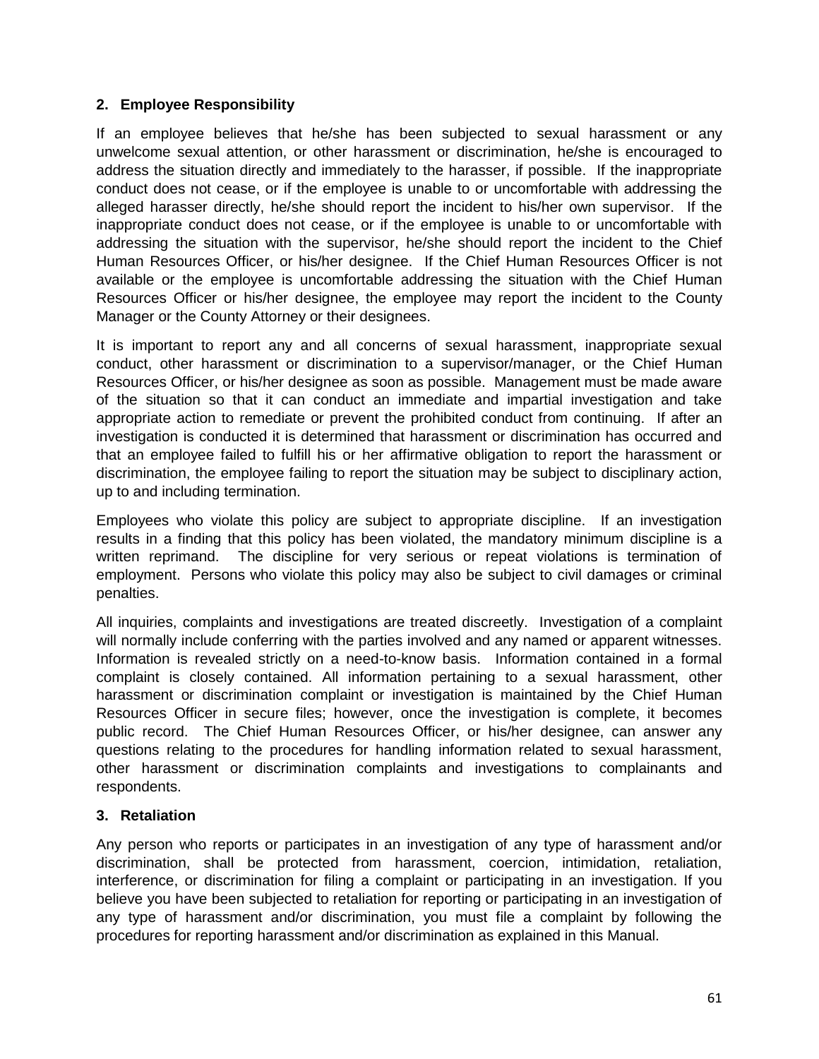### 2. Employee Responsibility

If an employee believes that he/she has been subjected to sexual harassment or any unwelcome sexual attention, or other harassment or discrimination, he/she is encouraged to address the situation directly and immediately to the harasser, if possible. If the inappropriate conduct does not cease, or if the employee is unable to or uncomfortable with addressing the alleged harasser directly, he/she should report the incident to his/her own supervisor. If the inappropriate conduct does not cease, or if the employee is unable to or uncomfortable with addressing the situation with the supervisor, he/she should report the incident to the Chief Human Resources Officer, or his/her designee. If the Chief Human Resources Officer is not available or the employee is uncomfortable addressing the situation with the Chief Human Resources Officer or his/her designee, the employee may report the incident to the County Manager or the County Attorney or their designees.

It is important to report any and all concerns of sexual harassment, inappropriate sexual conduct, other harassment or discrimination to a supervisor/manager, or the Chief Human Resources Officer, or his/her designee as soon as possible. Management must be made aware of the situation so that it can conduct an immediate and impartial investigation and take appropriate action to remediate or prevent the prohibited conduct from continuing. If after an investigation is conducted it is determined that harassment or discrimination has occurred and that an employee failed to fulfill his or her affirmative obligation to report the harassment or discrimination, the employee failing to report the situation may be subject to disciplinary action, up to and including termination.

Employees who violate this policy are subject to appropriate discipline. If an investigation results in a finding that this policy has been violated, the mandatory minimum discipline is a written reprimand. The discipline for very serious or repeat violations is termination of employment. Persons who violate this policy may also be subject to civil damages or criminal penalties.

All inquiries, complaints and investigations are treated discreetly. Investigation of a complaint will normally include conferring with the parties involved and any named or apparent witnesses. Information is revealed strictly on a need-to-know basis. Information contained in a formal complaint is closely contained. All information pertaining to a sexual harassment, other harassment or discrimination complaint or investigation is maintained by the Chief Human Resources Officer in secure files; however, once the investigation is complete, it becomes public record. The Chief Human Resources Officer, or his/her designee, can answer any questions relating to the procedures for handling information related to sexual harassment, other harassment or discrimination complaints and investigations to complainants and respondents.

### 3. Retaliation

Any person who reports or participates in an investigation of any type of harassment and/or discrimination, shall be protected from harassment, coercion, intimidation, retaliation, interference, or discrimination for filing a complaint or participating in an investigation. If you believe you have been subjected to retaliation for reporting or participating in an investigation of any type of harassment and/or discrimination, you must file a complaint by following the procedures for reporting harassment and/or discrimination as explained in this Manual.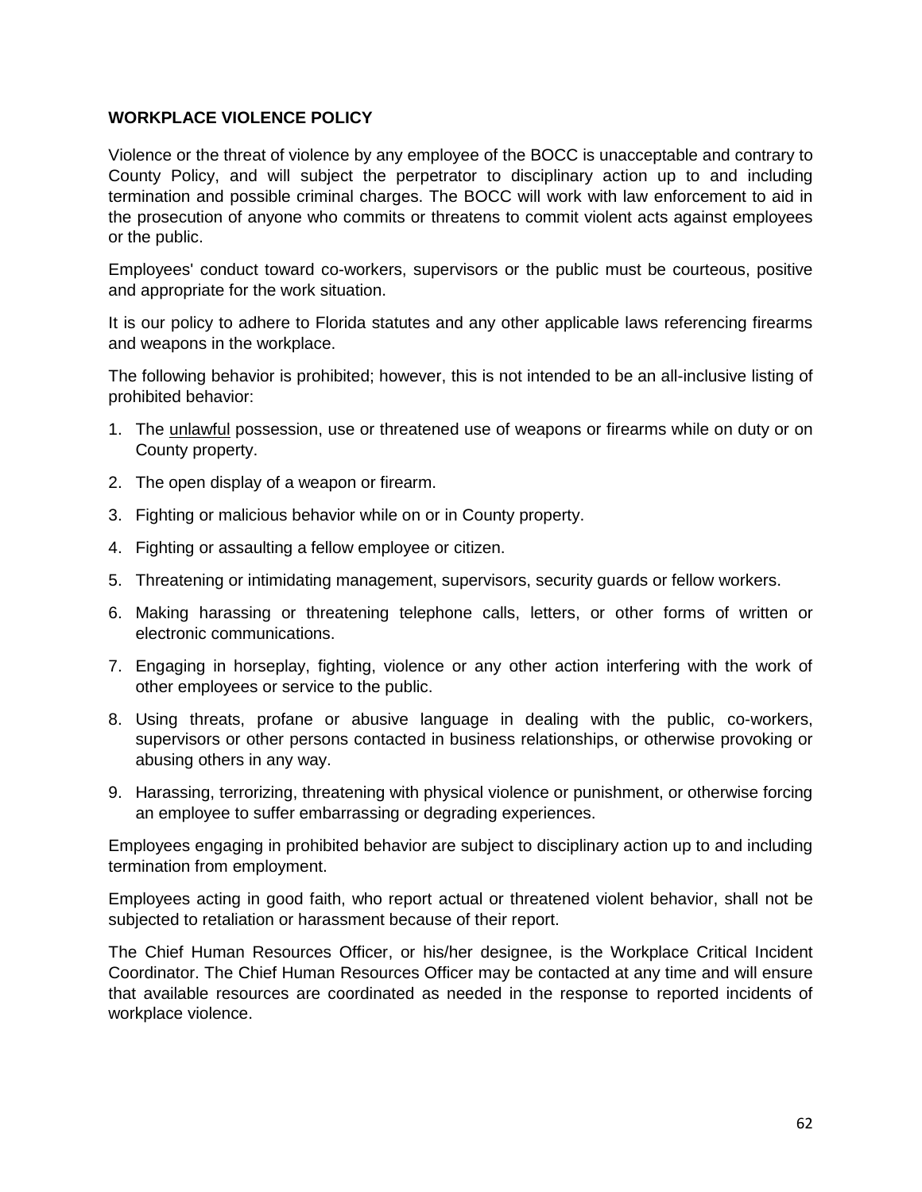**WORKPLACE VIOLENCE POLICY**

Violence or the threat of violence by any employee of the BOCC is unacceptable and contrary to County Policy, and will subject the perpetrator to disciplinary action up to and including termination and possible criminal charges. The BOCC will work with law enforcement to aid in the prosecution of anyone who commits or threatens to commit violent acts against employees or the public.

Employees' conduct toward co-workers, supervisors or the public must be courteous, positive and appropriate for the work situation.

It is our policy to adhere to Florida statutes and any other applicable laws referencing firearms and weapons in the workplace.

The following behavior is prohibited; however, this is not intended to be an all-inclusive listing of prohibited behavior:

1. The <u>unlawful</u> possession, use or threatened use of weapons or firearms while on duty or on County property.
2. The open display of a weapon or firearm.
3. Fighting or malicious behavior while on or in County property.
4. Fighting or assaulting a fellow employee or citizen.
5. Threatening or intimidating management, supervisors, security guards or fellow workers.
6. Making harassing or threatening telephone calls, letters, or other forms of written or electronic communications.
7. Engaging in horseplay, fighting, violence or any other action interfering with the work of other employees or service to the public.
8. Using threats, profane or abusive language in dealing with the public, co-workers, supervisors or other persons contacted in business relationships, or otherwise provoking or abusing others in any way.
9. Harassing, terrorizing, threatening with physical violence or punishment, or otherwise forcing an employee to suffer embarrassing or degrading experiences.

Employees engaging in prohibited behavior are subject to disciplinary action up to and including termination from employment.

Employees acting in good faith, who report actual or threatened violent behavior, shall not be subjected to retaliation or harassment because of their report.

The Chief Human Resources Officer, or his/her designee, is the Workplace Critical Incident Coordinator. The Chief Human Resources Officer may be contacted at any time and will ensure that available resources are coordinated as needed in the response to reported incidents of workplace violence.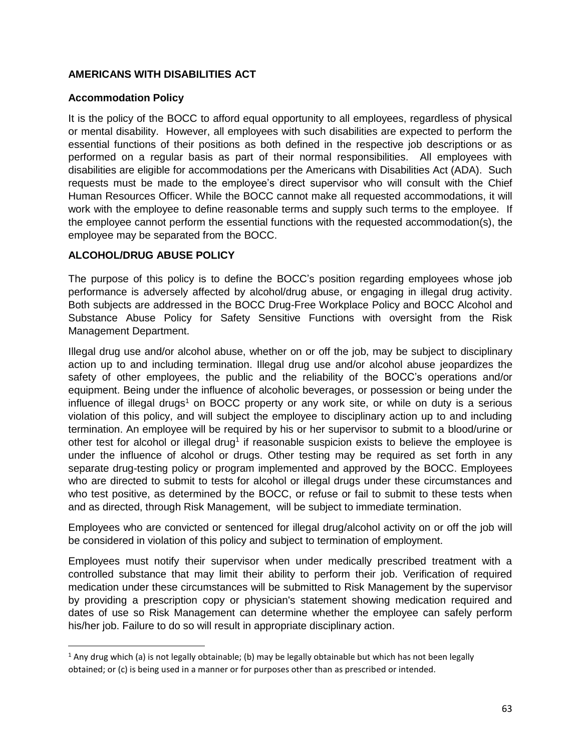## AMERICANS WITH DISABILITIES ACT

### Accommodation Policy

It is the policy of the BOCC to afford equal opportunity to all employees, regardless of physical or mental disability. However, all employees with such disabilities are expected to perform the essential functions of their positions as both defined in the respective job descriptions or as performed on a regular basis as part of their normal responsibilities. All employees with disabilities are eligible for accommodations per the Americans with Disabilities Act (ADA). Such requests must be made to the employee's direct supervisor who will consult with the Chief Human Resources Officer. While the BOCC cannot make all requested accommodations, it will work with the employee to define reasonable terms and supply such terms to the employee. If the employee cannot perform the essential functions with the requested accommodation(s), the employee may be separated from the BOCC.

## ALCOHOL/DRUG ABUSE POLICY

The purpose of this policy is to define the BOCC's position regarding employees whose job performance is adversely affected by alcohol/drug abuse, or engaging in illegal drug activity. Both subjects are addressed in the BOCC Drug-Free Workplace Policy and BOCC Alcohol and Substance Abuse Policy for Safety Sensitive Functions with oversight from the Risk Management Department.

Illegal drug use and/or alcohol abuse, whether on or off the job, may be subject to disciplinary action up to and including termination. Illegal drug use and/or alcohol abuse jeopardizes the safety of other employees, the public and the reliability of the BOCC's operations and/or equipment. Being under the influence of alcoholic beverages, or possession or being under the influence of illegal drugs[1] on BOCC property or any work site, or while on duty is a serious violation of this policy, and will subject the employee to disciplinary action up to and including termination. An employee will be required by his or her supervisor to submit to a blood/urine or other test for alcohol or illegal drug[1] if reasonable suspicion exists to believe the employee is under the influence of alcohol or drugs. Other testing may be required as set forth in any separate drug-testing policy or program implemented and approved by the BOCC. Employees who are directed to submit to tests for alcohol or illegal drugs under these circumstances and who test positive, as determined by the BOCC, or refuse or fail to submit to these tests when and as directed, through Risk Management, will be subject to immediate termination.

Employees who are convicted or sentenced for illegal drug/alcohol activity on or off the job will be considered in violation of this policy and subject to termination of employment.

Employees must notify their supervisor when under medically prescribed treatment with a controlled substance that may limit their ability to perform their job. Verification of required medication under these circumstances will be submitted to Risk Management by the supervisor by providing a prescription copy or physician's statement showing medication required and dates of use so Risk Management can determine whether the employee can safely perform his/her job. Failure to do so will result in appropriate disciplinary action.

[1] Any drug which (a) is not legally obtainable; (b) may be legally obtainable but which has not been legally obtained; or (c) is being used in a manner or for purposes other than as prescribed or intended.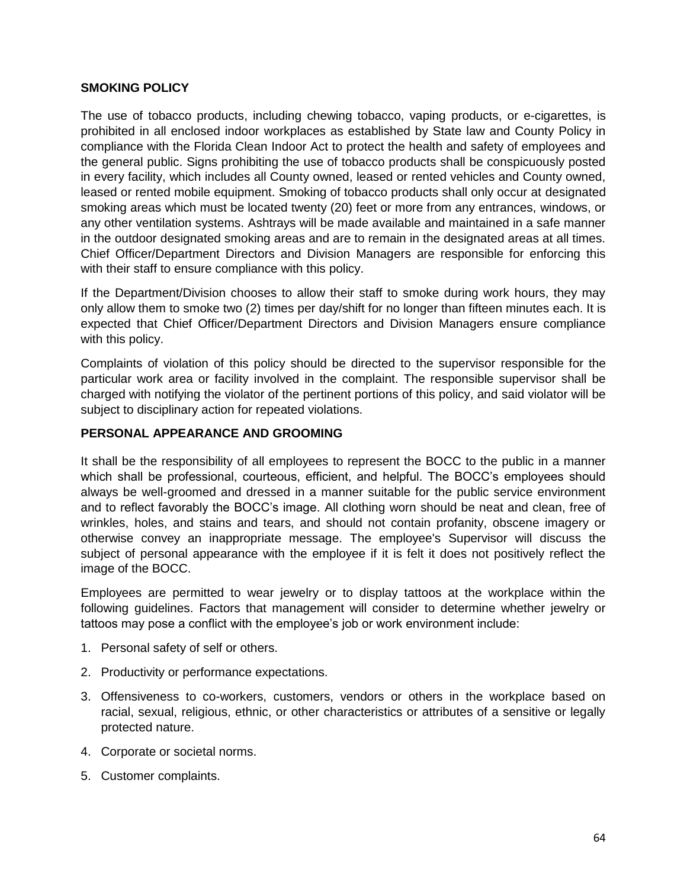## SMOKING POLICY

The use of tobacco products, including chewing tobacco, vaping products, or e-cigarettes, is prohibited in all enclosed indoor workplaces as established by State law and County Policy in compliance with the Florida Clean Indoor Act to protect the health and safety of employees and the general public. Signs prohibiting the use of tobacco products shall be conspicuously posted in every facility, which includes all County owned, leased or rented vehicles and County owned, leased or rented mobile equipment. Smoking of tobacco products shall only occur at designated smoking areas which must be located twenty (20) feet or more from any entrances, windows, or any other ventilation systems. Ashtrays will be made available and maintained in a safe manner in the outdoor designated smoking areas and are to remain in the designated areas at all times. Chief Officer/Department Directors and Division Managers are responsible for enforcing this with their staff to ensure compliance with this policy.

If the Department/Division chooses to allow their staff to smoke during work hours, they may only allow them to smoke two (2) times per day/shift for no longer than fifteen minutes each. It is expected that Chief Officer/Department Directors and Division Managers ensure compliance with this policy.

Complaints of violation of this policy should be directed to the supervisor responsible for the particular work area or facility involved in the complaint. The responsible supervisor shall be charged with notifying the violator of the pertinent portions of this policy, and said violator will be subject to disciplinary action for repeated violations.

## PERSONAL APPEARANCE AND GROOMING

It shall be the responsibility of all employees to represent the BOCC to the public in a manner which shall be professional, courteous, efficient, and helpful. The BOCC's employees should always be well-groomed and dressed in a manner suitable for the public service environment and to reflect favorably the BOCC's image. All clothing worn should be neat and clean, free of wrinkles, holes, and stains and tears, and should not contain profanity, obscene imagery or otherwise convey an inappropriate message. The employee's Supervisor will discuss the subject of personal appearance with the employee if it is felt it does not positively reflect the image of the BOCC.

Employees are permitted to wear jewelry or to display tattoos at the workplace within the following guidelines. Factors that management will consider to determine whether jewelry or tattoos may pose a conflict with the employee's job or work environment include:

1. Personal safety of self or others.
2. Productivity or performance expectations.
3. Offensiveness to co-workers, customers, vendors or others in the workplace based on racial, sexual, religious, ethnic, or other characteristics or attributes of a sensitive or legally protected nature.
4. Corporate or societal norms.
5. Customer complaints.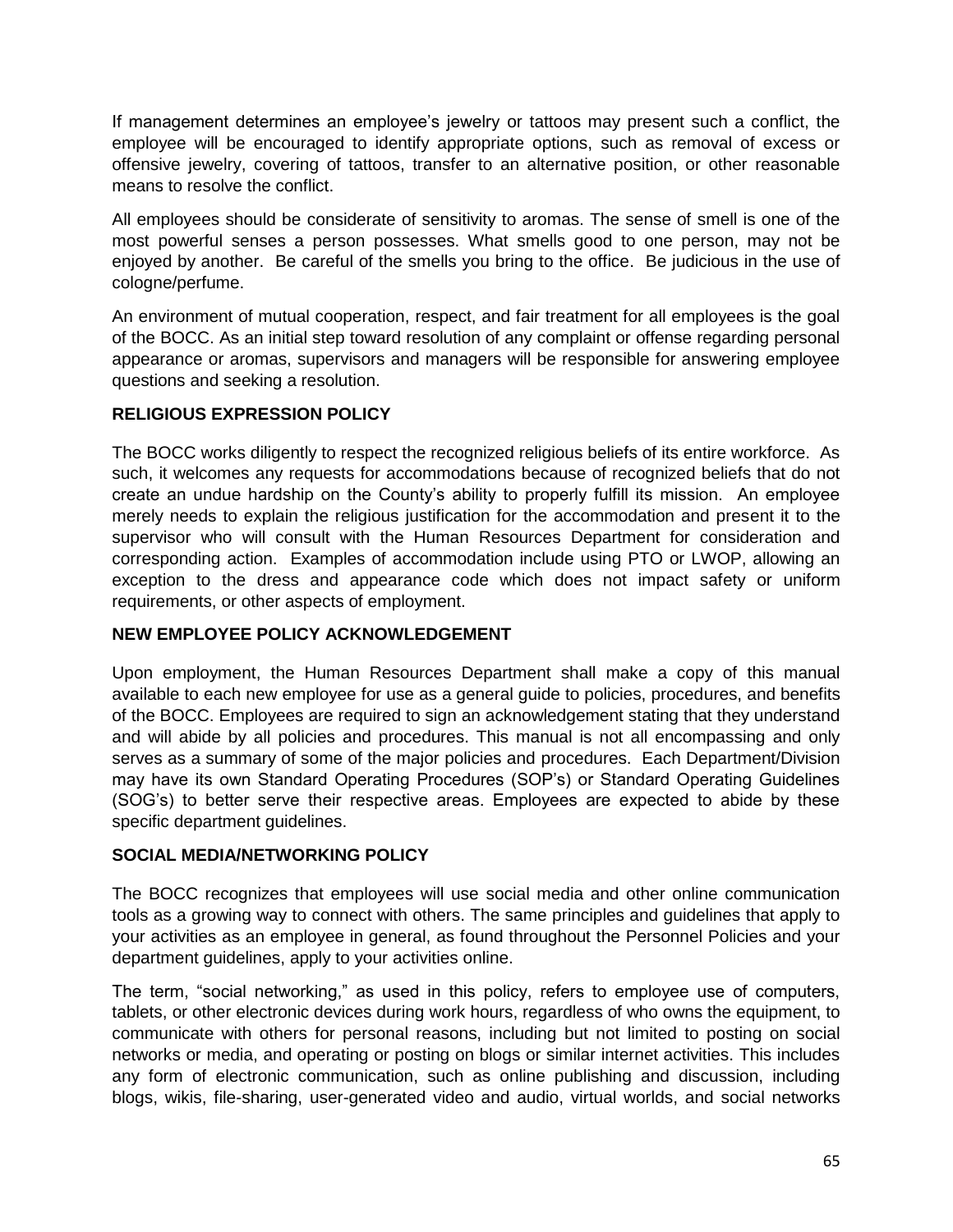If management determines an employee's jewelry or tattoos may present such a conflict, the employee will be encouraged to identify appropriate options, such as removal of excess or offensive jewelry, covering of tattoos, transfer to an alternative position, or other reasonable means to resolve the conflict.

All employees should be considerate of sensitivity to aromas. The sense of smell is one of the most powerful senses a person possesses. What smells good to one person, may not be enjoyed by another. Be careful of the smells you bring to the office. Be judicious in the use of cologne/perfume.

An environment of mutual cooperation, respect, and fair treatment for all employees is the goal of the BOCC. As an initial step toward resolution of any complaint or offense regarding personal appearance or aromas, supervisors and managers will be responsible for answering employee questions and seeking a resolution.

**RELIGIOUS EXPRESSION POLICY**

The BOCC works diligently to respect the recognized religious beliefs of its entire workforce. As such, it welcomes any requests for accommodations because of recognized beliefs that do not create an undue hardship on the County's ability to properly fulfill its mission. An employee merely needs to explain the religious justification for the accommodation and present it to the supervisor who will consult with the Human Resources Department for consideration and corresponding action. Examples of accommodation include using PTO or LWOP, allowing an exception to the dress and appearance code which does not impact safety or uniform requirements, or other aspects of employment.

**NEW EMPLOYEE POLICY ACKNOWLEDGEMENT**

Upon employment, the Human Resources Department shall make a copy of this manual available to each new employee for use as a general guide to policies, procedures, and benefits of the BOCC. Employees are required to sign an acknowledgement stating that they understand and will abide by all policies and procedures. This manual is not all encompassing and only serves as a summary of some of the major policies and procedures. Each Department/Division may have its own Standard Operating Procedures (SOP's) or Standard Operating Guidelines (SOG's) to better serve their respective areas. Employees are expected to abide by these specific department guidelines.

**SOCIAL MEDIA/NETWORKING POLICY**

The BOCC recognizes that employees will use social media and other online communication tools as a growing way to connect with others. The same principles and guidelines that apply to your activities as an employee in general, as found throughout the Personnel Policies and your department guidelines, apply to your activities online.

The term, "social networking," as used in this policy, refers to employee use of computers, tablets, or other electronic devices during work hours, regardless of who owns the equipment, to communicate with others for personal reasons, including but not limited to posting on social networks or media, and operating or posting on blogs or similar internet activities. This includes any form of electronic communication, such as online publishing and discussion, including blogs, wikis, file-sharing, user-generated video and audio, virtual worlds, and social networks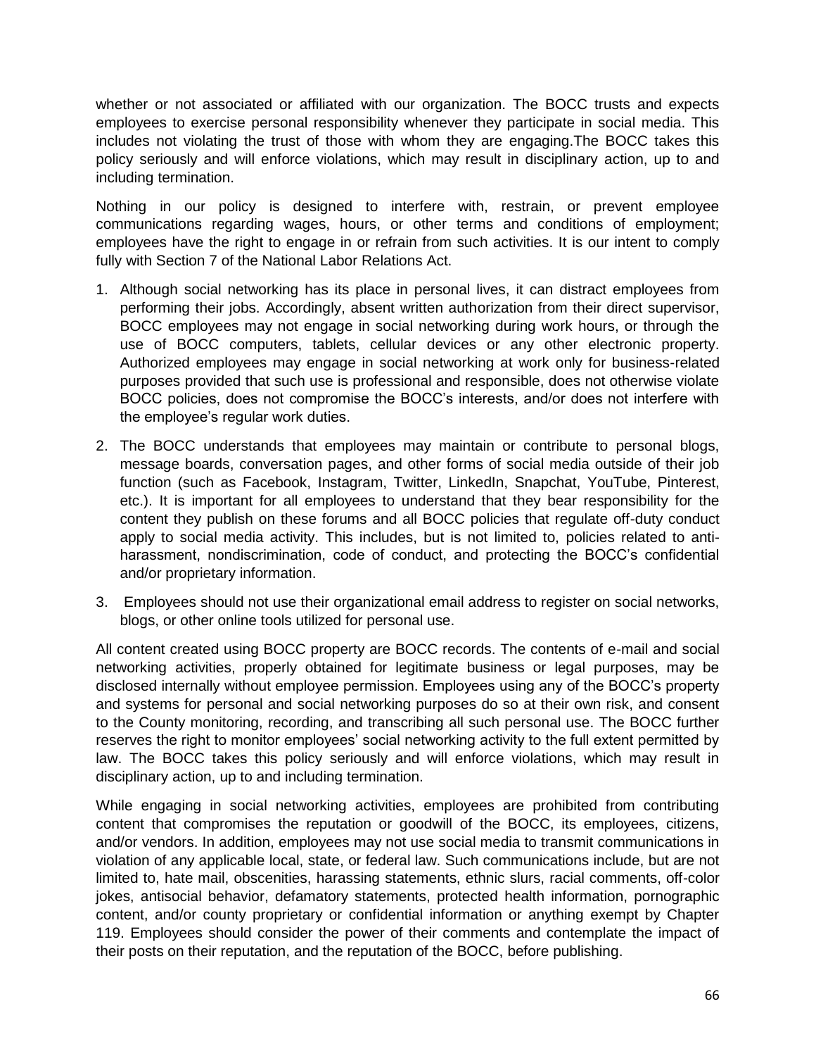whether or not associated or affiliated with our organization. The BOCC trusts and expects employees to exercise personal responsibility whenever they participate in social media. This includes not violating the trust of those with whom they are engaging.The BOCC takes this policy seriously and will enforce violations, which may result in disciplinary action, up to and including termination.

Nothing in our policy is designed to interfere with, restrain, or prevent employee communications regarding wages, hours, or other terms and conditions of employment; employees have the right to engage in or refrain from such activities. It is our intent to comply fully with Section 7 of the National Labor Relations Act.

1. Although social networking has its place in personal lives, it can distract employees from performing their jobs. Accordingly, absent written authorization from their direct supervisor, BOCC employees may not engage in social networking during work hours, or through the use of BOCC computers, tablets, cellular devices or any other electronic property. Authorized employees may engage in social networking at work only for business-related purposes provided that such use is professional and responsible, does not otherwise violate BOCC policies, does not compromise the BOCC's interests, and/or does not interfere with the employee's regular work duties.
2. The BOCC understands that employees may maintain or contribute to personal blogs, message boards, conversation pages, and other forms of social media outside of their job function (such as Facebook, Instagram, Twitter, LinkedIn, Snapchat, YouTube, Pinterest, etc.). It is important for all employees to understand that they bear responsibility for the content they publish on these forums and all BOCC policies that regulate off-duty conduct apply to social media activity. This includes, but is not limited to, policies related to anti-harassment, nondiscrimination, code of conduct, and protecting the BOCC's confidential and/or proprietary information.
3. Employees should not use their organizational email address to register on social networks, blogs, or other online tools utilized for personal use.

All content created using BOCC property are BOCC records. The contents of e-mail and social networking activities, properly obtained for legitimate business or legal purposes, may be disclosed internally without employee permission. Employees using any of the BOCC's property and systems for personal and social networking purposes do so at their own risk, and consent to the County monitoring, recording, and transcribing all such personal use. The BOCC further reserves the right to monitor employees' social networking activity to the full extent permitted by law. The BOCC takes this policy seriously and will enforce violations, which may result in disciplinary action, up to and including termination.

While engaging in social networking activities, employees are prohibited from contributing content that compromises the reputation or goodwill of the BOCC, its employees, citizens, and/or vendors. In addition, employees may not use social media to transmit communications in violation of any applicable local, state, or federal law. Such communications include, but are not limited to, hate mail, obscenities, harassing statements, ethnic slurs, racial comments, off-color jokes, antisocial behavior, defamatory statements, protected health information, pornographic content, and/or county proprietary or confidential information or anything exempt by Chapter 119. Employees should consider the power of their comments and contemplate the impact of their posts on their reputation, and the reputation of the BOCC, before publishing.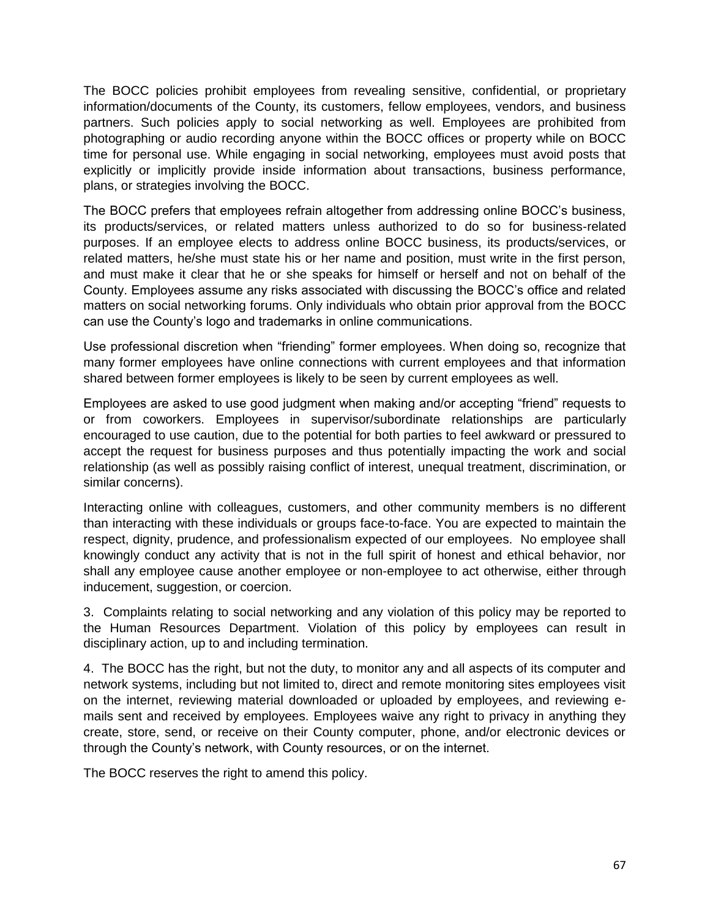The BOCC policies prohibit employees from revealing sensitive, confidential, or proprietary information/documents of the County, its customers, fellow employees, vendors, and business partners. Such policies apply to social networking as well. Employees are prohibited from photographing or audio recording anyone within the BOCC offices or property while on BOCC time for personal use. While engaging in social networking, employees must avoid posts that explicitly or implicitly provide inside information about transactions, business performance, plans, or strategies involving the BOCC.

The BOCC prefers that employees refrain altogether from addressing online BOCC's business, its products/services, or related matters unless authorized to do so for business-related purposes. If an employee elects to address online BOCC business, its products/services, or related matters, he/she must state his or her name and position, must write in the first person, and must make it clear that he or she speaks for himself or herself and not on behalf of the County. Employees assume any risks associated with discussing the BOCC's office and related matters on social networking forums. Only individuals who obtain prior approval from the BOCC can use the County's logo and trademarks in online communications.

Use professional discretion when "friending" former employees. When doing so, recognize that many former employees have online connections with current employees and that information shared between former employees is likely to be seen by current employees as well.

Employees are asked to use good judgment when making and/or accepting "friend" requests to or from coworkers. Employees in supervisor/subordinate relationships are particularly encouraged to use caution, due to the potential for both parties to feel awkward or pressured to accept the request for business purposes and thus potentially impacting the work and social relationship (as well as possibly raising conflict of interest, unequal treatment, discrimination, or similar concerns).

Interacting online with colleagues, customers, and other community members is no different than interacting with these individuals or groups face-to-face. You are expected to maintain the respect, dignity, prudence, and professionalism expected of our employees. No employee shall knowingly conduct any activity that is not in the full spirit of honest and ethical behavior, nor shall any employee cause another employee or non-employee to act otherwise, either through inducement, suggestion, or coercion.

3. Complaints relating to social networking and any violation of this policy may be reported to the Human Resources Department. Violation of this policy by employees can result in disciplinary action, up to and including termination.

4. The BOCC has the right, but not the duty, to monitor any and all aspects of its computer and network systems, including but not limited to, direct and remote monitoring sites employees visit on the internet, reviewing material downloaded or uploaded by employees, and reviewing e-mails sent and received by employees. Employees waive any right to privacy in anything they create, store, send, or receive on their County computer, phone, and/or electronic devices or through the County's network, with County resources, or on the internet.

The BOCC reserves the right to amend this policy.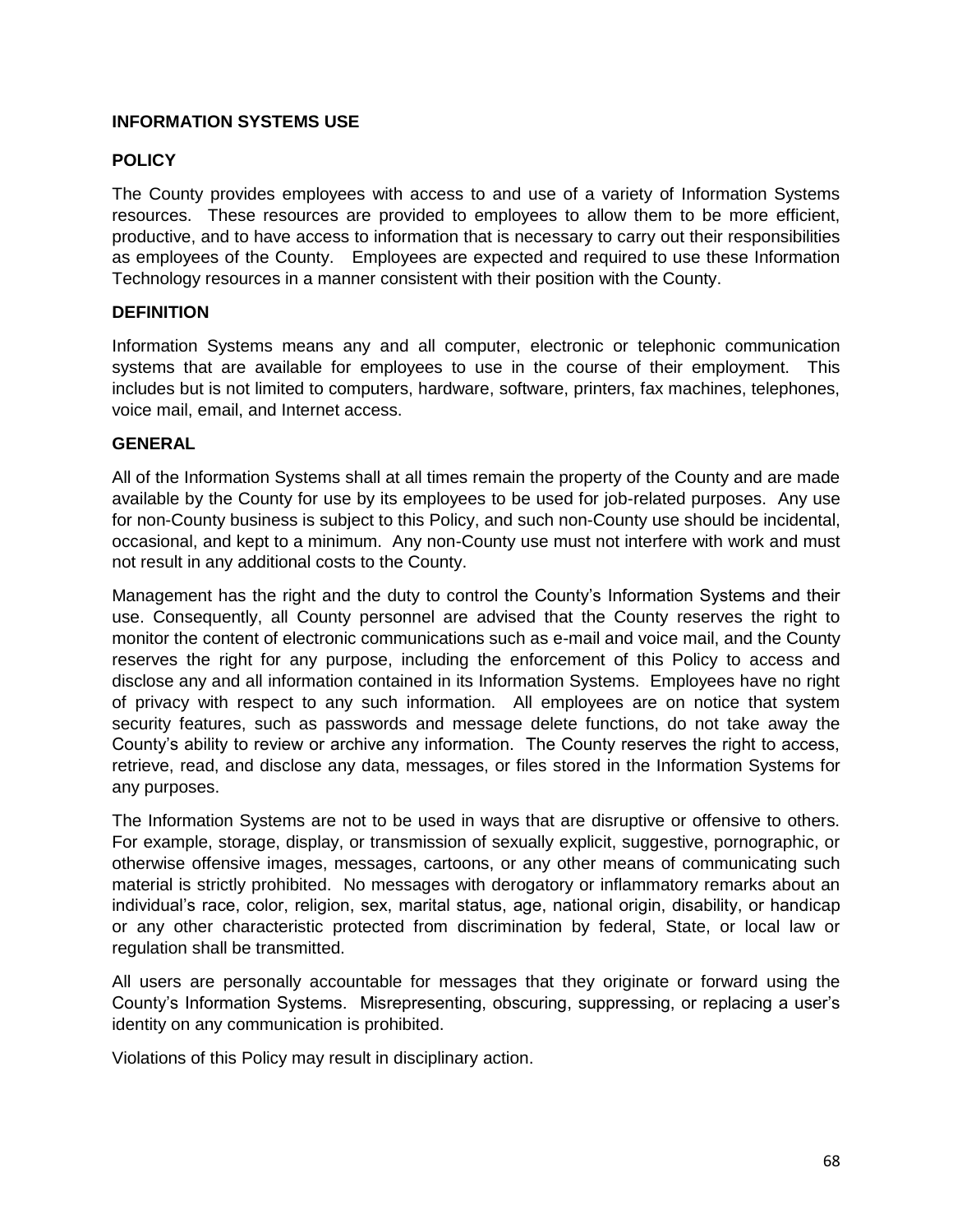## INFORMATION SYSTEMS USE

### POLICY

The County provides employees with access to and use of a variety of Information Systems resources. These resources are provided to employees to allow them to be more efficient, productive, and to have access to information that is necessary to carry out their responsibilities as employees of the County. Employees are expected and required to use these Information Technology resources in a manner consistent with their position with the County.

### DEFINITION

Information Systems means any and all computer, electronic or telephonic communication systems that are available for employees to use in the course of their employment. This includes but is not limited to computers, hardware, software, printers, fax machines, telephones, voice mail, email, and Internet access.

### GENERAL

All of the Information Systems shall at all times remain the property of the County and are made available by the County for use by its employees to be used for job-related purposes. Any use for non-County business is subject to this Policy, and such non-County use should be incidental, occasional, and kept to a minimum. Any non-County use must not interfere with work and must not result in any additional costs to the County.

Management has the right and the duty to control the County's Information Systems and their use. Consequently, all County personnel are advised that the County reserves the right to monitor the content of electronic communications such as e-mail and voice mail, and the County reserves the right for any purpose, including the enforcement of this Policy to access and disclose any and all information contained in its Information Systems. Employees have no right of privacy with respect to any such information. All employees are on notice that system security features, such as passwords and message delete functions, do not take away the County's ability to review or archive any information. The County reserves the right to access, retrieve, read, and disclose any data, messages, or files stored in the Information Systems for any purposes.

The Information Systems are not to be used in ways that are disruptive or offensive to others. For example, storage, display, or transmission of sexually explicit, suggestive, pornographic, or otherwise offensive images, messages, cartoons, or any other means of communicating such material is strictly prohibited. No messages with derogatory or inflammatory remarks about an individual's race, color, religion, sex, marital status, age, national origin, disability, or handicap or any other characteristic protected from discrimination by federal, State, or local law or regulation shall be transmitted.

All users are personally accountable for messages that they originate or forward using the County's Information Systems. Misrepresenting, obscuring, suppressing, or replacing a user's identity on any communication is prohibited.

Violations of this Policy may result in disciplinary action.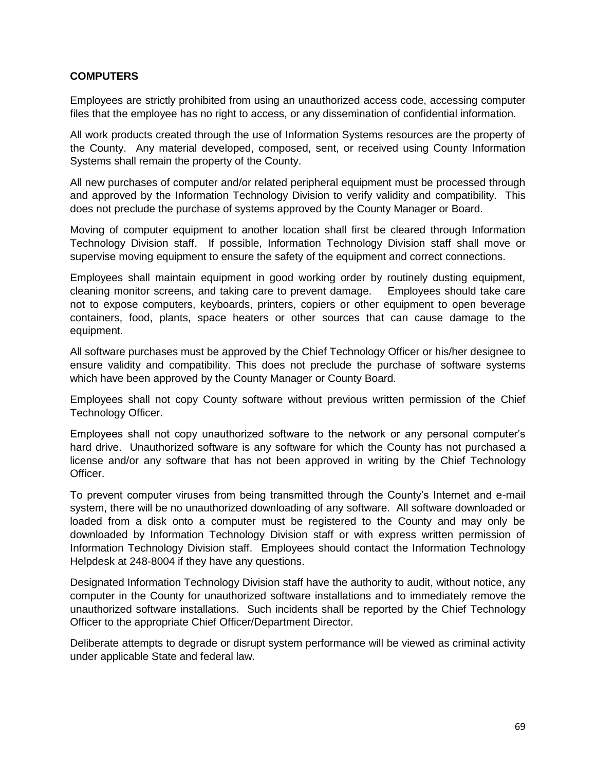## COMPUTERS

Employees are strictly prohibited from using an unauthorized access code, accessing computer files that the employee has no right to access, or any dissemination of confidential information.

All work products created through the use of Information Systems resources are the property of the County. Any material developed, composed, sent, or received using County Information Systems shall remain the property of the County.

All new purchases of computer and/or related peripheral equipment must be processed through and approved by the Information Technology Division to verify validity and compatibility. This does not preclude the purchase of systems approved by the County Manager or Board.

Moving of computer equipment to another location shall first be cleared through Information Technology Division staff. If possible, Information Technology Division staff shall move or supervise moving equipment to ensure the safety of the equipment and correct connections.

Employees shall maintain equipment in good working order by routinely dusting equipment, cleaning monitor screens, and taking care to prevent damage. Employees should take care not to expose computers, keyboards, printers, copiers or other equipment to open beverage containers, food, plants, space heaters or other sources that can cause damage to the equipment.

All software purchases must be approved by the Chief Technology Officer or his/her designee to ensure validity and compatibility. This does not preclude the purchase of software systems which have been approved by the County Manager or County Board.

Employees shall not copy County software without previous written permission of the Chief Technology Officer.

Employees shall not copy unauthorized software to the network or any personal computer's hard drive. Unauthorized software is any software for which the County has not purchased a license and/or any software that has not been approved in writing by the Chief Technology Officer.

To prevent computer viruses from being transmitted through the County's Internet and e-mail system, there will be no unauthorized downloading of any software. All software downloaded or loaded from a disk onto a computer must be registered to the County and may only be downloaded by Information Technology Division staff or with express written permission of Information Technology Division staff. Employees should contact the Information Technology Helpdesk at 248-8004 if they have any questions.

Designated Information Technology Division staff have the authority to audit, without notice, any computer in the County for unauthorized software installations and to immediately remove the unauthorized software installations. Such incidents shall be reported by the Chief Technology Officer to the appropriate Chief Officer/Department Director.

Deliberate attempts to degrade or disrupt system performance will be viewed as criminal activity under applicable State and federal law.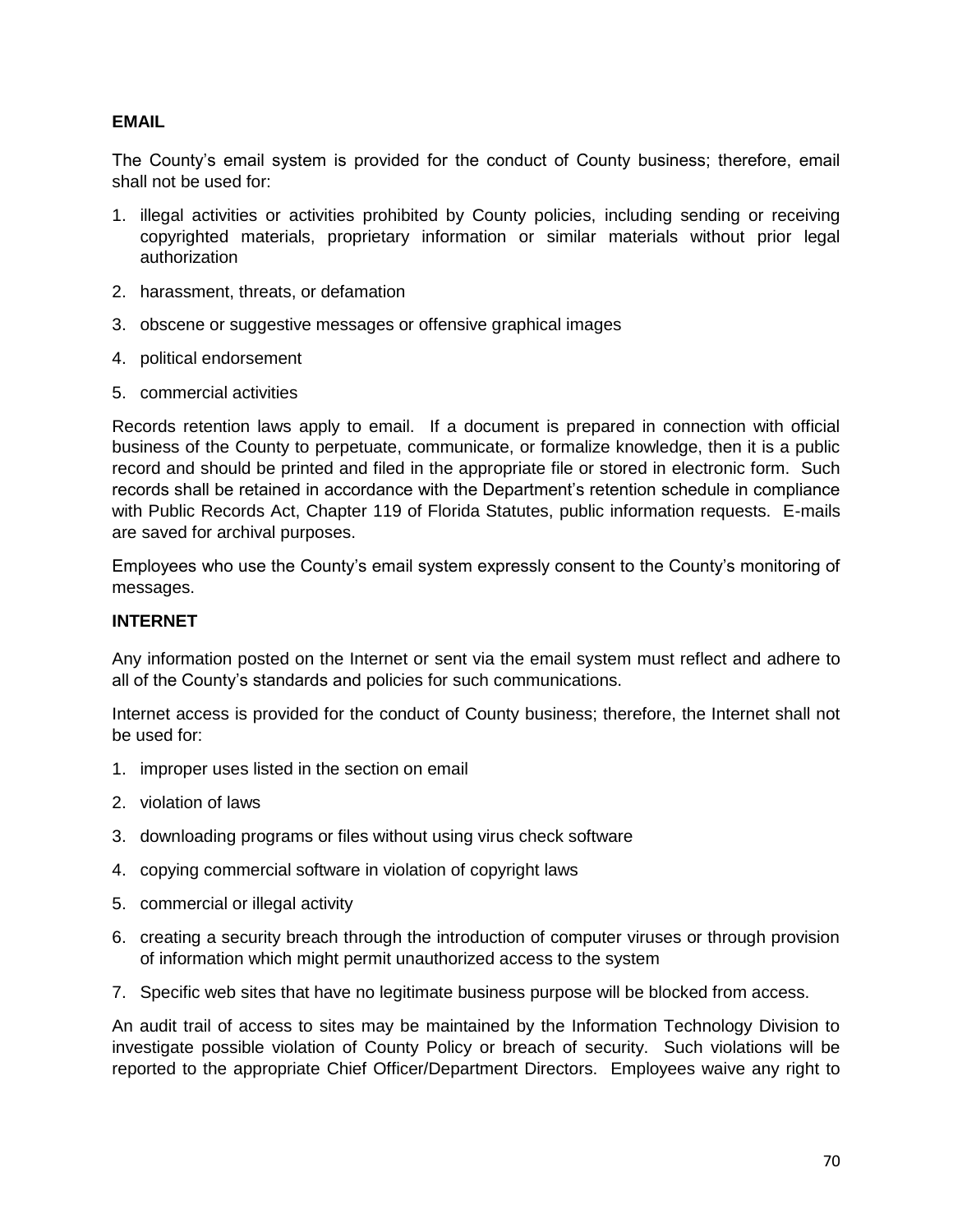**EMAIL**

The County's email system is provided for the conduct of County business; therefore, email shall not be used for:

1. illegal activities or activities prohibited by County policies, including sending or receiving copyrighted materials, proprietary information or similar materials without prior legal authorization
2. harassment, threats, or defamation
3. obscene or suggestive messages or offensive graphical images
4. political endorsement
5. commercial activities

Records retention laws apply to email. If a document is prepared in connection with official business of the County to perpetuate, communicate, or formalize knowledge, then it is a public record and should be printed and filed in the appropriate file or stored in electronic form. Such records shall be retained in accordance with the Department's retention schedule in compliance with Public Records Act, Chapter 119 of Florida Statutes, public information requests. E-mails are saved for archival purposes.

Employees who use the County's email system expressly consent to the County's monitoring of messages.

**INTERNET**

Any information posted on the Internet or sent via the email system must reflect and adhere to all of the County's standards and policies for such communications.

Internet access is provided for the conduct of County business; therefore, the Internet shall not be used for:

1. improper uses listed in the section on email
2. violation of laws
3. downloading programs or files without using virus check software
4. copying commercial software in violation of copyright laws
5. commercial or illegal activity
6. creating a security breach through the introduction of computer viruses or through provision of information which might permit unauthorized access to the system
7. Specific web sites that have no legitimate business purpose will be blocked from access.

An audit trail of access to sites may be maintained by the Information Technology Division to investigate possible violation of County Policy or breach of security. Such violations will be reported to the appropriate Chief Officer/Department Directors. Employees waive any right to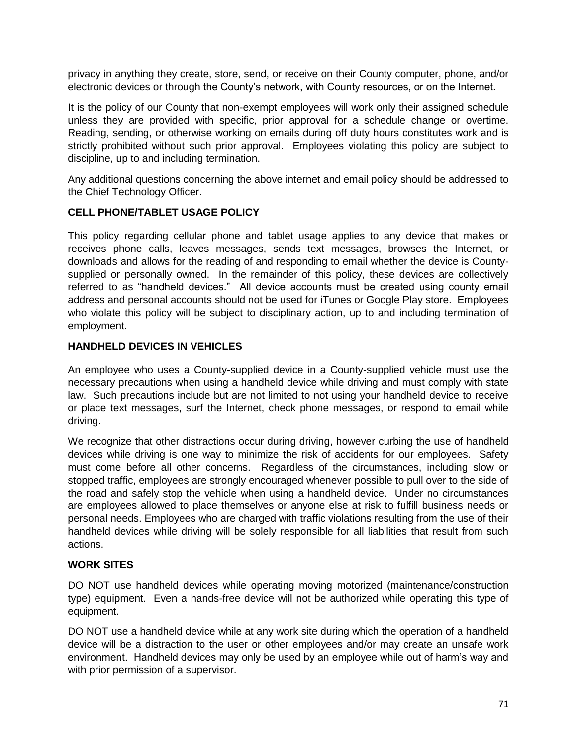privacy in anything they create, store, send, or receive on their County computer, phone, and/or electronic devices or through the County's network, with County resources, or on the Internet.

It is the policy of our County that non-exempt employees will work only their assigned schedule unless they are provided with specific, prior approval for a schedule change or overtime. Reading, sending, or otherwise working on emails during off duty hours constitutes work and is strictly prohibited without such prior approval. Employees violating this policy are subject to discipline, up to and including termination.

Any additional questions concerning the above internet and email policy should be addressed to the Chief Technology Officer.

**CELL PHONE/TABLET USAGE POLICY**

This policy regarding cellular phone and tablet usage applies to any device that makes or receives phone calls, leaves messages, sends text messages, browses the Internet, or downloads and allows for the reading of and responding to email whether the device is County-supplied or personally owned. In the remainder of this policy, these devices are collectively referred to as "handheld devices." All device accounts must be created using county email address and personal accounts should not be used for iTunes or Google Play store. Employees who violate this policy will be subject to disciplinary action, up to and including termination of employment.

**HANDHELD DEVICES IN VEHICLES**

An employee who uses a County-supplied device in a County-supplied vehicle must use the necessary precautions when using a handheld device while driving and must comply with state law. Such precautions include but are not limited to not using your handheld device to receive or place text messages, surf the Internet, check phone messages, or respond to email while driving.

We recognize that other distractions occur during driving, however curbing the use of handheld devices while driving is one way to minimize the risk of accidents for our employees. Safety must come before all other concerns. Regardless of the circumstances, including slow or stopped traffic, employees are strongly encouraged whenever possible to pull over to the side of the road and safely stop the vehicle when using a handheld device. Under no circumstances are employees allowed to place themselves or anyone else at risk to fulfill business needs or personal needs. Employees who are charged with traffic violations resulting from the use of their handheld devices while driving will be solely responsible for all liabilities that result from such actions.

**WORK SITES**

DO NOT use handheld devices while operating moving motorized (maintenance/construction type) equipment. Even a hands-free device will not be authorized while operating this type of equipment.

DO NOT use a handheld device while at any work site during which the operation of a handheld device will be a distraction to the user or other employees and/or may create an unsafe work environment. Handheld devices may only be used by an employee while out of harm's way and with prior permission of a supervisor.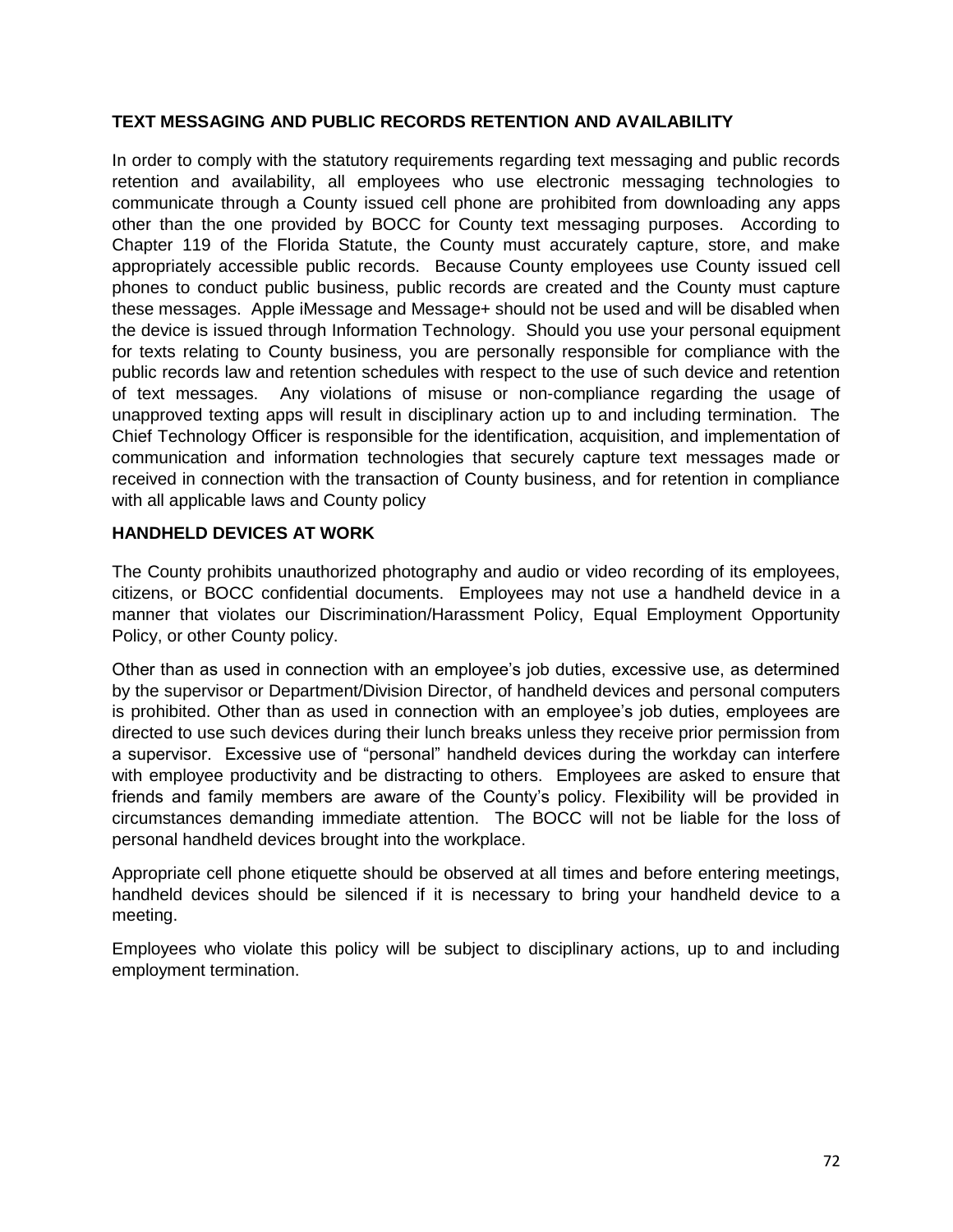**TEXT MESSAGING AND PUBLIC RECORDS RETENTION AND AVAILABILITY**

In order to comply with the statutory requirements regarding text messaging and public records retention and availability, all employees who use electronic messaging technologies to communicate through a County issued cell phone are prohibited from downloading any apps other than the one provided by BOCC for County text messaging purposes. According to Chapter 119 of the Florida Statute, the County must accurately capture, store, and make appropriately accessible public records. Because County employees use County issued cell phones to conduct public business, public records are created and the County must capture these messages. Apple iMessage and Message+ should not be used and will be disabled when the device is issued through Information Technology. Should you use your personal equipment for texts relating to County business, you are personally responsible for compliance with the public records law and retention schedules with respect to the use of such device and retention of text messages. Any violations of misuse or non-compliance regarding the usage of unapproved texting apps will result in disciplinary action up to and including termination. The Chief Technology Officer is responsible for the identification, acquisition, and implementation of communication and information technologies that securely capture text messages made or received in connection with the transaction of County business, and for retention in compliance with all applicable laws and County policy

**HANDHELD DEVICES AT WORK**

The County prohibits unauthorized photography and audio or video recording of its employees, citizens, or BOCC confidential documents. Employees may not use a handheld device in a manner that violates our Discrimination/Harassment Policy, Equal Employment Opportunity Policy, or other County policy.

Other than as used in connection with an employee's job duties, excessive use, as determined by the supervisor or Department/Division Director, of handheld devices and personal computers is prohibited. Other than as used in connection with an employee's job duties, employees are directed to use such devices during their lunch breaks unless they receive prior permission from a supervisor. Excessive use of "personal" handheld devices during the workday can interfere with employee productivity and be distracting to others. Employees are asked to ensure that friends and family members are aware of the County's policy. Flexibility will be provided in circumstances demanding immediate attention. The BOCC will not be liable for the loss of personal handheld devices brought into the workplace.

Appropriate cell phone etiquette should be observed at all times and before entering meetings, handheld devices should be silenced if it is necessary to bring your handheld device to a meeting.

Employees who violate this policy will be subject to disciplinary actions, up to and including employment termination.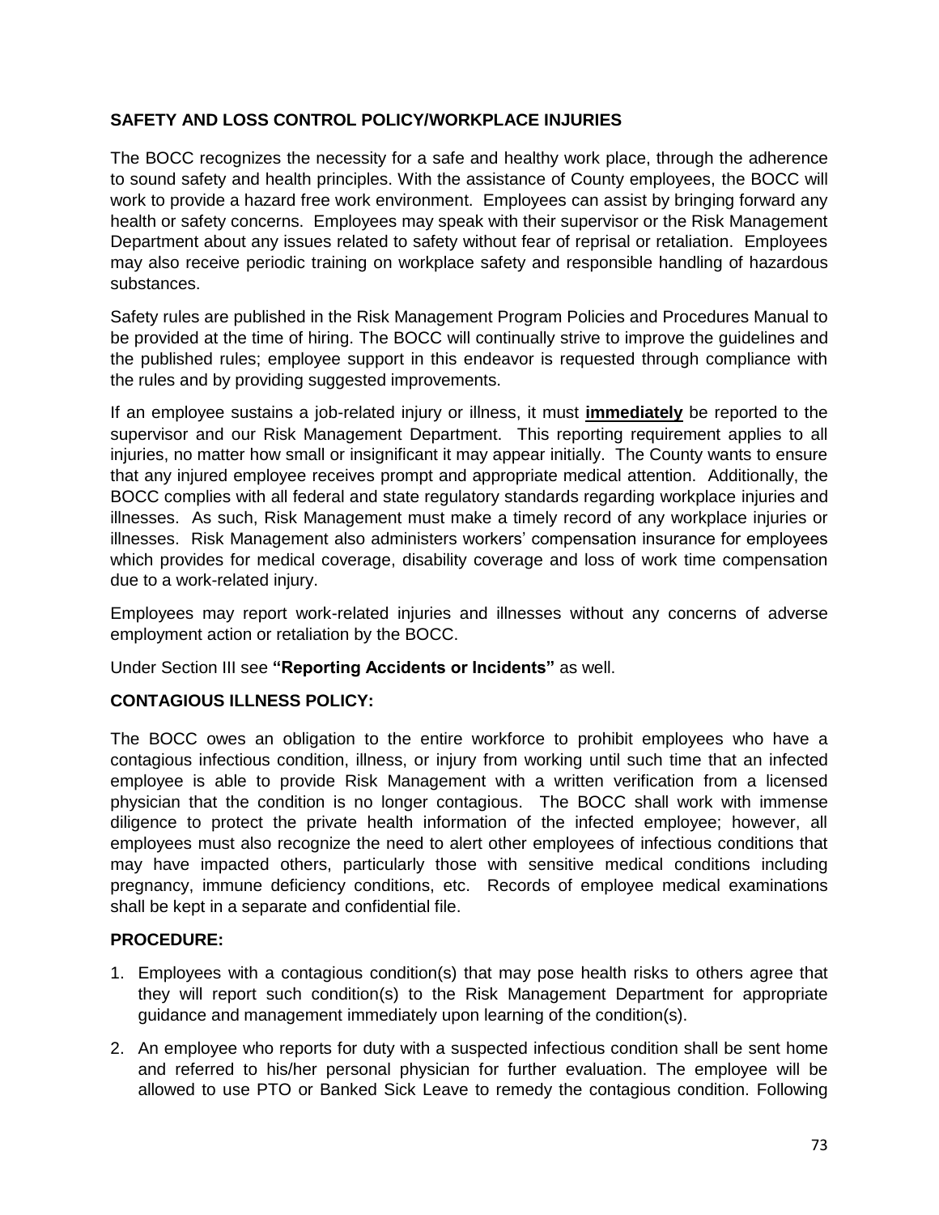**SAFETY AND LOSS CONTROL POLICY/WORKPLACE INJURIES**

The BOCC recognizes the necessity for a safe and healthy work place, through the adherence to sound safety and health principles. With the assistance of County employees, the BOCC will work to provide a hazard free work environment. Employees can assist by bringing forward any health or safety concerns. Employees may speak with their supervisor or the Risk Management Department about any issues related to safety without fear of reprisal or retaliation. Employees may also receive periodic training on workplace safety and responsible handling of hazardous substances.

Safety rules are published in the Risk Management Program Policies and Procedures Manual to be provided at the time of hiring. The BOCC will continually strive to improve the guidelines and the published rules; employee support in this endeavor is requested through compliance with the rules and by providing suggested improvements.

If an employee sustains a job-related injury or illness, it must <u>**immediately**</u> be reported to the supervisor and our Risk Management Department. This reporting requirement applies to all injuries, no matter how small or insignificant it may appear initially. The County wants to ensure that any injured employee receives prompt and appropriate medical attention. Additionally, the BOCC complies with all federal and state regulatory standards regarding workplace injuries and illnesses. As such, Risk Management must make a timely record of any workplace injuries or illnesses. Risk Management also administers workers' compensation insurance for employees which provides for medical coverage, disability coverage and loss of work time compensation due to a work-related injury.

Employees may report work-related injuries and illnesses without any concerns of adverse employment action or retaliation by the BOCC.

Under Section III see **"Reporting Accidents or Incidents"** as well.

**CONTAGIOUS ILLNESS POLICY:**

The BOCC owes an obligation to the entire workforce to prohibit employees who have a contagious infectious condition, illness, or injury from working until such time that an infected employee is able to provide Risk Management with a written verification from a licensed physician that the condition is no longer contagious. The BOCC shall work with immense diligence to protect the private health information of the infected employee; however, all employees must also recognize the need to alert other employees of infectious conditions that may have impacted others, particularly those with sensitive medical conditions including pregnancy, immune deficiency conditions, etc. Records of employee medical examinations shall be kept in a separate and confidential file.

**PROCEDURE:**

1. Employees with a contagious condition(s) that may pose health risks to others agree that they will report such condition(s) to the Risk Management Department for appropriate guidance and management immediately upon learning of the condition(s).
2. An employee who reports for duty with a suspected infectious condition shall be sent home and referred to his/her personal physician for further evaluation. The employee will be allowed to use PTO or Banked Sick Leave to remedy the contagious condition. Following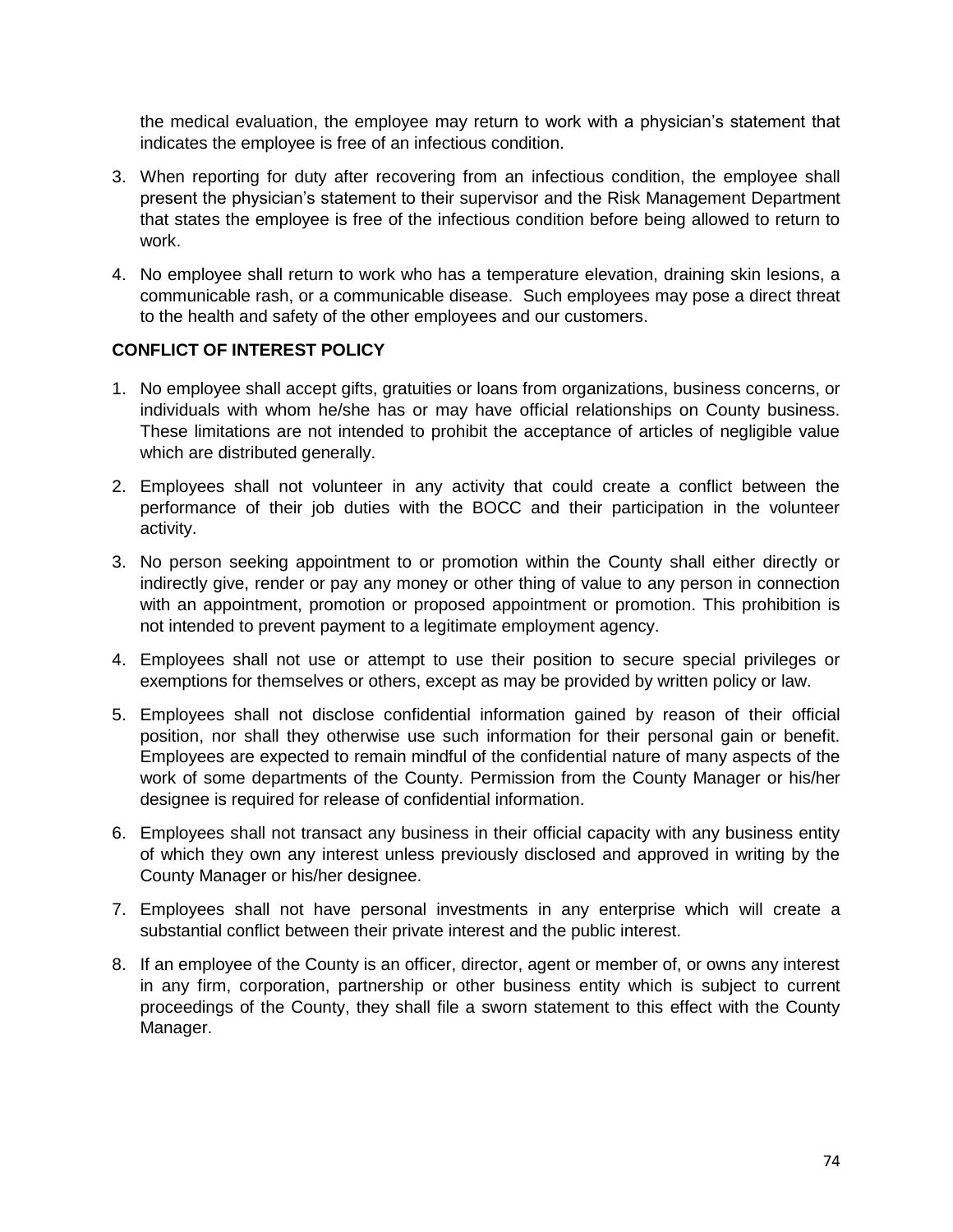the medical evaluation, the employee may return to work with a physician's statement that indicates the employee is free of an infectious condition.

3. When reporting for duty after recovering from an infectious condition, the employee shall present the physician's statement to their supervisor and the Risk Management Department that states the employee is free of the infectious condition before being allowed to return to work.

4. No employee shall return to work who has a temperature elevation, draining skin lesions, a communicable rash, or a communicable disease. Such employees may pose a direct threat to the health and safety of the other employees and our customers.

**CONFLICT OF INTEREST POLICY**

1. No employee shall accept gifts, gratuities or loans from organizations, business concerns, or individuals with whom he/she has or may have official relationships on County business. These limitations are not intended to prohibit the acceptance of articles of negligible value which are distributed generally.

2. Employees shall not volunteer in any activity that could create a conflict between the performance of their job duties with the BOCC and their participation in the volunteer activity.

3. No person seeking appointment to or promotion within the County shall either directly or indirectly give, render or pay any money or other thing of value to any person in connection with an appointment, promotion or proposed appointment or promotion. This prohibition is not intended to prevent payment to a legitimate employment agency.

4. Employees shall not use or attempt to use their position to secure special privileges or exemptions for themselves or others, except as may be provided by written policy or law.

5. Employees shall not disclose confidential information gained by reason of their official position, nor shall they otherwise use such information for their personal gain or benefit. Employees are expected to remain mindful of the confidential nature of many aspects of the work of some departments of the County. Permission from the County Manager or his/her designee is required for release of confidential information.

6. Employees shall not transact any business in their official capacity with any business entity of which they own any interest unless previously disclosed and approved in writing by the County Manager or his/her designee.

7. Employees shall not have personal investments in any enterprise which will create a substantial conflict between their private interest and the public interest.

8. If an employee of the County is an officer, director, agent or member of, or owns any interest in any firm, corporation, partnership or other business entity which is subject to current proceedings of the County, they shall file a sworn statement to this effect with the County Manager.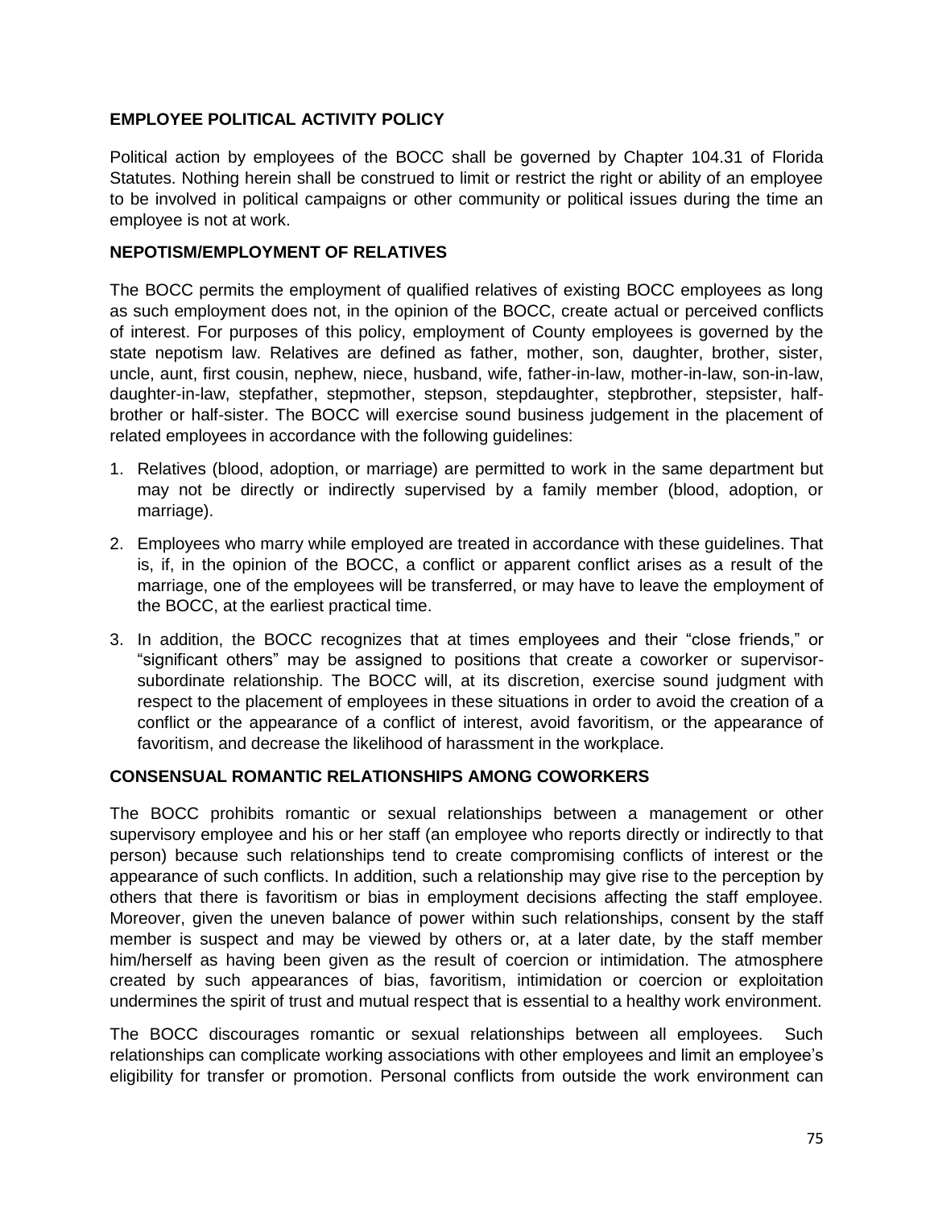**EMPLOYEE POLITICAL ACTIVITY POLICY**

Political action by employees of the BOCC shall be governed by Chapter 104.31 of Florida Statutes. Nothing herein shall be construed to limit or restrict the right or ability of an employee to be involved in political campaigns or other community or political issues during the time an employee is not at work.

**NEPOTISM/EMPLOYMENT OF RELATIVES**

The BOCC permits the employment of qualified relatives of existing BOCC employees as long as such employment does not, in the opinion of the BOCC, create actual or perceived conflicts of interest. For purposes of this policy, employment of County employees is governed by the state nepotism law. Relatives are defined as father, mother, son, daughter, brother, sister, uncle, aunt, first cousin, nephew, niece, husband, wife, father-in-law, mother-in-law, son-in-law, daughter-in-law, stepfather, stepmother, stepson, stepdaughter, stepbrother, stepsister, half-brother or half-sister. The BOCC will exercise sound business judgement in the placement of related employees in accordance with the following guidelines:

1. Relatives (blood, adoption, or marriage) are permitted to work in the same department but may not be directly or indirectly supervised by a family member (blood, adoption, or marriage).
2. Employees who marry while employed are treated in accordance with these guidelines. That is, if, in the opinion of the BOCC, a conflict or apparent conflict arises as a result of the marriage, one of the employees will be transferred, or may have to leave the employment of the BOCC, at the earliest practical time.
3. In addition, the BOCC recognizes that at times employees and their "close friends," or "significant others" may be assigned to positions that create a coworker or supervisor-subordinate relationship. The BOCC will, at its discretion, exercise sound judgment with respect to the placement of employees in these situations in order to avoid the creation of a conflict or the appearance of a conflict of interest, avoid favoritism, or the appearance of favoritism, and decrease the likelihood of harassment in the workplace.

**CONSENSUAL ROMANTIC RELATIONSHIPS AMONG COWORKERS**

The BOCC prohibits romantic or sexual relationships between a management or other supervisory employee and his or her staff (an employee who reports directly or indirectly to that person) because such relationships tend to create compromising conflicts of interest or the appearance of such conflicts. In addition, such a relationship may give rise to the perception by others that there is favoritism or bias in employment decisions affecting the staff employee. Moreover, given the uneven balance of power within such relationships, consent by the staff member is suspect and may be viewed by others or, at a later date, by the staff member him/herself as having been given as the result of coercion or intimidation. The atmosphere created by such appearances of bias, favoritism, intimidation or coercion or exploitation undermines the spirit of trust and mutual respect that is essential to a healthy work environment.

The BOCC discourages romantic or sexual relationships between all employees. Such relationships can complicate working associations with other employees and limit an employee's eligibility for transfer or promotion. Personal conflicts from outside the work environment can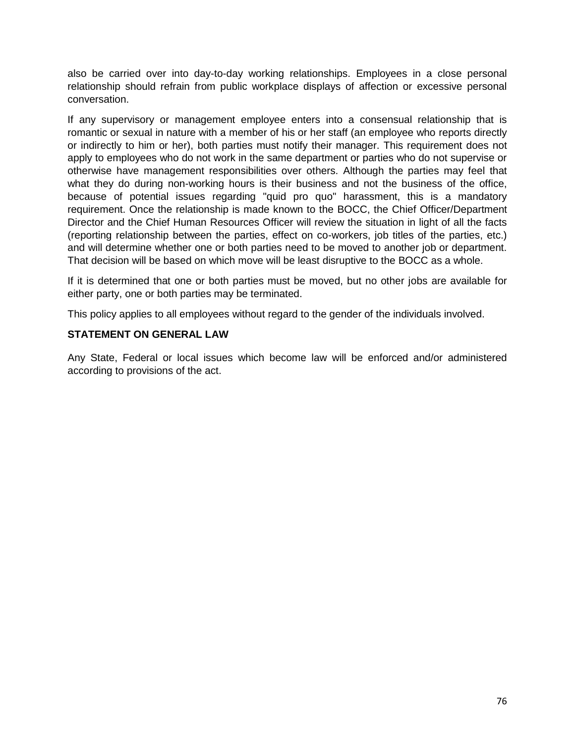also be carried over into day-to-day working relationships. Employees in a close personal relationship should refrain from public workplace displays of affection or excessive personal conversation.

If any supervisory or management employee enters into a consensual relationship that is romantic or sexual in nature with a member of his or her staff (an employee who reports directly or indirectly to him or her), both parties must notify their manager. This requirement does not apply to employees who do not work in the same department or parties who do not supervise or otherwise have management responsibilities over others. Although the parties may feel that what they do during non-working hours is their business and not the business of the office, because of potential issues regarding "quid pro quo" harassment, this is a mandatory requirement. Once the relationship is made known to the BOCC, the Chief Officer/Department Director and the Chief Human Resources Officer will review the situation in light of all the facts (reporting relationship between the parties, effect on co-workers, job titles of the parties, etc.) and will determine whether one or both parties need to be moved to another job or department. That decision will be based on which move will be least disruptive to the BOCC as a whole.

If it is determined that one or both parties must be moved, but no other jobs are available for either party, one or both parties may be terminated.

This policy applies to all employees without regard to the gender of the individuals involved.

**STATEMENT ON GENERAL LAW**

Any State, Federal or local issues which become law will be enforced and/or administered according to provisions of the act.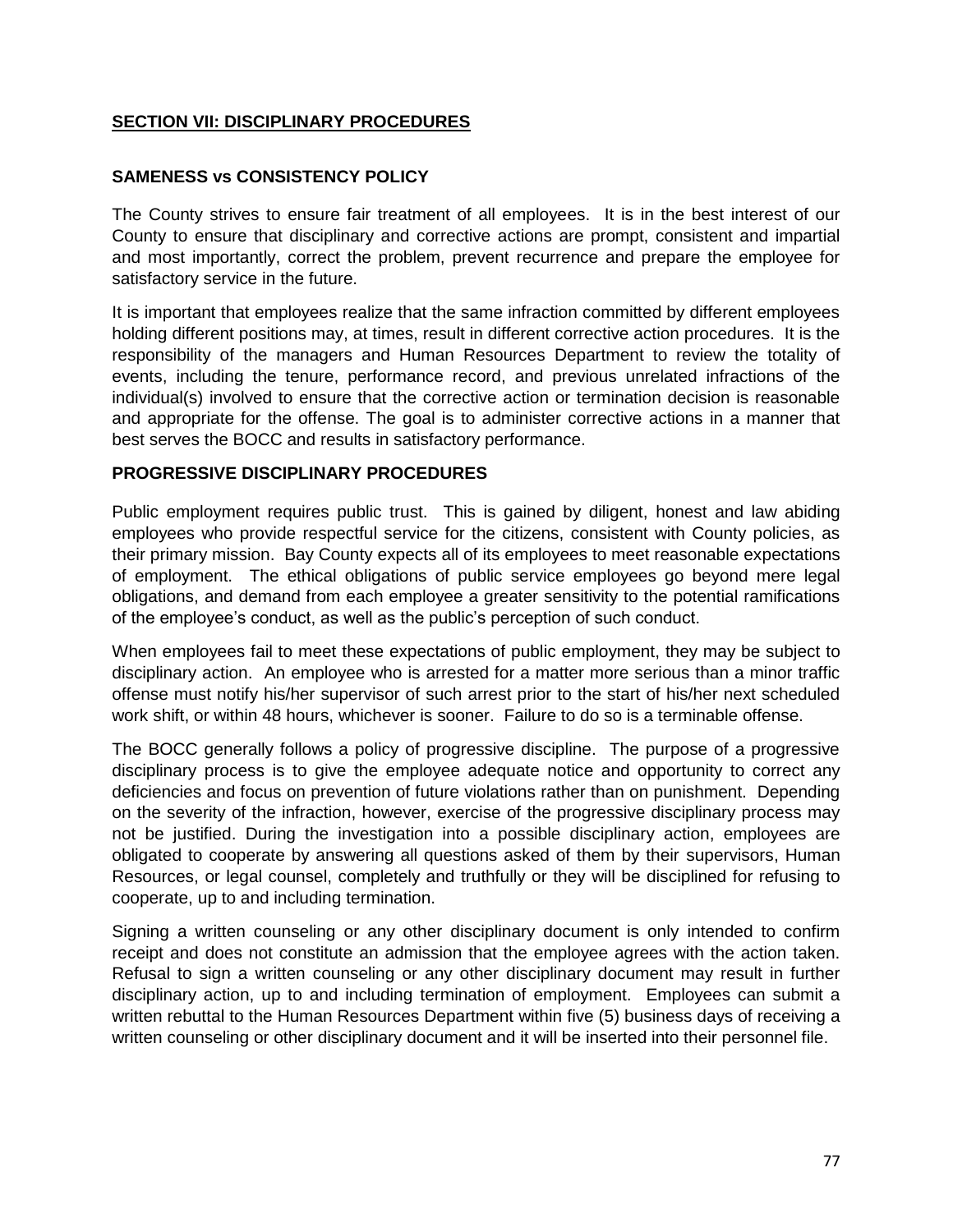## SECTION VII: DISCIPLINARY PROCEDURES

### SAMENESS vs CONSISTENCY POLICY

The County strives to ensure fair treatment of all employees. It is in the best interest of our County to ensure that disciplinary and corrective actions are prompt, consistent and impartial and most importantly, correct the problem, prevent recurrence and prepare the employee for satisfactory service in the future.

It is important that employees realize that the same infraction committed by different employees holding different positions may, at times, result in different corrective action procedures. It is the responsibility of the managers and Human Resources Department to review the totality of events, including the tenure, performance record, and previous unrelated infractions of the individual(s) involved to ensure that the corrective action or termination decision is reasonable and appropriate for the offense. The goal is to administer corrective actions in a manner that best serves the BOCC and results in satisfactory performance.

### PROGRESSIVE DISCIPLINARY PROCEDURES

Public employment requires public trust. This is gained by diligent, honest and law abiding employees who provide respectful service for the citizens, consistent with County policies, as their primary mission. Bay County expects all of its employees to meet reasonable expectations of employment. The ethical obligations of public service employees go beyond mere legal obligations, and demand from each employee a greater sensitivity to the potential ramifications of the employee's conduct, as well as the public's perception of such conduct.

When employees fail to meet these expectations of public employment, they may be subject to disciplinary action. An employee who is arrested for a matter more serious than a minor traffic offense must notify his/her supervisor of such arrest prior to the start of his/her next scheduled work shift, or within 48 hours, whichever is sooner. Failure to do so is a terminable offense.

The BOCC generally follows a policy of progressive discipline. The purpose of a progressive disciplinary process is to give the employee adequate notice and opportunity to correct any deficiencies and focus on prevention of future violations rather than on punishment. Depending on the severity of the infraction, however, exercise of the progressive disciplinary process may not be justified. During the investigation into a possible disciplinary action, employees are obligated to cooperate by answering all questions asked of them by their supervisors, Human Resources, or legal counsel, completely and truthfully or they will be disciplined for refusing to cooperate, up to and including termination.

Signing a written counseling or any other disciplinary document is only intended to confirm receipt and does not constitute an admission that the employee agrees with the action taken. Refusal to sign a written counseling or any other disciplinary document may result in further disciplinary action, up to and including termination of employment. Employees can submit a written rebuttal to the Human Resources Department within five (5) business days of receiving a written counseling or other disciplinary document and it will be inserted into their personnel file.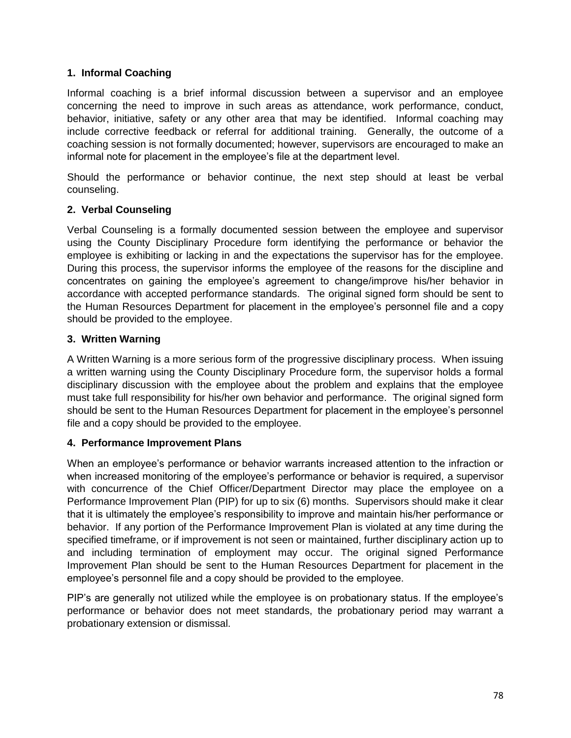**1. Informal Coaching**

Informal coaching is a brief informal discussion between a supervisor and an employee concerning the need to improve in such areas as attendance, work performance, conduct, behavior, initiative, safety or any other area that may be identified. Informal coaching may include corrective feedback or referral for additional training. Generally, the outcome of a coaching session is not formally documented; however, supervisors are encouraged to make an informal note for placement in the employee's file at the department level.

Should the performance or behavior continue, the next step should at least be verbal counseling.

**2. Verbal Counseling**

Verbal Counseling is a formally documented session between the employee and supervisor using the County Disciplinary Procedure form identifying the performance or behavior the employee is exhibiting or lacking in and the expectations the supervisor has for the employee. During this process, the supervisor informs the employee of the reasons for the discipline and concentrates on gaining the employee's agreement to change/improve his/her behavior in accordance with accepted performance standards. The original signed form should be sent to the Human Resources Department for placement in the employee's personnel file and a copy should be provided to the employee.

**3. Written Warning**

A Written Warning is a more serious form of the progressive disciplinary process. When issuing a written warning using the County Disciplinary Procedure form, the supervisor holds a formal disciplinary discussion with the employee about the problem and explains that the employee must take full responsibility for his/her own behavior and performance. The original signed form should be sent to the Human Resources Department for placement in the employee's personnel file and a copy should be provided to the employee.

**4. Performance Improvement Plans**

When an employee's performance or behavior warrants increased attention to the infraction or when increased monitoring of the employee's performance or behavior is required, a supervisor with concurrence of the Chief Officer/Department Director may place the employee on a Performance Improvement Plan (PIP) for up to six (6) months. Supervisors should make it clear that it is ultimately the employee's responsibility to improve and maintain his/her performance or behavior. If any portion of the Performance Improvement Plan is violated at any time during the specified timeframe, or if improvement is not seen or maintained, further disciplinary action up to and including termination of employment may occur. The original signed Performance Improvement Plan should be sent to the Human Resources Department for placement in the employee's personnel file and a copy should be provided to the employee.

PIP's are generally not utilized while the employee is on probationary status. If the employee's performance or behavior does not meet standards, the probationary period may warrant a probationary extension or dismissal.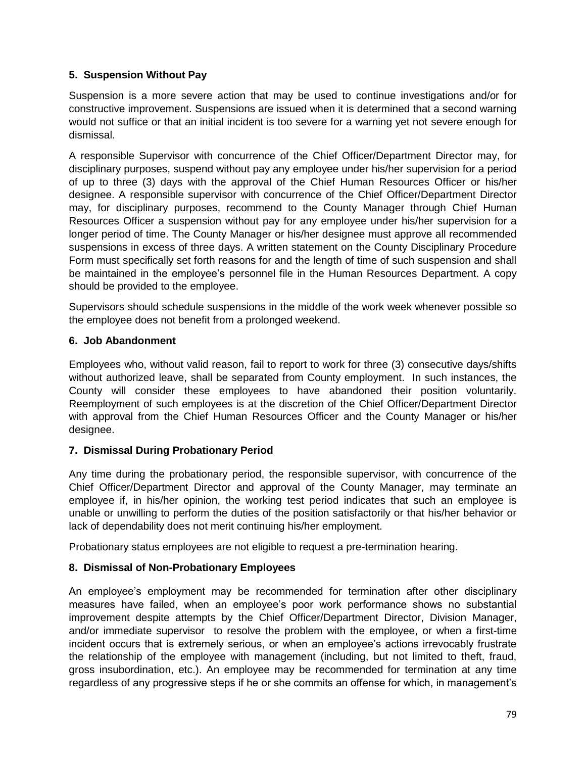**5. Suspension Without Pay**

Suspension is a more severe action that may be used to continue investigations and/or for constructive improvement. Suspensions are issued when it is determined that a second warning would not suffice or that an initial incident is too severe for a warning yet not severe enough for dismissal.

A responsible Supervisor with concurrence of the Chief Officer/Department Director may, for disciplinary purposes, suspend without pay any employee under his/her supervision for a period of up to three (3) days with the approval of the Chief Human Resources Officer or his/her designee. A responsible supervisor with concurrence of the Chief Officer/Department Director may, for disciplinary purposes, recommend to the County Manager through Chief Human Resources Officer a suspension without pay for any employee under his/her supervision for a longer period of time. The County Manager or his/her designee must approve all recommended suspensions in excess of three days. A written statement on the County Disciplinary Procedure Form must specifically set forth reasons for and the length of time of such suspension and shall be maintained in the employee's personnel file in the Human Resources Department. A copy should be provided to the employee.

Supervisors should schedule suspensions in the middle of the work week whenever possible so the employee does not benefit from a prolonged weekend.

**6. Job Abandonment**

Employees who, without valid reason, fail to report to work for three (3) consecutive days/shifts without authorized leave, shall be separated from County employment. In such instances, the County will consider these employees to have abandoned their position voluntarily. Reemployment of such employees is at the discretion of the Chief Officer/Department Director with approval from the Chief Human Resources Officer and the County Manager or his/her designee.

**7. Dismissal During Probationary Period**

Any time during the probationary period, the responsible supervisor, with concurrence of the Chief Officer/Department Director and approval of the County Manager, may terminate an employee if, in his/her opinion, the working test period indicates that such an employee is unable or unwilling to perform the duties of the position satisfactorily or that his/her behavior or lack of dependability does not merit continuing his/her employment.

Probationary status employees are not eligible to request a pre-termination hearing.

**8. Dismissal of Non-Probationary Employees**

An employee's employment may be recommended for termination after other disciplinary measures have failed, when an employee's poor work performance shows no substantial improvement despite attempts by the Chief Officer/Department Director, Division Manager, and/or immediate supervisor to resolve the problem with the employee, or when a first-time incident occurs that is extremely serious, or when an employee's actions irrevocably frustrate the relationship of the employee with management (including, but not limited to theft, fraud, gross insubordination, etc.). An employee may be recommended for termination at any time regardless of any progressive steps if he or she commits an offense for which, in management's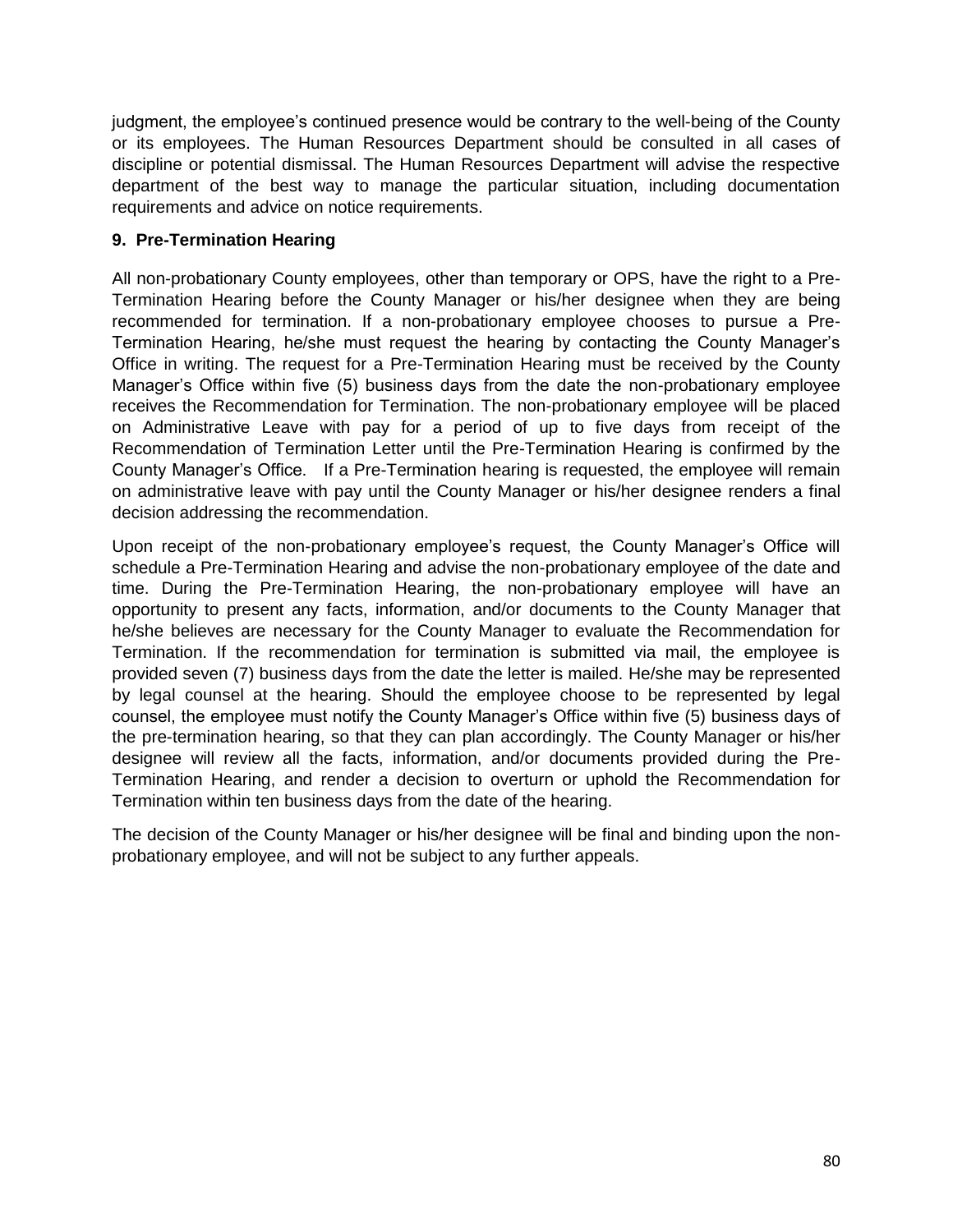judgment, the employee's continued presence would be contrary to the well-being of the County or its employees. The Human Resources Department should be consulted in all cases of discipline or potential dismissal. The Human Resources Department will advise the respective department of the best way to manage the particular situation, including documentation requirements and advice on notice requirements.

### 9. Pre-Termination Hearing

All non-probationary County employees, other than temporary or OPS, have the right to a Pre-Termination Hearing before the County Manager or his/her designee when they are being recommended for termination. If a non-probationary employee chooses to pursue a Pre-Termination Hearing, he/she must request the hearing by contacting the County Manager's Office in writing. The request for a Pre-Termination Hearing must be received by the County Manager's Office within five (5) business days from the date the non-probationary employee receives the Recommendation for Termination. The non-probationary employee will be placed on Administrative Leave with pay for a period of up to five days from receipt of the Recommendation of Termination Letter until the Pre-Termination Hearing is confirmed by the County Manager's Office. If a Pre-Termination hearing is requested, the employee will remain on administrative leave with pay until the County Manager or his/her designee renders a final decision addressing the recommendation.

Upon receipt of the non-probationary employee's request, the County Manager's Office will schedule a Pre-Termination Hearing and advise the non-probationary employee of the date and time. During the Pre-Termination Hearing, the non-probationary employee will have an opportunity to present any facts, information, and/or documents to the County Manager that he/she believes are necessary for the County Manager to evaluate the Recommendation for Termination. If the recommendation for termination is submitted via mail, the employee is provided seven (7) business days from the date the letter is mailed. He/she may be represented by legal counsel at the hearing. Should the employee choose to be represented by legal counsel, the employee must notify the County Manager's Office within five (5) business days of the pre-termination hearing, so that they can plan accordingly. The County Manager or his/her designee will review all the facts, information, and/or documents provided during the Pre-Termination Hearing, and render a decision to overturn or uphold the Recommendation for Termination within ten business days from the date of the hearing.

The decision of the County Manager or his/her designee will be final and binding upon the non-probationary employee, and will not be subject to any further appeals.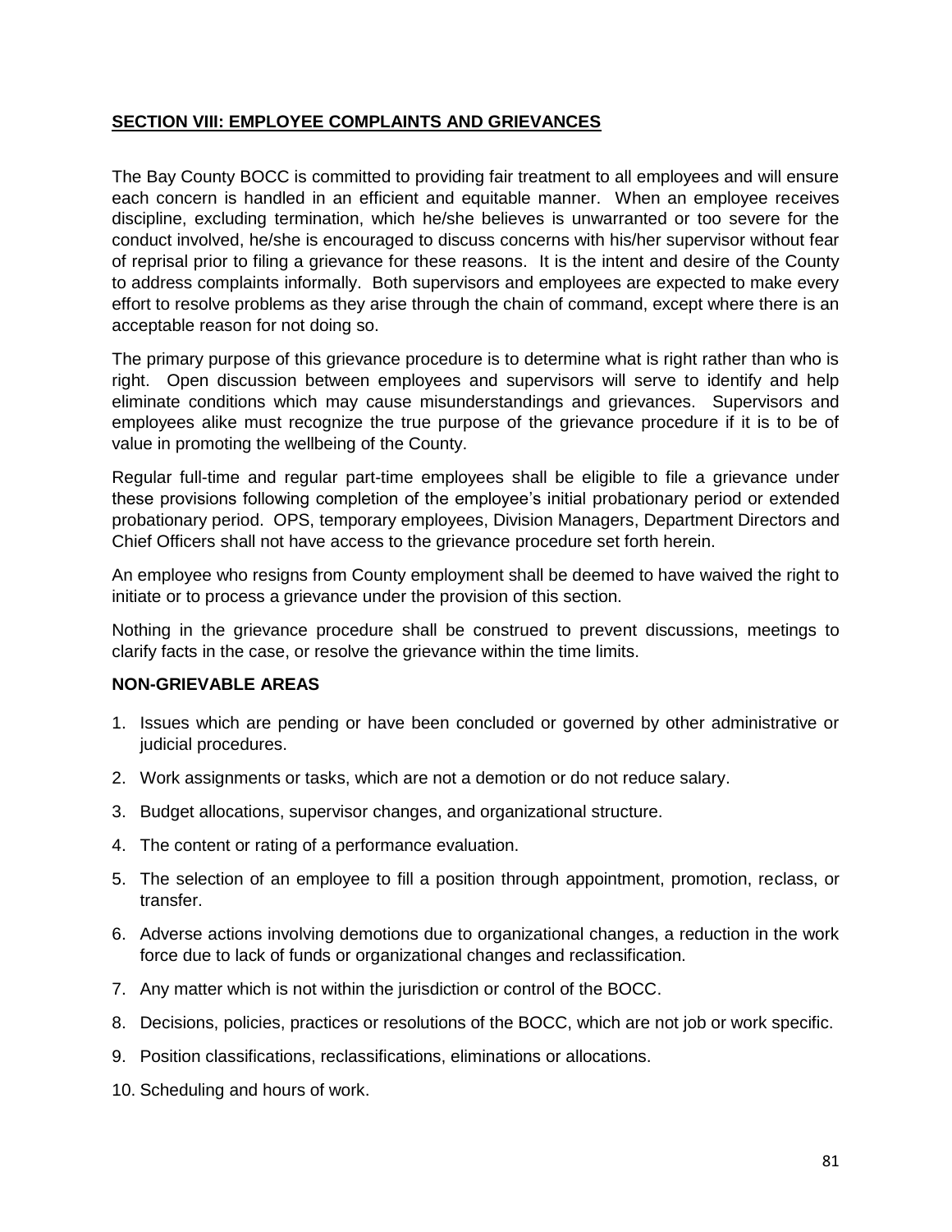## SECTION VIII: EMPLOYEE COMPLAINTS AND GRIEVANCES

The Bay County BOCC is committed to providing fair treatment to all employees and will ensure each concern is handled in an efficient and equitable manner. When an employee receives discipline, excluding termination, which he/she believes is unwarranted or too severe for the conduct involved, he/she is encouraged to discuss concerns with his/her supervisor without fear of reprisal prior to filing a grievance for these reasons. It is the intent and desire of the County to address complaints informally. Both supervisors and employees are expected to make every effort to resolve problems as they arise through the chain of command, except where there is an acceptable reason for not doing so.

The primary purpose of this grievance procedure is to determine what is right rather than who is right. Open discussion between employees and supervisors will serve to identify and help eliminate conditions which may cause misunderstandings and grievances. Supervisors and employees alike must recognize the true purpose of the grievance procedure if it is to be of value in promoting the wellbeing of the County.

Regular full-time and regular part-time employees shall be eligible to file a grievance under these provisions following completion of the employee's initial probationary period or extended probationary period. OPS, temporary employees, Division Managers, Department Directors and Chief Officers shall not have access to the grievance procedure set forth herein.

An employee who resigns from County employment shall be deemed to have waived the right to initiate or to process a grievance under the provision of this section.

Nothing in the grievance procedure shall be construed to prevent discussions, meetings to clarify facts in the case, or resolve the grievance within the time limits.

### NON-GRIEVABLE AREAS

1. Issues which are pending or have been concluded or governed by other administrative or judicial procedures.
2. Work assignments or tasks, which are not a demotion or do not reduce salary.
3. Budget allocations, supervisor changes, and organizational structure.
4. The content or rating of a performance evaluation.
5. The selection of an employee to fill a position through appointment, promotion, reclass, or transfer.
6. Adverse actions involving demotions due to organizational changes, a reduction in the work force due to lack of funds or organizational changes and reclassification.
7. Any matter which is not within the jurisdiction or control of the BOCC.
8. Decisions, policies, practices or resolutions of the BOCC, which are not job or work specific.
9. Position classifications, reclassifications, eliminations or allocations.
10. Scheduling and hours of work.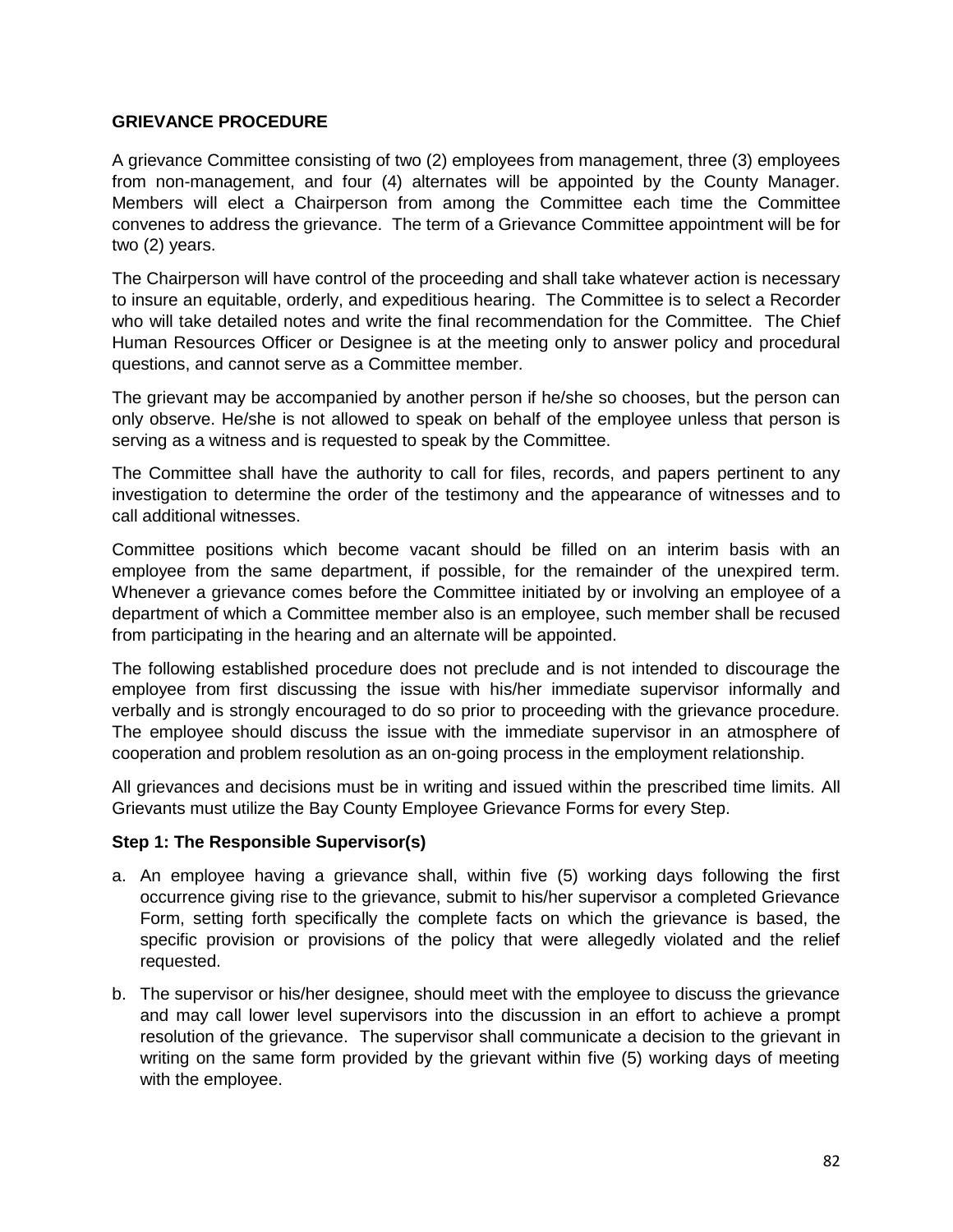**GRIEVANCE PROCEDURE**

A grievance Committee consisting of two (2) employees from management, three (3) employees from non-management, and four (4) alternates will be appointed by the County Manager. Members will elect a Chairperson from among the Committee each time the Committee convenes to address the grievance. The term of a Grievance Committee appointment will be for two (2) years.

The Chairperson will have control of the proceeding and shall take whatever action is necessary to insure an equitable, orderly, and expeditious hearing. The Committee is to select a Recorder who will take detailed notes and write the final recommendation for the Committee. The Chief Human Resources Officer or Designee is at the meeting only to answer policy and procedural questions, and cannot serve as a Committee member.

The grievant may be accompanied by another person if he/she so chooses, but the person can only observe. He/she is not allowed to speak on behalf of the employee unless that person is serving as a witness and is requested to speak by the Committee.

The Committee shall have the authority to call for files, records, and papers pertinent to any investigation to determine the order of the testimony and the appearance of witnesses and to call additional witnesses.

Committee positions which become vacant should be filled on an interim basis with an employee from the same department, if possible, for the remainder of the unexpired term. Whenever a grievance comes before the Committee initiated by or involving an employee of a department of which a Committee member also is an employee, such member shall be recused from participating in the hearing and an alternate will be appointed.

The following established procedure does not preclude and is not intended to discourage the employee from first discussing the issue with his/her immediate supervisor informally and verbally and is strongly encouraged to do so prior to proceeding with the grievance procedure. The employee should discuss the issue with the immediate supervisor in an atmosphere of cooperation and problem resolution as an on-going process in the employment relationship.

All grievances and decisions must be in writing and issued within the prescribed time limits. All Grievants must utilize the Bay County Employee Grievance Forms for every Step.

**Step 1: The Responsible Supervisor(s)**

a. An employee having a grievance shall, within five (5) working days following the first occurrence giving rise to the grievance, submit to his/her supervisor a completed Grievance Form, setting forth specifically the complete facts on which the grievance is based, the specific provision or provisions of the policy that were allegedly violated and the relief requested.

b. The supervisor or his/her designee, should meet with the employee to discuss the grievance and may call lower level supervisors into the discussion in an effort to achieve a prompt resolution of the grievance. The supervisor shall communicate a decision to the grievant in writing on the same form provided by the grievant within five (5) working days of meeting with the employee.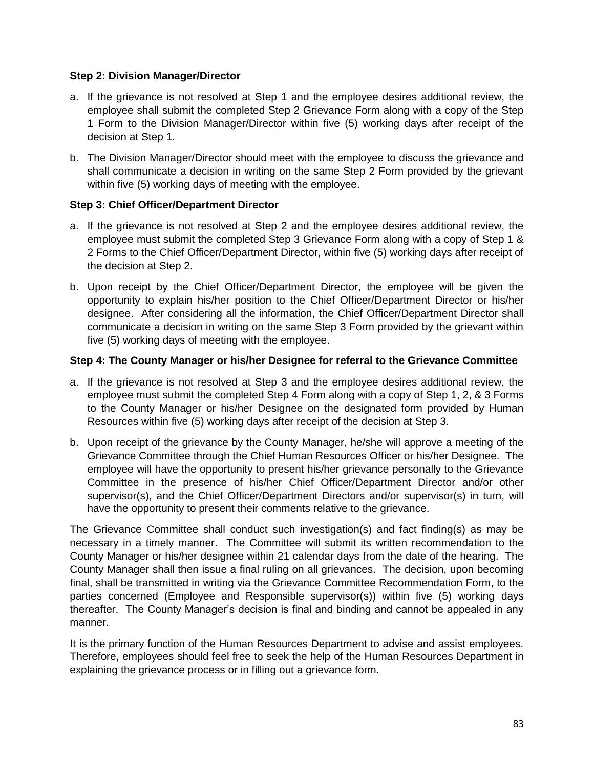**Step 2: Division Manager/Director**

a. If the grievance is not resolved at Step 1 and the employee desires additional review, the employee shall submit the completed Step 2 Grievance Form along with a copy of the Step 1 Form to the Division Manager/Director within five (5) working days after receipt of the decision at Step 1.

b. The Division Manager/Director should meet with the employee to discuss the grievance and shall communicate a decision in writing on the same Step 2 Form provided by the grievant within five (5) working days of meeting with the employee.

**Step 3: Chief Officer/Department Director**

a. If the grievance is not resolved at Step 2 and the employee desires additional review, the employee must submit the completed Step 3 Grievance Form along with a copy of Step 1 & 2 Forms to the Chief Officer/Department Director, within five (5) working days after receipt of the decision at Step 2.

b. Upon receipt by the Chief Officer/Department Director, the employee will be given the opportunity to explain his/her position to the Chief Officer/Department Director or his/her designee. After considering all the information, the Chief Officer/Department Director shall communicate a decision in writing on the same Step 3 Form provided by the grievant within five (5) working days of meeting with the employee.

**Step 4: The County Manager or his/her Designee for referral to the Grievance Committee**

a. If the grievance is not resolved at Step 3 and the employee desires additional review, the employee must submit the completed Step 4 Form along with a copy of Step 1, 2, & 3 Forms to the County Manager or his/her Designee on the designated form provided by Human Resources within five (5) working days after receipt of the decision at Step 3.

b. Upon receipt of the grievance by the County Manager, he/she will approve a meeting of the Grievance Committee through the Chief Human Resources Officer or his/her Designee. The employee will have the opportunity to present his/her grievance personally to the Grievance Committee in the presence of his/her Chief Officer/Department Director and/or other supervisor(s), and the Chief Officer/Department Directors and/or supervisor(s) in turn, will have the opportunity to present their comments relative to the grievance.

The Grievance Committee shall conduct such investigation(s) and fact finding(s) as may be necessary in a timely manner. The Committee will submit its written recommendation to the County Manager or his/her designee within 21 calendar days from the date of the hearing. The County Manager shall then issue a final ruling on all grievances. The decision, upon becoming final, shall be transmitted in writing via the Grievance Committee Recommendation Form, to the parties concerned (Employee and Responsible supervisor(s)) within five (5) working days thereafter. The County Manager's decision is final and binding and cannot be appealed in any manner.

It is the primary function of the Human Resources Department to advise and assist employees. Therefore, employees should feel free to seek the help of the Human Resources Department in explaining the grievance process or in filling out a grievance form.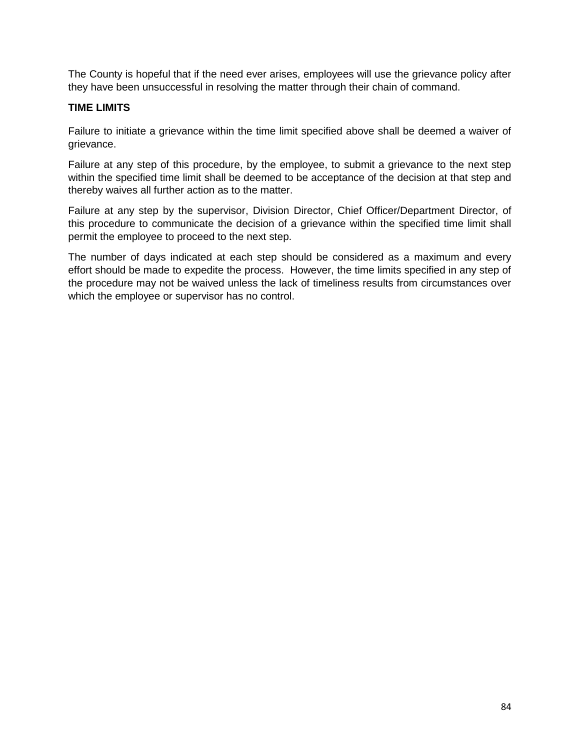The County is hopeful that if the need ever arises, employees will use the grievance policy after they have been unsuccessful in resolving the matter through their chain of command.

**TIME LIMITS**

Failure to initiate a grievance within the time limit specified above shall be deemed a waiver of grievance.

Failure at any step of this procedure, by the employee, to submit a grievance to the next step within the specified time limit shall be deemed to be acceptance of the decision at that step and thereby waives all further action as to the matter.

Failure at any step by the supervisor, Division Director, Chief Officer/Department Director, of this procedure to communicate the decision of a grievance within the specified time limit shall permit the employee to proceed to the next step.

The number of days indicated at each step should be considered as a maximum and every effort should be made to expedite the process. However, the time limits specified in any step of the procedure may not be waived unless the lack of timeliness results from circumstances over which the employee or supervisor has no control.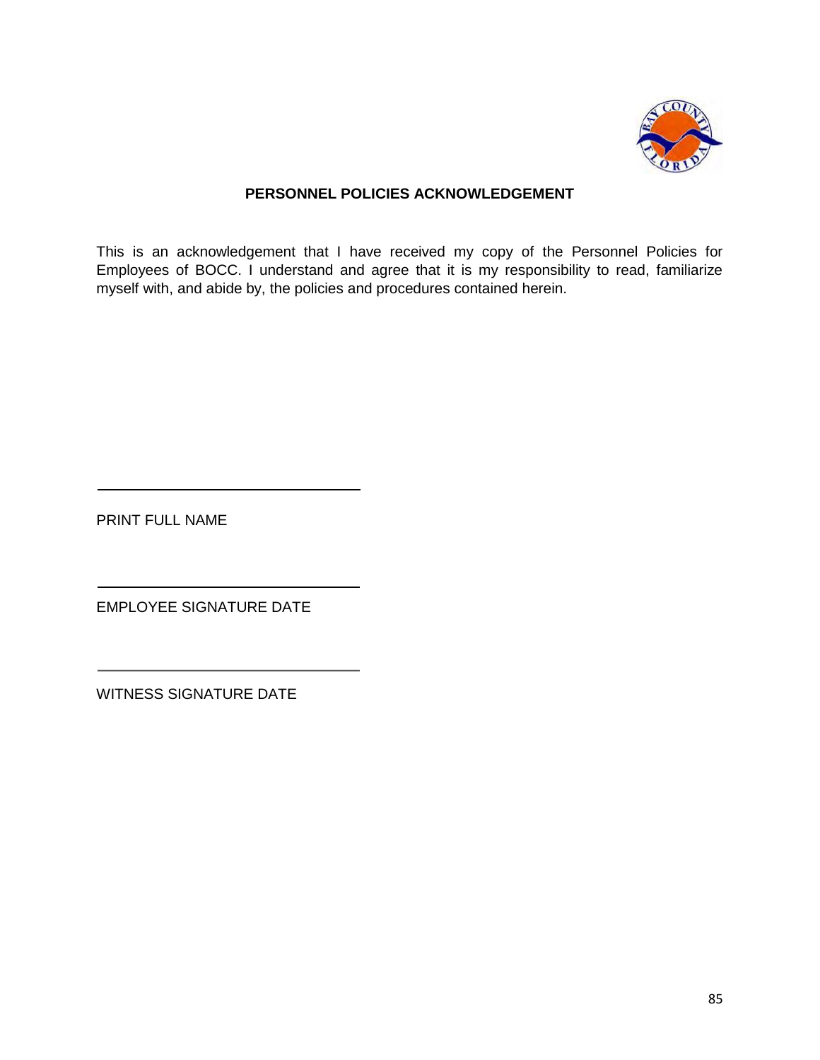# PERSONNEL POLICIES ACKNOWLEDGEMENT

This is an acknowledgement that I have received my copy of the Personnel Policies for Employees of BOCC. I understand and agree that it is my responsibility to read, familiarize myself with, and abide by, the policies and procedures contained herein.

\_\_\_\_\_\_\_\_\_\_\_\_\_\_\_\_\_\_\_\_\_\_\_\_\_\_\_\_\_\_

PRINT FULL NAME

\_\_\_\_\_\_\_\_\_\_\_\_\_\_\_\_\_\_\_\_\_\_\_\_\_\_\_\_\_\_

EMPLOYEE SIGNATURE DATE

\_\_\_\_\_\_\_\_\_\_\_\_\_\_\_\_\_\_\_\_\_\_\_\_\_\_\_\_\_\_

WITNESS SIGNATURE DATE